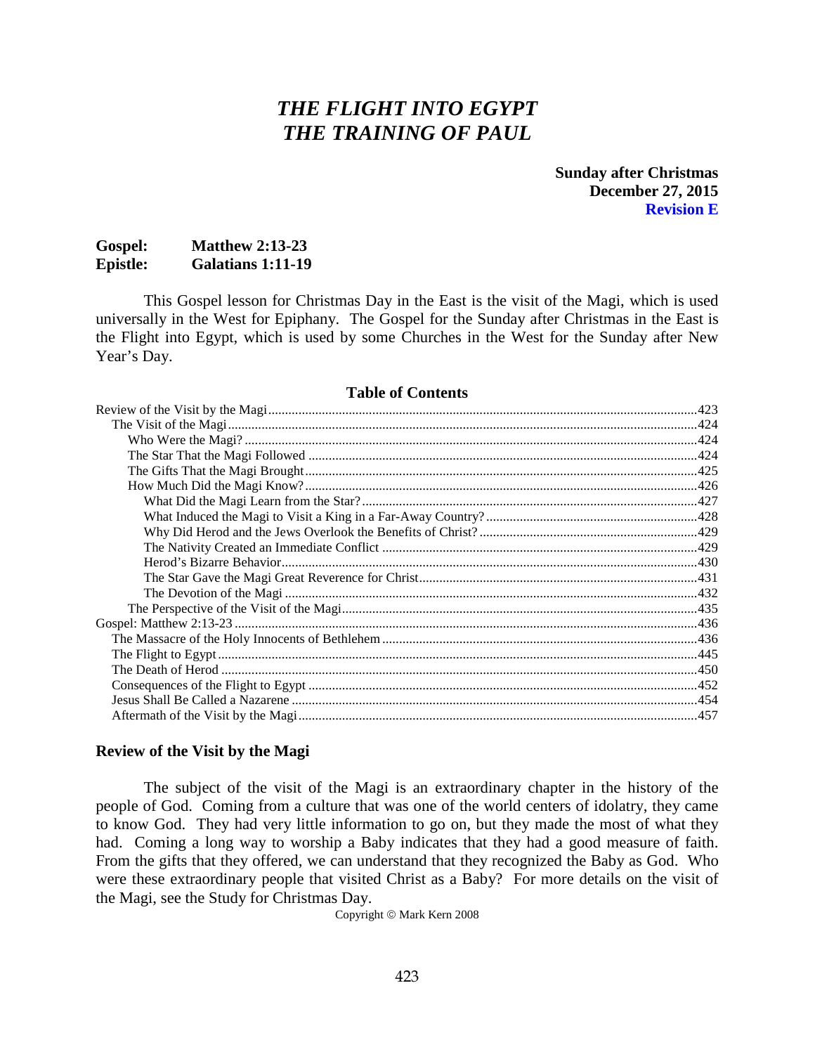# *THE FLIGHT INTO EGYPT*
# *THE TRAINING OF PAUL*

**Sunday after Christmas**
**December 27, 2015**
**Revision E**

**Gospel:** **Matthew 2:13-23**
**Epistle:** **Galatians 1:11-19**

This Gospel lesson for Christmas Day in the East is the visit of the Magi, which is used universally in the West for Epiphany. The Gospel for the Sunday after Christmas in the East is the Flight into Egypt, which is used by some Churches in the West for the Sunday after New Year's Day.

## Table of Contents

- Review of the Visit by the Magi ....423
  - The Visit of the Magi ....424
    - Who Were the Magi? ....424
    - The Star That the Magi Followed ....424
    - The Gifts That the Magi Brought ....425
    - How Much Did the Magi Know? ....426
      - What Did the Magi Learn from the Star? ....427
      - What Induced the Magi to Visit a King in a Far-Away Country? ....428
      - Why Did Herod and the Jews Overlook the Benefits of Christ? ....429
      - The Nativity Created an Immediate Conflict ....429
      - Herod's Bizarre Behavior ....430
      - The Star Gave the Magi Great Reverence for Christ ....431
      - The Devotion of the Magi ....432
    - The Perspective of the Visit of the Magi ....435
- Gospel: Matthew 2:13-23 ....436
  - The Massacre of the Holy Innocents of Bethlehem ....436
  - The Flight to Egypt ....445
  - The Death of Herod ....450
  - Consequences of the Flight to Egypt ....452
  - Jesus Shall Be Called a Nazarene ....454
  - Aftermath of the Visit by the Magi ....457

## Review of the Visit by the Magi

The subject of the visit of the Magi is an extraordinary chapter in the history of the people of God. Coming from a culture that was one of the world centers of idolatry, they came to know God. They had very little information to go on, but they made the most of what they had. Coming a long way to worship a Baby indicates that they had a good measure of faith. From the gifts that they offered, we can understand that they recognized the Baby as God. Who were these extraordinary people that visited Christ as a Baby? For more details on the visit of the Magi, see the Study for Christmas Day.

Copyright © Mark Kern 2008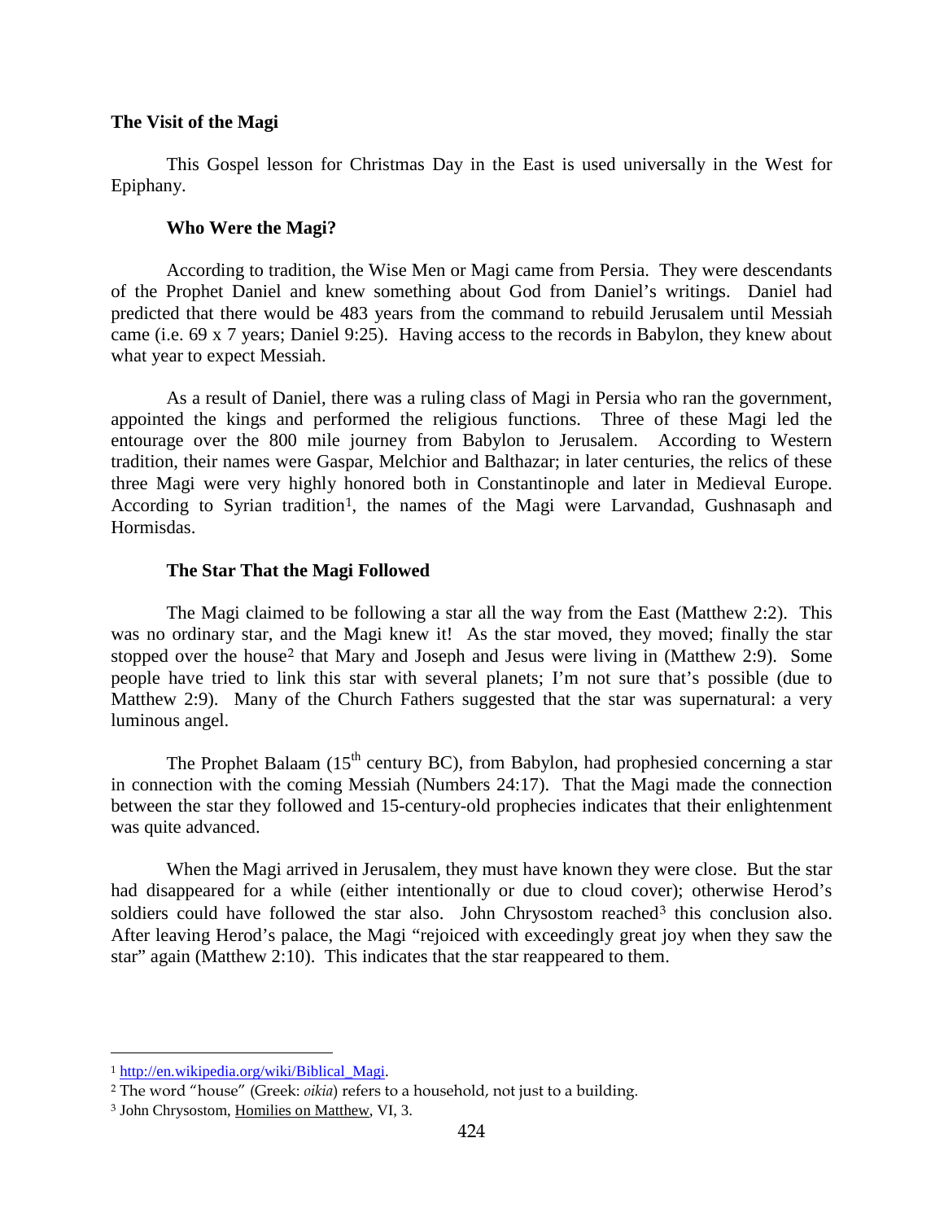## The Visit of the Magi

This Gospel lesson for Christmas Day in the East is used universally in the West for Epiphany.

### Who Were the Magi?

According to tradition, the Wise Men or Magi came from Persia. They were descendants of the Prophet Daniel and knew something about God from Daniel's writings. Daniel had predicted that there would be 483 years from the command to rebuild Jerusalem until Messiah came (i.e. 69 x 7 years; Daniel 9:25). Having access to the records in Babylon, they knew about what year to expect Messiah.

As a result of Daniel, there was a ruling class of Magi in Persia who ran the government, appointed the kings and performed the religious functions. Three of these Magi led the entourage over the 800 mile journey from Babylon to Jerusalem. According to Western tradition, their names were Gaspar, Melchior and Balthazar; in later centuries, the relics of these three Magi were very highly honored both in Constantinople and later in Medieval Europe. According to Syrian tradition[1], the names of the Magi were Larvandad, Gushnasaph and Hormisdas.

### The Star That the Magi Followed

The Magi claimed to be following a star all the way from the East (Matthew 2:2). This was no ordinary star, and the Magi knew it! As the star moved, they moved; finally the star stopped over the house[2] that Mary and Joseph and Jesus were living in (Matthew 2:9). Some people have tried to link this star with several planets; I'm not sure that's possible (due to Matthew 2:9). Many of the Church Fathers suggested that the star was supernatural: a very luminous angel.

The Prophet Balaam (15th century BC), from Babylon, had prophesied concerning a star in connection with the coming Messiah (Numbers 24:17). That the Magi made the connection between the star they followed and 15-century-old prophecies indicates that their enlightenment was quite advanced.

When the Magi arrived in Jerusalem, they must have known they were close. But the star had disappeared for a while (either intentionally or due to cloud cover); otherwise Herod's soldiers could have followed the star also. John Chrysostom reached[3] this conclusion also. After leaving Herod's palace, the Magi "rejoiced with exceedingly great joy when they saw the star" again (Matthew 2:10). This indicates that the star reappeared to them.

---

[1] http://en.wikipedia.org/wiki/Biblical_Magi.

[2] The word "house" (Greek: *oikia*) refers to a household, not just to a building.

[3] John Chrysostom, Homilies on Matthew, VI, 3.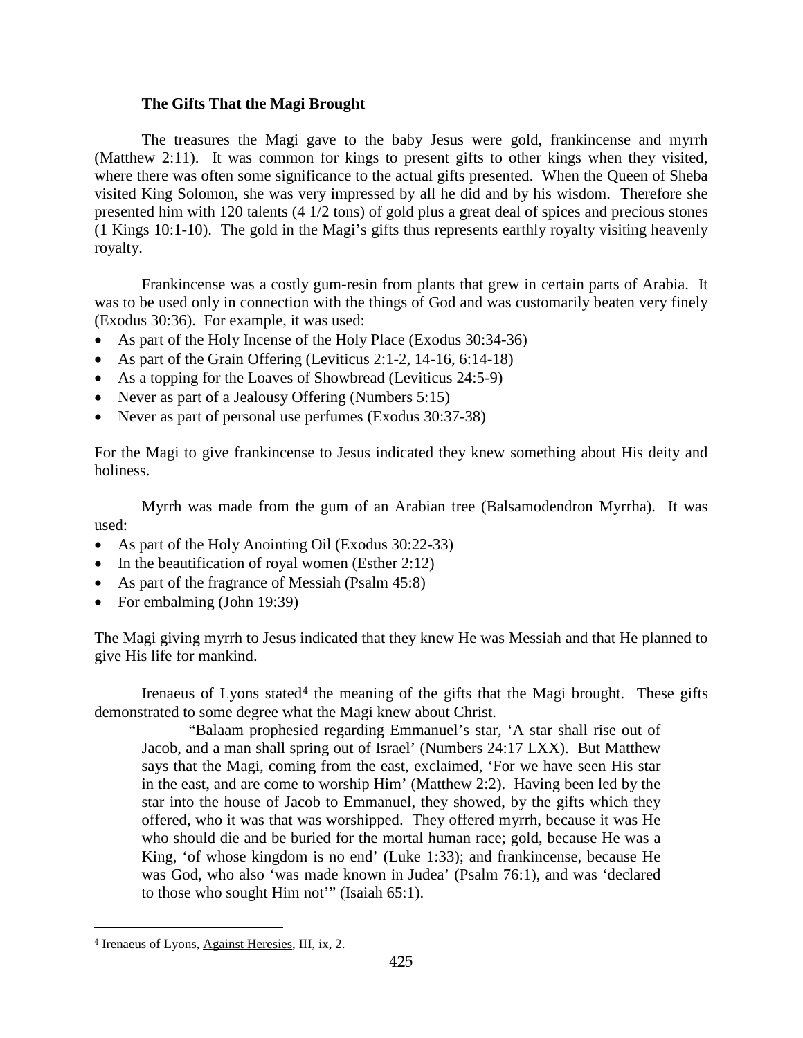### The Gifts That the Magi Brought

The treasures the Magi gave to the baby Jesus were gold, frankincense and myrrh (Matthew 2:11). It was common for kings to present gifts to other kings when they visited, where there was often some significance to the actual gifts presented. When the Queen of Sheba visited King Solomon, she was very impressed by all he did and by his wisdom. Therefore she presented him with 120 talents (4 1/2 tons) of gold plus a great deal of spices and precious stones (1 Kings 10:1-10). The gold in the Magi's gifts thus represents earthly royalty visiting heavenly royalty.

Frankincense was a costly gum-resin from plants that grew in certain parts of Arabia. It was to be used only in connection with the things of God and was customarily beaten very finely (Exodus 30:36). For example, it was used:

- As part of the Holy Incense of the Holy Place (Exodus 30:34-36)
- As part of the Grain Offering (Leviticus 2:1-2, 14-16, 6:14-18)
- As a topping for the Loaves of Showbread (Leviticus 24:5-9)
- Never as part of a Jealousy Offering (Numbers 5:15)
- Never as part of personal use perfumes (Exodus 30:37-38)

For the Magi to give frankincense to Jesus indicated they knew something about His deity and holiness.

Myrrh was made from the gum of an Arabian tree (Balsamodendron Myrrha). It was used:

- As part of the Holy Anointing Oil (Exodus 30:22-33)
- In the beautification of royal women (Esther 2:12)
- As part of the fragrance of Messiah (Psalm 45:8)
- For embalming (John 19:39)

The Magi giving myrrh to Jesus indicated that they knew He was Messiah and that He planned to give His life for mankind.

Irenaeus of Lyons stated[4] the meaning of the gifts that the Magi brought. These gifts demonstrated to some degree what the Magi knew about Christ.

> "Balaam prophesied regarding Emmanuel's star, 'A star shall rise out of Jacob, and a man shall spring out of Israel' (Numbers 24:17 LXX). But Matthew says that the Magi, coming from the east, exclaimed, 'For we have seen His star in the east, and are come to worship Him' (Matthew 2:2). Having been led by the star into the house of Jacob to Emmanuel, they showed, by the gifts which they offered, who it was that was worshipped. They offered myrrh, because it was He who should die and be buried for the mortal human race; gold, because He was a King, 'of whose kingdom is no end' (Luke 1:33); and frankincense, because He was God, who also 'was made known in Judea' (Psalm 76:1), and was 'declared to those who sought Him not'" (Isaiah 65:1).

---

[4] Irenaeus of Lyons, Against Heresies, III, ix, 2.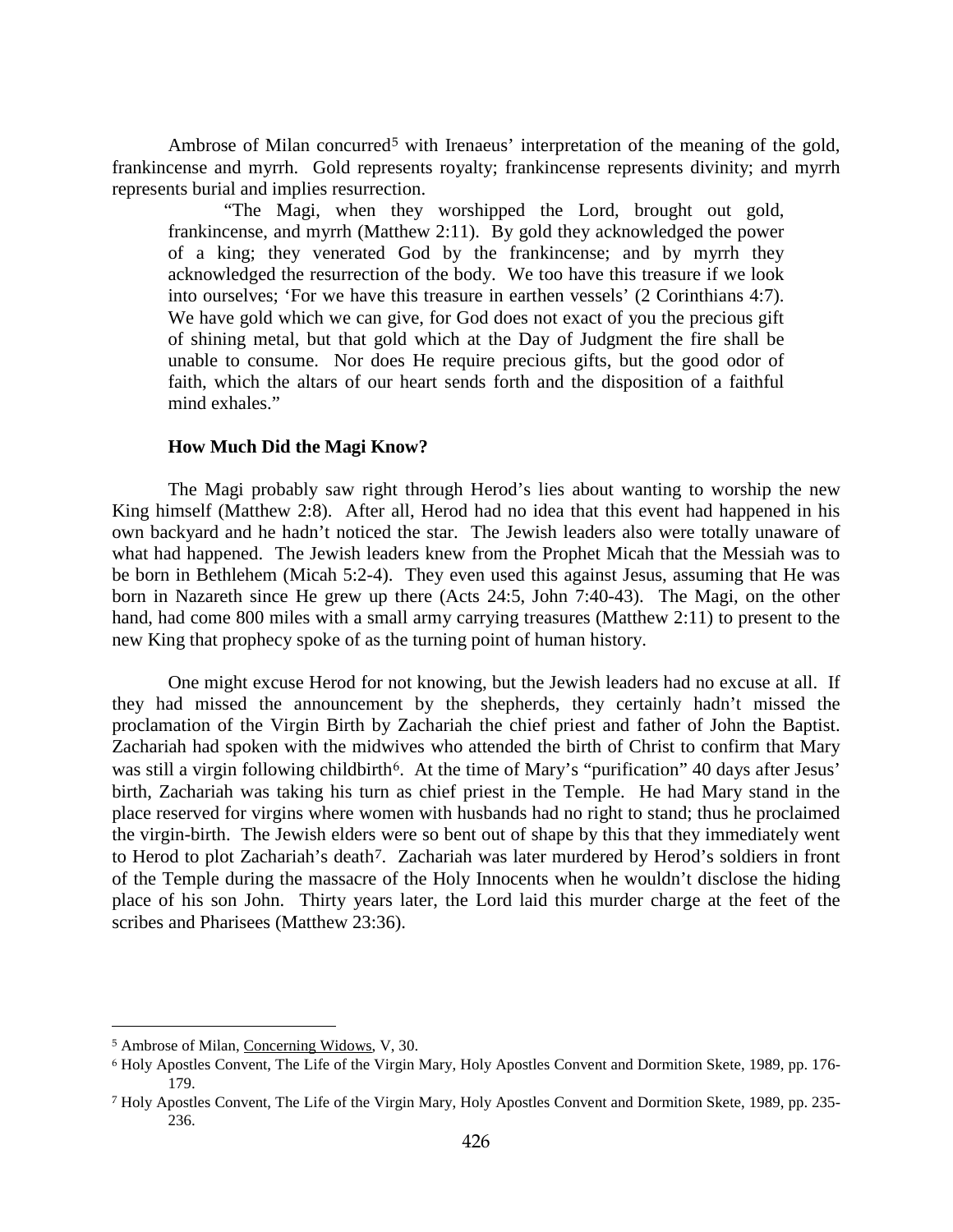Ambrose of Milan concurred[5] with Irenaeus' interpretation of the meaning of the gold, frankincense and myrrh. Gold represents royalty; frankincense represents divinity; and myrrh represents burial and implies resurrection.

> "The Magi, when they worshipped the Lord, brought out gold, frankincense, and myrrh (Matthew 2:11). By gold they acknowledged the power of a king; they venerated God by the frankincense; and by myrrh they acknowledged the resurrection of the body. We too have this treasure if we look into ourselves; 'For we have this treasure in earthen vessels' (2 Corinthians 4:7). We have gold which we can give, for God does not exact of you the precious gift of shining metal, but that gold which at the Day of Judgment the fire shall be unable to consume. Nor does He require precious gifts, but the good odor of faith, which the altars of our heart sends forth and the disposition of a faithful mind exhales."

**How Much Did the Magi Know?**

The Magi probably saw right through Herod's lies about wanting to worship the new King himself (Matthew 2:8). After all, Herod had no idea that this event had happened in his own backyard and he hadn't noticed the star. The Jewish leaders also were totally unaware of what had happened. The Jewish leaders knew from the Prophet Micah that the Messiah was to be born in Bethlehem (Micah 5:2-4). They even used this against Jesus, assuming that He was born in Nazareth since He grew up there (Acts 24:5, John 7:40-43). The Magi, on the other hand, had come 800 miles with a small army carrying treasures (Matthew 2:11) to present to the new King that prophecy spoke of as the turning point of human history.

One might excuse Herod for not knowing, but the Jewish leaders had no excuse at all. If they had missed the announcement by the shepherds, they certainly hadn't missed the proclamation of the Virgin Birth by Zachariah the chief priest and father of John the Baptist. Zachariah had spoken with the midwives who attended the birth of Christ to confirm that Mary was still a virgin following childbirth[6]. At the time of Mary's "purification" 40 days after Jesus' birth, Zachariah was taking his turn as chief priest in the Temple. He had Mary stand in the place reserved for virgins where women with husbands had no right to stand; thus he proclaimed the virgin-birth. The Jewish elders were so bent out of shape by this that they immediately went to Herod to plot Zachariah's death[7]. Zachariah was later murdered by Herod's soldiers in front of the Temple during the massacre of the Holy Innocents when he wouldn't disclose the hiding place of his son John. Thirty years later, the Lord laid this murder charge at the feet of the scribes and Pharisees (Matthew 23:36).

---

[5] Ambrose of Milan, Concerning Widows, V, 30.

[6] Holy Apostles Convent, The Life of the Virgin Mary, Holy Apostles Convent and Dormition Skete, 1989, pp. 176-179.

[7] Holy Apostles Convent, The Life of the Virgin Mary, Holy Apostles Convent and Dormition Skete, 1989, pp. 235-236.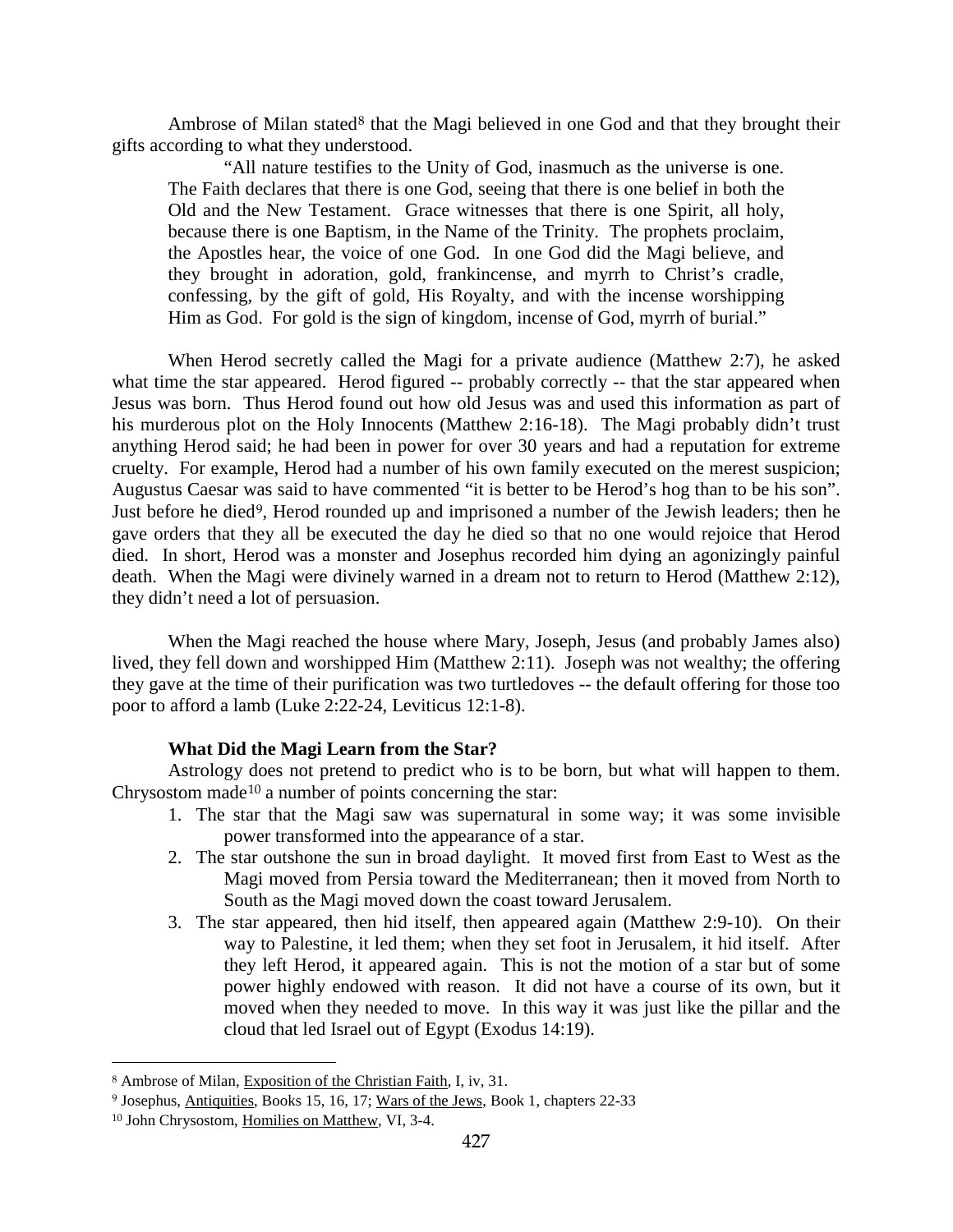Ambrose of Milan stated[8] that the Magi believed in one God and that they brought their gifts according to what they understood.

> "All nature testifies to the Unity of God, inasmuch as the universe is one. The Faith declares that there is one God, seeing that there is one belief in both the Old and the New Testament. Grace witnesses that there is one Spirit, all holy, because there is one Baptism, in the Name of the Trinity. The prophets proclaim, the Apostles hear, the voice of one God. In one God did the Magi believe, and they brought in adoration, gold, frankincense, and myrrh to Christ's cradle, confessing, by the gift of gold, His Royalty, and with the incense worshipping Him as God. For gold is the sign of kingdom, incense of God, myrrh of burial."

When Herod secretly called the Magi for a private audience (Matthew 2:7), he asked what time the star appeared. Herod figured -- probably correctly -- that the star appeared when Jesus was born. Thus Herod found out how old Jesus was and used this information as part of his murderous plot on the Holy Innocents (Matthew 2:16-18). The Magi probably didn't trust anything Herod said; he had been in power for over 30 years and had a reputation for extreme cruelty. For example, Herod had a number of his own family executed on the merest suspicion; Augustus Caesar was said to have commented "it is better to be Herod's hog than to be his son". Just before he died[9], Herod rounded up and imprisoned a number of the Jewish leaders; then he gave orders that they all be executed the day he died so that no one would rejoice that Herod died. In short, Herod was a monster and Josephus recorded him dying an agonizingly painful death. When the Magi were divinely warned in a dream not to return to Herod (Matthew 2:12), they didn't need a lot of persuasion.

When the Magi reached the house where Mary, Joseph, Jesus (and probably James also) lived, they fell down and worshipped Him (Matthew 2:11). Joseph was not wealthy; the offering they gave at the time of their purification was two turtledoves -- the default offering for those too poor to afford a lamb (Luke 2:22-24, Leviticus 12:1-8).

**What Did the Magi Learn from the Star?**

Astrology does not pretend to predict who is to be born, but what will happen to them. Chrysostom made[10] a number of points concerning the star:

1. The star that the Magi saw was supernatural in some way; it was some invisible power transformed into the appearance of a star.
2. The star outshone the sun in broad daylight. It moved first from East to West as the Magi moved from Persia toward the Mediterranean; then it moved from North to South as the Magi moved down the coast toward Jerusalem.
3. The star appeared, then hid itself, then appeared again (Matthew 2:9-10). On their way to Palestine, it led them; when they set foot in Jerusalem, it hid itself. After they left Herod, it appeared again. This is not the motion of a star but of some power highly endowed with reason. It did not have a course of its own, but it moved when they needed to move. In this way it was just like the pillar and the cloud that led Israel out of Egypt (Exodus 14:19).

---

[8] Ambrose of Milan, Exposition of the Christian Faith, I, iv, 31.

[9] Josephus, Antiquities, Books 15, 16, 17; Wars of the Jews, Book 1, chapters 22-33

[10] John Chrysostom, Homilies on Matthew, VI, 3-4.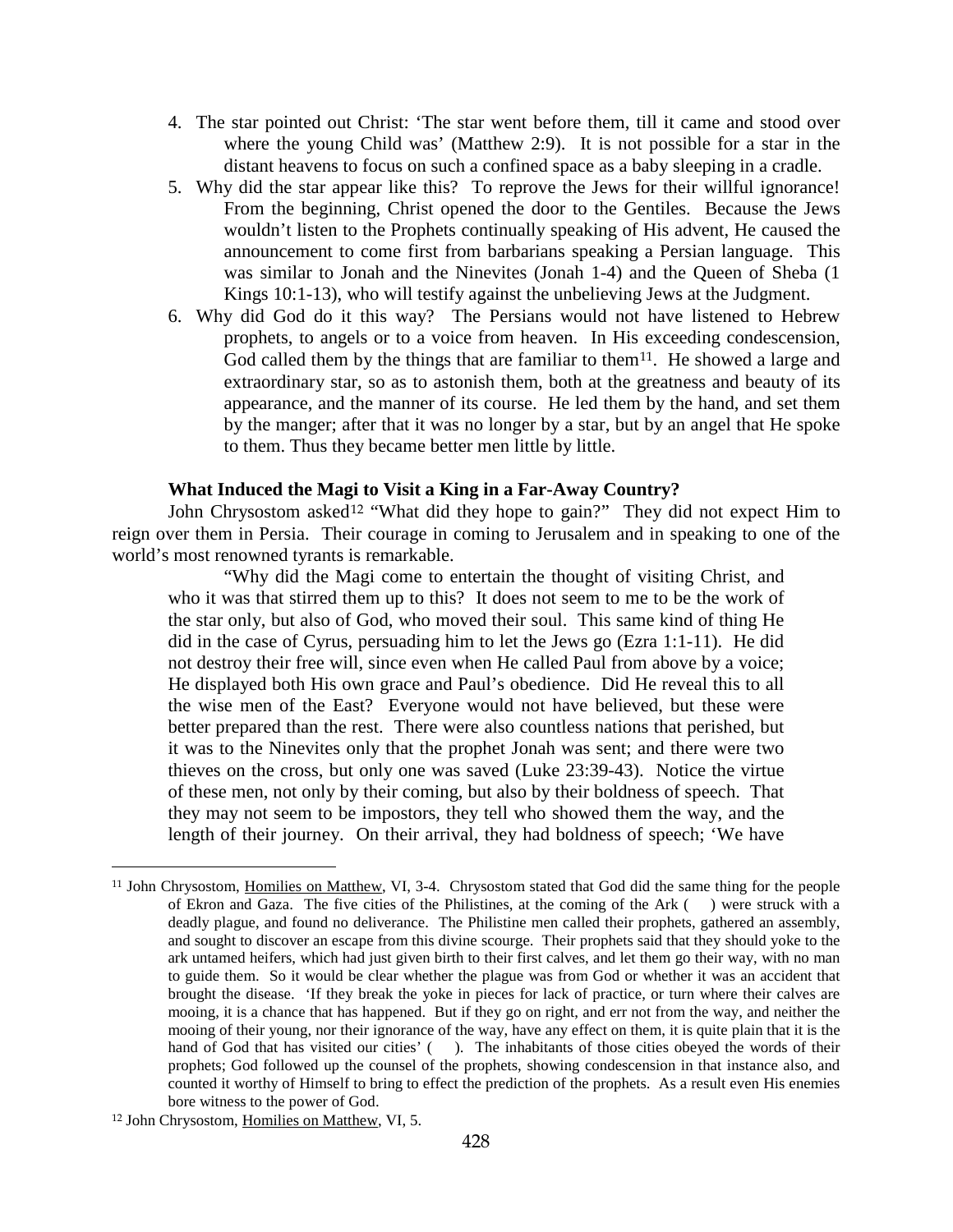4. The star pointed out Christ: 'The star went before them, till it came and stood over where the young Child was' (Matthew 2:9). It is not possible for a star in the distant heavens to focus on such a confined space as a baby sleeping in a cradle.
5. Why did the star appear like this? To reprove the Jews for their willful ignorance! From the beginning, Christ opened the door to the Gentiles. Because the Jews wouldn't listen to the Prophets continually speaking of His advent, He caused the announcement to come first from barbarians speaking a Persian language. This was similar to Jonah and the Ninevites (Jonah 1-4) and the Queen of Sheba (1 Kings 10:1-13), who will testify against the unbelieving Jews at the Judgment.
6. Why did God do it this way? The Persians would not have listened to Hebrew prophets, to angels or to a voice from heaven. In His exceeding condescension, God called them by the things that are familiar to them[11]. He showed a large and extraordinary star, so as to astonish them, both at the greatness and beauty of its appearance, and the manner of its course. He led them by the hand, and set them by the manger; after that it was no longer by a star, but by an angel that He spoke to them. Thus they became better men little by little.

**What Induced the Magi to Visit a King in a Far-Away Country?**

John Chrysostom asked[12] "What did they hope to gain?" They did not expect Him to reign over them in Persia. Their courage in coming to Jerusalem and in speaking to one of the world's most renowned tyrants is remarkable.

> "Why did the Magi come to entertain the thought of visiting Christ, and who it was that stirred them up to this? It does not seem to me to be the work of the star only, but also of God, who moved their soul. This same kind of thing He did in the case of Cyrus, persuading him to let the Jews go (Ezra 1:1-11). He did not destroy their free will, since even when He called Paul from above by a voice; He displayed both His own grace and Paul's obedience. Did He reveal this to all the wise men of the East? Everyone would not have believed, but these were better prepared than the rest. There were also countless nations that perished, but it was to the Ninevites only that the prophet Jonah was sent; and there were two thieves on the cross, but only one was saved (Luke 23:39-43). Notice the virtue of these men, not only by their coming, but also by their boldness of speech. That they may not seem to be impostors, they tell who showed them the way, and the length of their journey. On their arrival, they had boldness of speech; 'We have

---

[11] John Chrysostom, Homilies on Matthew, VI, 3-4. Chrysostom stated that God did the same thing for the people of Ekron and Gaza. The five cities of the Philistines, at the coming of the Ark ( ) were struck with a deadly plague, and found no deliverance. The Philistine men called their prophets, gathered an assembly, and sought to discover an escape from this divine scourge. Their prophets said that they should yoke to the ark untamed heifers, which had just given birth to their first calves, and let them go their way, with no man to guide them. So it would be clear whether the plague was from God or whether it was an accident that brought the disease. 'If they break the yoke in pieces for lack of practice, or turn where their calves are mooing, it is a chance that has happened. But if they go on right, and err not from the way, and neither the mooing of their young, nor their ignorance of the way, have any effect on them, it is quite plain that it is the hand of God that has visited our cities' ( ). The inhabitants of those cities obeyed the words of their prophets; God followed up the counsel of the prophets, showing condescension in that instance also, and counted it worthy of Himself to bring to effect the prediction of the prophets. As a result even His enemies bore witness to the power of God.

[12] John Chrysostom, Homilies on Matthew, VI, 5.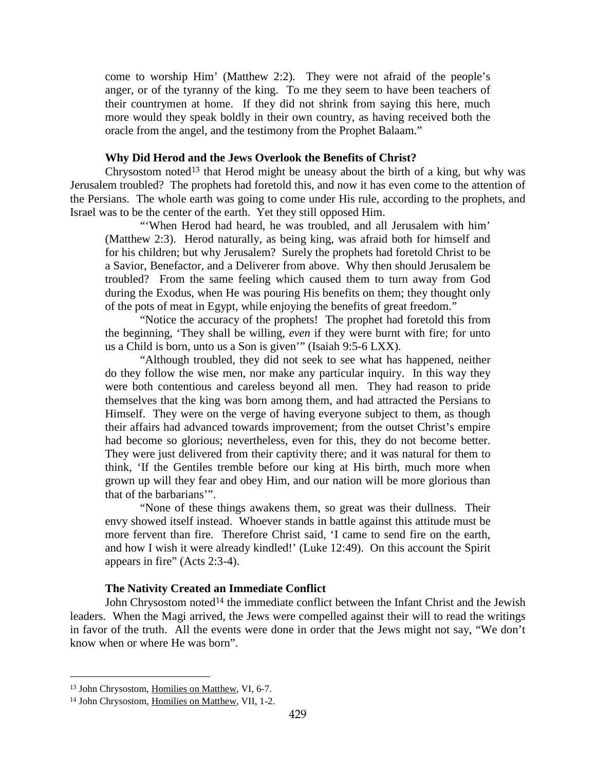come to worship Him' (Matthew 2:2). They were not afraid of the people's anger, or of the tyranny of the king. To me they seem to have been teachers of their countrymen at home. If they did not shrink from saying this here, much more would they speak boldly in their own country, as having received both the oracle from the angel, and the testimony from the Prophet Balaam."

### Why Did Herod and the Jews Overlook the Benefits of Christ?

Chrysostom noted[13] that Herod might be uneasy about the birth of a king, but why was Jerusalem troubled? The prophets had foretold this, and now it has even come to the attention of the Persians. The whole earth was going to come under His rule, according to the prophets, and Israel was to be the center of the earth. Yet they still opposed Him.

> "'When Herod had heard, he was troubled, and all Jerusalem with him' (Matthew 2:3). Herod naturally, as being king, was afraid both for himself and for his children; but why Jerusalem? Surely the prophets had foretold Christ to be a Savior, Benefactor, and a Deliverer from above. Why then should Jerusalem be troubled? From the same feeling which caused them to turn away from God during the Exodus, when He was pouring His benefits on them; they thought only of the pots of meat in Egypt, while enjoying the benefits of great freedom."
>
> "Notice the accuracy of the prophets! The prophet had foretold this from the beginning, 'They shall be willing, *even* if they were burnt with fire; for unto us a Child is born, unto us a Son is given'" (Isaiah 9:5-6 LXX).
>
> "Although troubled, they did not seek to see what has happened, neither do they follow the wise men, nor make any particular inquiry. In this way they were both contentious and careless beyond all men. They had reason to pride themselves that the king was born among them, and had attracted the Persians to Himself. They were on the verge of having everyone subject to them, as though their affairs had advanced towards improvement; from the outset Christ's empire had become so glorious; nevertheless, even for this, they do not become better. They were just delivered from their captivity there; and it was natural for them to think, 'If the Gentiles tremble before our king at His birth, much more when grown up will they fear and obey Him, and our nation will be more glorious than that of the barbarians'".
>
> "None of these things awakens them, so great was their dullness. Their envy showed itself instead. Whoever stands in battle against this attitude must be more fervent than fire. Therefore Christ said, 'I came to send fire on the earth, and how I wish it were already kindled!' (Luke 12:49). On this account the Spirit appears in fire" (Acts 2:3-4).

### The Nativity Created an Immediate Conflict

John Chrysostom noted[14] the immediate conflict between the Infant Christ and the Jewish leaders. When the Magi arrived, the Jews were compelled against their will to read the writings in favor of the truth. All the events were done in order that the Jews might not say, "We don't know when or where He was born".

---

[13] John Chrysostom, Homilies on Matthew, VI, 6-7.

[14] John Chrysostom, Homilies on Matthew, VII, 1-2.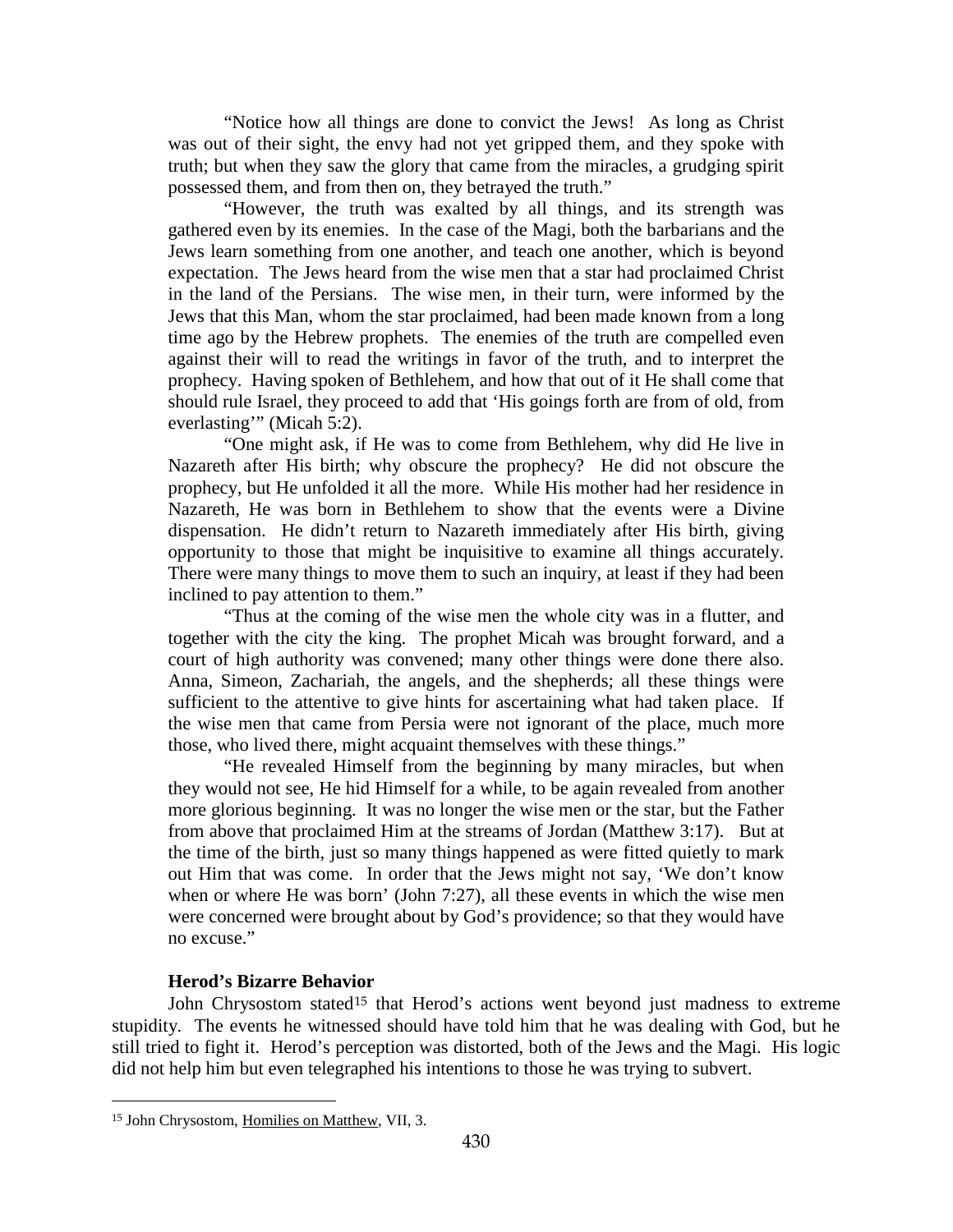"Notice how all things are done to convict the Jews! As long as Christ was out of their sight, the envy had not yet gripped them, and they spoke with truth; but when they saw the glory that came from the miracles, a grudging spirit possessed them, and from then on, they betrayed the truth."

"However, the truth was exalted by all things, and its strength was gathered even by its enemies. In the case of the Magi, both the barbarians and the Jews learn something from one another, and teach one another, which is beyond expectation. The Jews heard from the wise men that a star had proclaimed Christ in the land of the Persians. The wise men, in their turn, were informed by the Jews that this Man, whom the star proclaimed, had been made known from a long time ago by the Hebrew prophets. The enemies of the truth are compelled even against their will to read the writings in favor of the truth, and to interpret the prophecy. Having spoken of Bethlehem, and how that out of it He shall come that should rule Israel, they proceed to add that 'His goings forth are from of old, from everlasting'" (Micah 5:2).

"One might ask, if He was to come from Bethlehem, why did He live in Nazareth after His birth; why obscure the prophecy? He did not obscure the prophecy, but He unfolded it all the more. While His mother had her residence in Nazareth, He was born in Bethlehem to show that the events were a Divine dispensation. He didn't return to Nazareth immediately after His birth, giving opportunity to those that might be inquisitive to examine all things accurately. There were many things to move them to such an inquiry, at least if they had been inclined to pay attention to them."

"Thus at the coming of the wise men the whole city was in a flutter, and together with the city the king. The prophet Micah was brought forward, and a court of high authority was convened; many other things were done there also. Anna, Simeon, Zachariah, the angels, and the shepherds; all these things were sufficient to the attentive to give hints for ascertaining what had taken place. If the wise men that came from Persia were not ignorant of the place, much more those, who lived there, might acquaint themselves with these things."

"He revealed Himself from the beginning by many miracles, but when they would not see, He hid Himself for a while, to be again revealed from another more glorious beginning. It was no longer the wise men or the star, but the Father from above that proclaimed Him at the streams of Jordan (Matthew 3:17). But at the time of the birth, just so many things happened as were fitted quietly to mark out Him that was come. In order that the Jews might not say, 'We don't know when or where He was born' (John 7:27), all these events in which the wise men were concerned were brought about by God's providence; so that they would have no excuse."

### Herod's Bizarre Behavior

John Chrysostom stated[15] that Herod's actions went beyond just madness to extreme stupidity. The events he witnessed should have told him that he was dealing with God, but he still tried to fight it. Herod's perception was distorted, both of the Jews and the Magi. His logic did not help him but even telegraphed his intentions to those he was trying to subvert.

---

[15] John Chrysostom, Homilies on Matthew, VII, 3.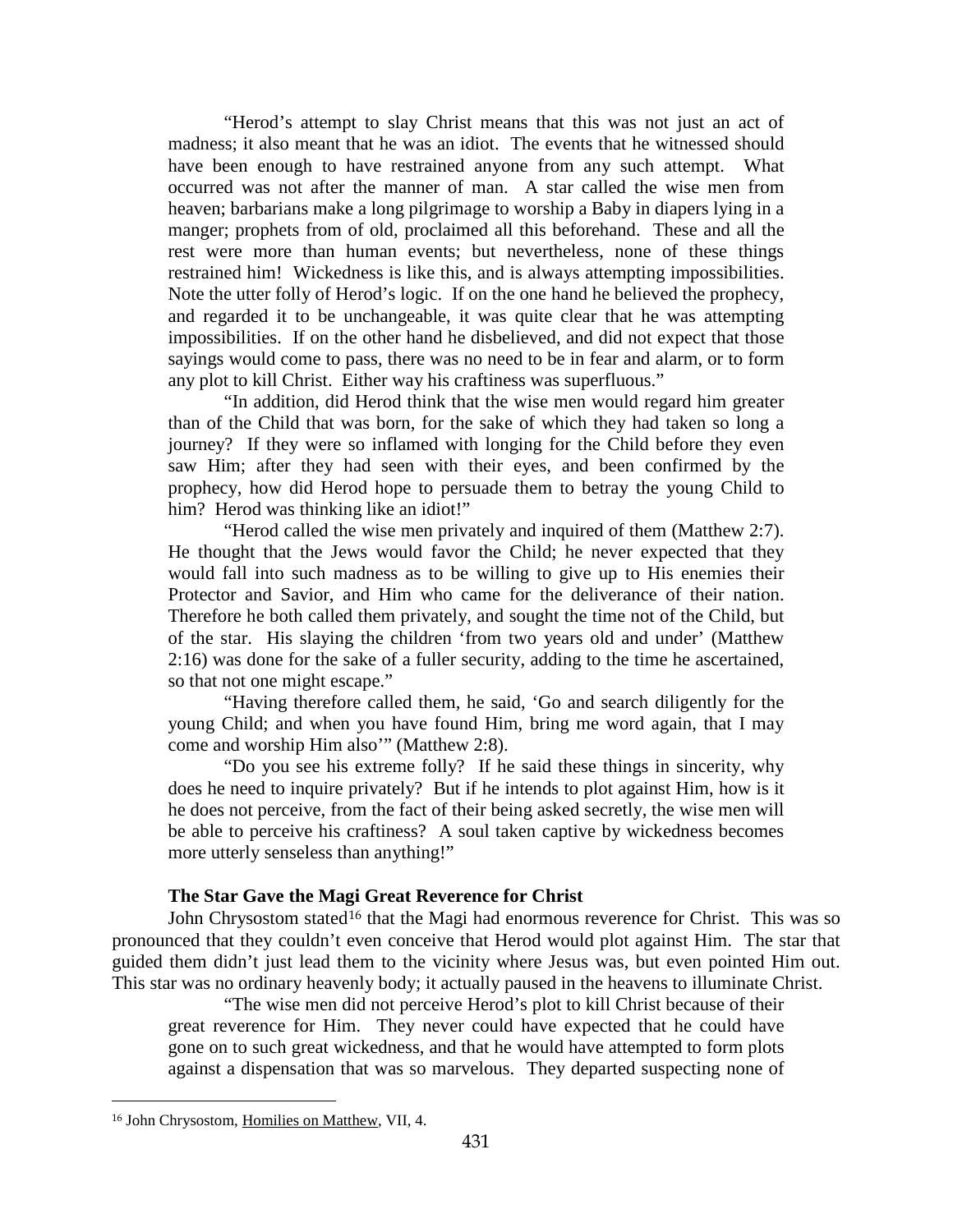"Herod's attempt to slay Christ means that this was not just an act of madness; it also meant that he was an idiot. The events that he witnessed should have been enough to have restrained anyone from any such attempt. What occurred was not after the manner of man. A star called the wise men from heaven; barbarians make a long pilgrimage to worship a Baby in diapers lying in a manger; prophets from of old, proclaimed all this beforehand. These and all the rest were more than human events; but nevertheless, none of these things restrained him! Wickedness is like this, and is always attempting impossibilities. Note the utter folly of Herod's logic. If on the one hand he believed the prophecy, and regarded it to be unchangeable, it was quite clear that he was attempting impossibilities. If on the other hand he disbelieved, and did not expect that those sayings would come to pass, there was no need to be in fear and alarm, or to form any plot to kill Christ. Either way his craftiness was superfluous."

"In addition, did Herod think that the wise men would regard him greater than of the Child that was born, for the sake of which they had taken so long a journey? If they were so inflamed with longing for the Child before they even saw Him; after they had seen with their eyes, and been confirmed by the prophecy, how did Herod hope to persuade them to betray the young Child to him? Herod was thinking like an idiot!"

"Herod called the wise men privately and inquired of them (Matthew 2:7). He thought that the Jews would favor the Child; he never expected that they would fall into such madness as to be willing to give up to His enemies their Protector and Savior, and Him who came for the deliverance of their nation. Therefore he both called them privately, and sought the time not of the Child, but of the star. His slaying the children 'from two years old and under' (Matthew 2:16) was done for the sake of a fuller security, adding to the time he ascertained, so that not one might escape."

"Having therefore called them, he said, 'Go and search diligently for the young Child; and when you have found Him, bring me word again, that I may come and worship Him also'" (Matthew 2:8).

"Do you see his extreme folly? If he said these things in sincerity, why does he need to inquire privately? But if he intends to plot against Him, how is it he does not perceive, from the fact of their being asked secretly, the wise men will be able to perceive his craftiness? A soul taken captive by wickedness becomes more utterly senseless than anything!"

### The Star Gave the Magi Great Reverence for Christ

John Chrysostom stated[16] that the Magi had enormous reverence for Christ. This was so pronounced that they couldn't even conceive that Herod would plot against Him. The star that guided them didn't just lead them to the vicinity where Jesus was, but even pointed Him out. This star was no ordinary heavenly body; it actually paused in the heavens to illuminate Christ.

"The wise men did not perceive Herod's plot to kill Christ because of their great reverence for Him. They never could have expected that he could have gone on to such great wickedness, and that he would have attempted to form plots against a dispensation that was so marvelous. They departed suspecting none of

[16] John Chrysostom, Homilies on Matthew, VII, 4.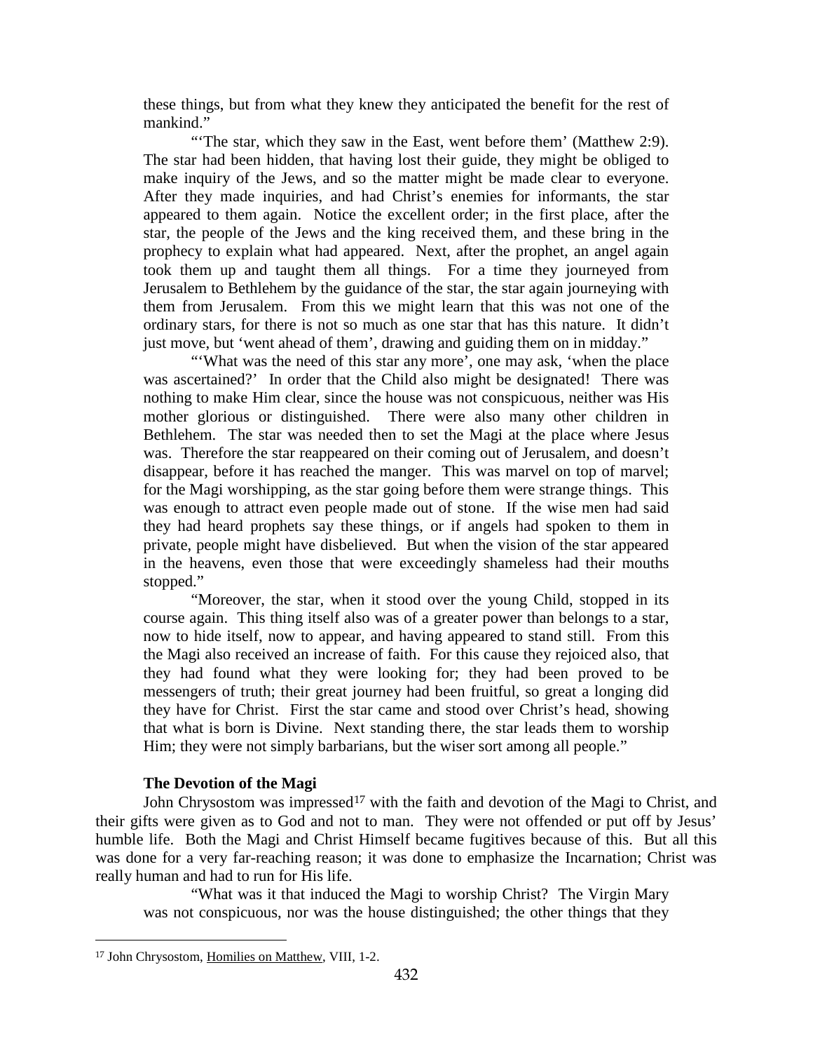these things, but from what they knew they anticipated the benefit for the rest of mankind."

"'The star, which they saw in the East, went before them' (Matthew 2:9). The star had been hidden, that having lost their guide, they might be obliged to make inquiry of the Jews, and so the matter might be made clear to everyone. After they made inquiries, and had Christ's enemies for informants, the star appeared to them again. Notice the excellent order; in the first place, after the star, the people of the Jews and the king received them, and these bring in the prophecy to explain what had appeared. Next, after the prophet, an angel again took them up and taught them all things. For a time they journeyed from Jerusalem to Bethlehem by the guidance of the star, the star again journeying with them from Jerusalem. From this we might learn that this was not one of the ordinary stars, for there is not so much as one star that has this nature. It didn't just move, but 'went ahead of them', drawing and guiding them on in midday."

"'What was the need of this star any more', one may ask, 'when the place was ascertained?' In order that the Child also might be designated! There was nothing to make Him clear, since the house was not conspicuous, neither was His mother glorious or distinguished. There were also many other children in Bethlehem. The star was needed then to set the Magi at the place where Jesus was. Therefore the star reappeared on their coming out of Jerusalem, and doesn't disappear, before it has reached the manger. This was marvel on top of marvel; for the Magi worshipping, as the star going before them were strange things. This was enough to attract even people made out of stone. If the wise men had said they had heard prophets say these things, or if angels had spoken to them in private, people might have disbelieved. But when the vision of the star appeared in the heavens, even those that were exceedingly shameless had their mouths stopped."

"Moreover, the star, when it stood over the young Child, stopped in its course again. This thing itself also was of a greater power than belongs to a star, now to hide itself, now to appear, and having appeared to stand still. From this the Magi also received an increase of faith. For this cause they rejoiced also, that they had found what they were looking for; they had been proved to be messengers of truth; their great journey had been fruitful, so great a longing did they have for Christ. First the star came and stood over Christ's head, showing that what is born is Divine. Next standing there, the star leads them to worship Him; they were not simply barbarians, but the wiser sort among all people."

### The Devotion of the Magi

John Chrysostom was impressed[17] with the faith and devotion of the Magi to Christ, and their gifts were given as to God and not to man. They were not offended or put off by Jesus' humble life. Both the Magi and Christ Himself became fugitives because of this. But all this was done for a very far-reaching reason; it was done to emphasize the Incarnation; Christ was really human and had to run for His life.

"What was it that induced the Magi to worship Christ? The Virgin Mary was not conspicuous, nor was the house distinguished; the other things that they

[17] John Chrysostom, Homilies on Matthew, VIII, 1-2.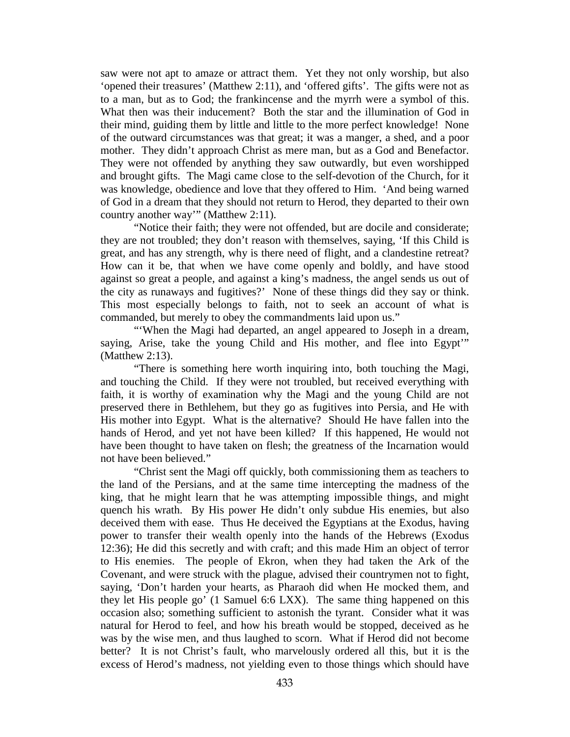saw were not apt to amaze or attract them. Yet they not only worship, but also 'opened their treasures' (Matthew 2:11), and 'offered gifts'. The gifts were not as to a man, but as to God; the frankincense and the myrrh were a symbol of this. What then was their inducement? Both the star and the illumination of God in their mind, guiding them by little and little to the more perfect knowledge! None of the outward circumstances was that great; it was a manger, a shed, and a poor mother. They didn't approach Christ as mere man, but as a God and Benefactor. They were not offended by anything they saw outwardly, but even worshipped and brought gifts. The Magi came close to the self-devotion of the Church, for it was knowledge, obedience and love that they offered to Him. 'And being warned of God in a dream that they should not return to Herod, they departed to their own country another way'" (Matthew 2:11).

"Notice their faith; they were not offended, but are docile and considerate; they are not troubled; they don't reason with themselves, saying, 'If this Child is great, and has any strength, why is there need of flight, and a clandestine retreat? How can it be, that when we have come openly and boldly, and have stood against so great a people, and against a king's madness, the angel sends us out of the city as runaways and fugitives?' None of these things did they say or think. This most especially belongs to faith, not to seek an account of what is commanded, but merely to obey the commandments laid upon us."

"'When the Magi had departed, an angel appeared to Joseph in a dream, saying, Arise, take the young Child and His mother, and flee into Egypt'" (Matthew 2:13).

"There is something here worth inquiring into, both touching the Magi, and touching the Child. If they were not troubled, but received everything with faith, it is worthy of examination why the Magi and the young Child are not preserved there in Bethlehem, but they go as fugitives into Persia, and He with His mother into Egypt. What is the alternative? Should He have fallen into the hands of Herod, and yet not have been killed? If this happened, He would not have been thought to have taken on flesh; the greatness of the Incarnation would not have been believed."

"Christ sent the Magi off quickly, both commissioning them as teachers to the land of the Persians, and at the same time intercepting the madness of the king, that he might learn that he was attempting impossible things, and might quench his wrath. By His power He didn't only subdue His enemies, but also deceived them with ease. Thus He deceived the Egyptians at the Exodus, having power to transfer their wealth openly into the hands of the Hebrews (Exodus 12:36); He did this secretly and with craft; and this made Him an object of terror to His enemies. The people of Ekron, when they had taken the Ark of the Covenant, and were struck with the plague, advised their countrymen not to fight, saying, 'Don't harden your hearts, as Pharaoh did when He mocked them, and they let His people go' (1 Samuel 6:6 LXX). The same thing happened on this occasion also; something sufficient to astonish the tyrant. Consider what it was natural for Herod to feel, and how his breath would be stopped, deceived as he was by the wise men, and thus laughed to scorn. What if Herod did not become better? It is not Christ's fault, who marvelously ordered all this, but it is the excess of Herod's madness, not yielding even to those things which should have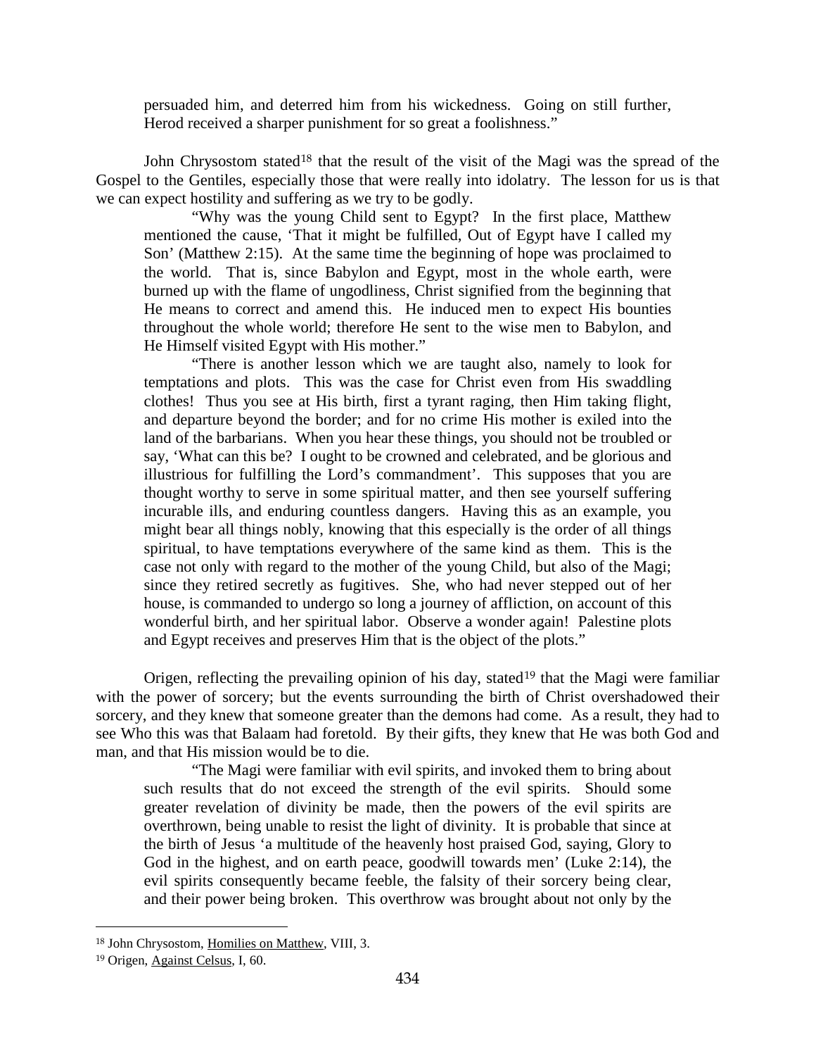persuaded him, and deterred him from his wickedness. Going on still further, Herod received a sharper punishment for so great a foolishness."

John Chrysostom stated[18] that the result of the visit of the Magi was the spread of the Gospel to the Gentiles, especially those that were really into idolatry. The lesson for us is that we can expect hostility and suffering as we try to be godly.

> "Why was the young Child sent to Egypt? In the first place, Matthew mentioned the cause, 'That it might be fulfilled, Out of Egypt have I called my Son' (Matthew 2:15). At the same time the beginning of hope was proclaimed to the world. That is, since Babylon and Egypt, most in the whole earth, were burned up with the flame of ungodliness, Christ signified from the beginning that He means to correct and amend this. He induced men to expect His bounties throughout the whole world; therefore He sent to the wise men to Babylon, and He Himself visited Egypt with His mother."
>
> "There is another lesson which we are taught also, namely to look for temptations and plots. This was the case for Christ even from His swaddling clothes! Thus you see at His birth, first a tyrant raging, then Him taking flight, and departure beyond the border; and for no crime His mother is exiled into the land of the barbarians. When you hear these things, you should not be troubled or say, 'What can this be? I ought to be crowned and celebrated, and be glorious and illustrious for fulfilling the Lord's commandment'. This supposes that you are thought worthy to serve in some spiritual matter, and then see yourself suffering incurable ills, and enduring countless dangers. Having this as an example, you might bear all things nobly, knowing that this especially is the order of all things spiritual, to have temptations everywhere of the same kind as them. This is the case not only with regard to the mother of the young Child, but also of the Magi; since they retired secretly as fugitives. She, who had never stepped out of her house, is commanded to undergo so long a journey of affliction, on account of this wonderful birth, and her spiritual labor. Observe a wonder again! Palestine plots and Egypt receives and preserves Him that is the object of the plots."

Origen, reflecting the prevailing opinion of his day, stated[19] that the Magi were familiar with the power of sorcery; but the events surrounding the birth of Christ overshadowed their sorcery, and they knew that someone greater than the demons had come. As a result, they had to see Who this was that Balaam had foretold. By their gifts, they knew that He was both God and man, and that His mission would be to die.

> "The Magi were familiar with evil spirits, and invoked them to bring about such results that do not exceed the strength of the evil spirits. Should some greater revelation of divinity be made, then the powers of the evil spirits are overthrown, being unable to resist the light of divinity. It is probable that since at the birth of Jesus 'a multitude of the heavenly host praised God, saying, Glory to God in the highest, and on earth peace, goodwill towards men' (Luke 2:14), the evil spirits consequently became feeble, the falsity of their sorcery being clear, and their power being broken. This overthrow was brought about not only by the

---

[18] John Chrysostom, Homilies on Matthew, VIII, 3.

[19] Origen, Against Celsus, I, 60.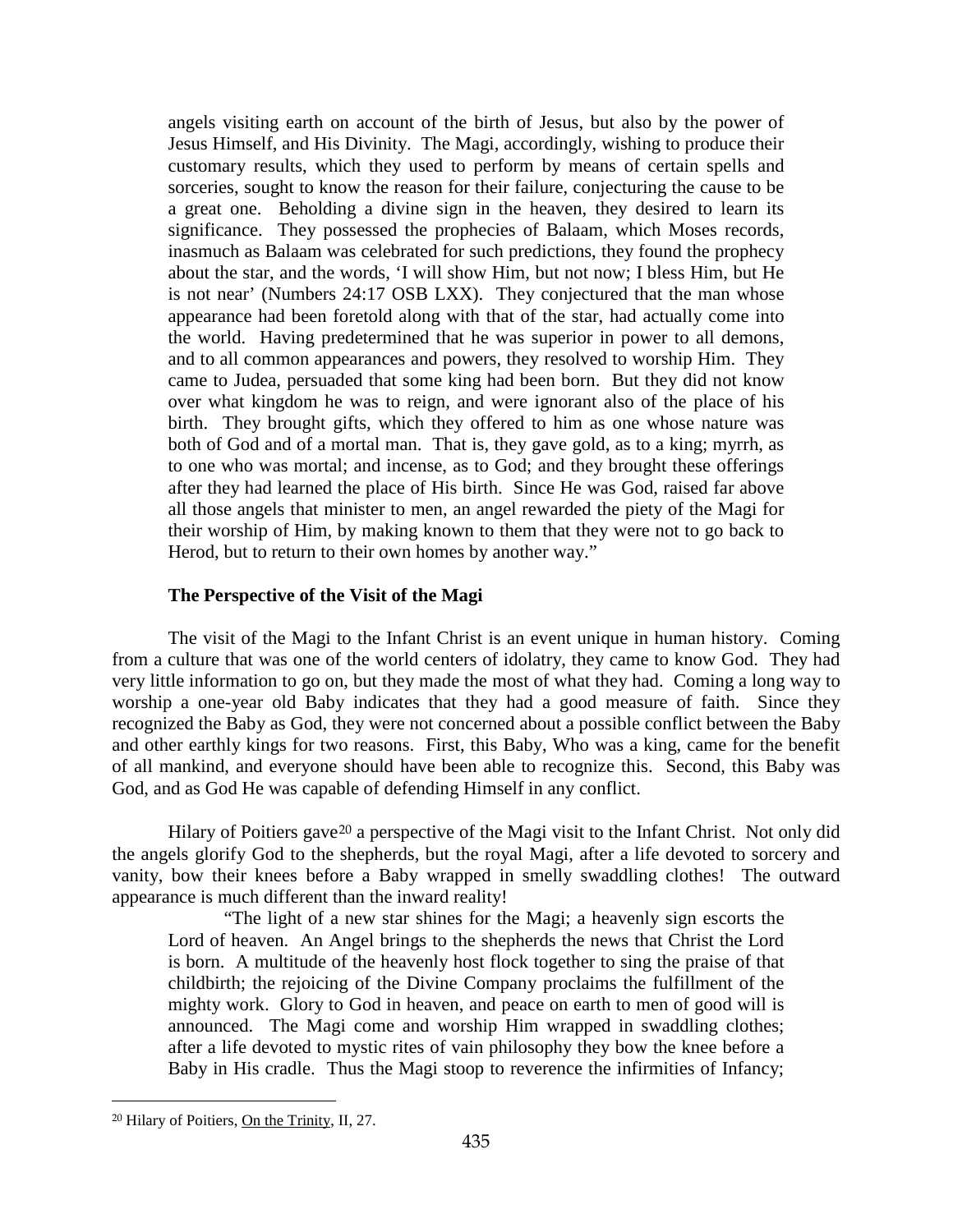angels visiting earth on account of the birth of Jesus, but also by the power of Jesus Himself, and His Divinity. The Magi, accordingly, wishing to produce their customary results, which they used to perform by means of certain spells and sorceries, sought to know the reason for their failure, conjecturing the cause to be a great one. Beholding a divine sign in the heaven, they desired to learn its significance. They possessed the prophecies of Balaam, which Moses records, inasmuch as Balaam was celebrated for such predictions, they found the prophecy about the star, and the words, 'I will show Him, but not now; I bless Him, but He is not near' (Numbers 24:17 OSB LXX). They conjectured that the man whose appearance had been foretold along with that of the star, had actually come into the world. Having predetermined that he was superior in power to all demons, and to all common appearances and powers, they resolved to worship Him. They came to Judea, persuaded that some king had been born. But they did not know over what kingdom he was to reign, and were ignorant also of the place of his birth. They brought gifts, which they offered to him as one whose nature was both of God and of a mortal man. That is, they gave gold, as to a king; myrrh, as to one who was mortal; and incense, as to God; and they brought these offerings after they had learned the place of His birth. Since He was God, raised far above all those angels that minister to men, an angel rewarded the piety of the Magi for their worship of Him, by making known to them that they were not to go back to Herod, but to return to their own homes by another way."

### The Perspective of the Visit of the Magi

The visit of the Magi to the Infant Christ is an event unique in human history. Coming from a culture that was one of the world centers of idolatry, they came to know God. They had very little information to go on, but they made the most of what they had. Coming a long way to worship a one-year old Baby indicates that they had a good measure of faith. Since they recognized the Baby as God, they were not concerned about a possible conflict between the Baby and other earthly kings for two reasons. First, this Baby, Who was a king, came for the benefit of all mankind, and everyone should have been able to recognize this. Second, this Baby was God, and as God He was capable of defending Himself in any conflict.

Hilary of Poitiers gave[20] a perspective of the Magi visit to the Infant Christ. Not only did the angels glorify God to the shepherds, but the royal Magi, after a life devoted to sorcery and vanity, bow their knees before a Baby wrapped in smelly swaddling clothes! The outward appearance is much different than the inward reality!

"The light of a new star shines for the Magi; a heavenly sign escorts the Lord of heaven. An Angel brings to the shepherds the news that Christ the Lord is born. A multitude of the heavenly host flock together to sing the praise of that childbirth; the rejoicing of the Divine Company proclaims the fulfillment of the mighty work. Glory to God in heaven, and peace on earth to men of good will is announced. The Magi come and worship Him wrapped in swaddling clothes; after a life devoted to mystic rites of vain philosophy they bow the knee before a Baby in His cradle. Thus the Magi stoop to reverence the infirmities of Infancy;

[20] Hilary of Poitiers, On the Trinity, II, 27.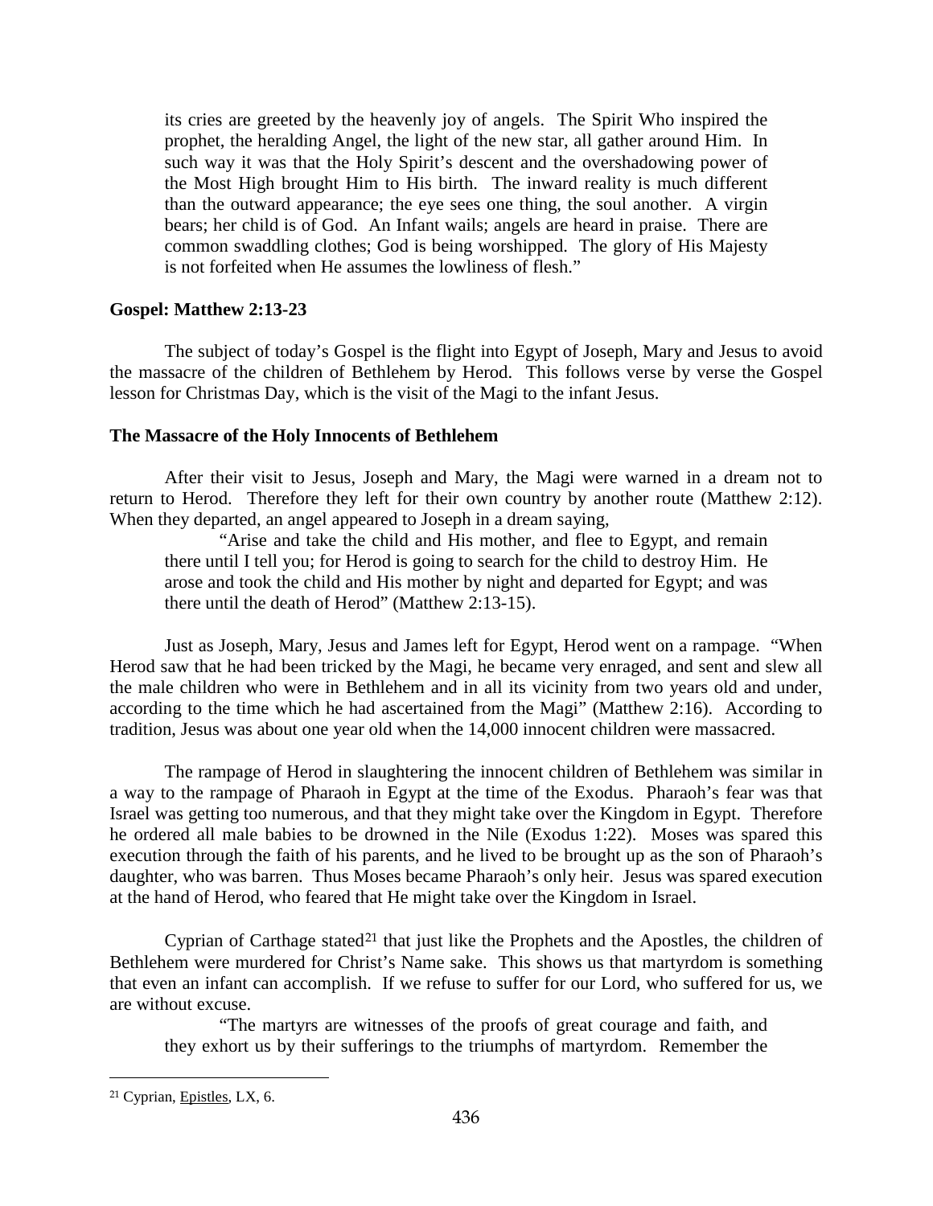its cries are greeted by the heavenly joy of angels. The Spirit Who inspired the prophet, the heralding Angel, the light of the new star, all gather around Him. In such way it was that the Holy Spirit's descent and the overshadowing power of the Most High brought Him to His birth. The inward reality is much different than the outward appearance; the eye sees one thing, the soul another. A virgin bears; her child is of God. An Infant wails; angels are heard in praise. There are common swaddling clothes; God is being worshipped. The glory of His Majesty is not forfeited when He assumes the lowliness of flesh."

**Gospel: Matthew 2:13-23**

The subject of today's Gospel is the flight into Egypt of Joseph, Mary and Jesus to avoid the massacre of the children of Bethlehem by Herod. This follows verse by verse the Gospel lesson for Christmas Day, which is the visit of the Magi to the infant Jesus.

**The Massacre of the Holy Innocents of Bethlehem**

After their visit to Jesus, Joseph and Mary, the Magi were warned in a dream not to return to Herod. Therefore they left for their own country by another route (Matthew 2:12). When they departed, an angel appeared to Joseph in a dream saying,

> "Arise and take the child and His mother, and flee to Egypt, and remain there until I tell you; for Herod is going to search for the child to destroy Him. He arose and took the child and His mother by night and departed for Egypt; and was there until the death of Herod" (Matthew 2:13-15).

Just as Joseph, Mary, Jesus and James left for Egypt, Herod went on a rampage. "When Herod saw that he had been tricked by the Magi, he became very enraged, and sent and slew all the male children who were in Bethlehem and in all its vicinity from two years old and under, according to the time which he had ascertained from the Magi" (Matthew 2:16). According to tradition, Jesus was about one year old when the 14,000 innocent children were massacred.

The rampage of Herod in slaughtering the innocent children of Bethlehem was similar in a way to the rampage of Pharaoh in Egypt at the time of the Exodus. Pharaoh's fear was that Israel was getting too numerous, and that they might take over the Kingdom in Egypt. Therefore he ordered all male babies to be drowned in the Nile (Exodus 1:22). Moses was spared this execution through the faith of his parents, and he lived to be brought up as the son of Pharaoh's daughter, who was barren. Thus Moses became Pharaoh's only heir. Jesus was spared execution at the hand of Herod, who feared that He might take over the Kingdom in Israel.

Cyprian of Carthage stated[21] that just like the Prophets and the Apostles, the children of Bethlehem were murdered for Christ's Name sake. This shows us that martyrdom is something that even an infant can accomplish. If we refuse to suffer for our Lord, who suffered for us, we are without excuse.

> "The martyrs are witnesses of the proofs of great courage and faith, and they exhort us by their sufferings to the triumphs of martyrdom. Remember the

[21] Cyprian, Epistles, LX, 6.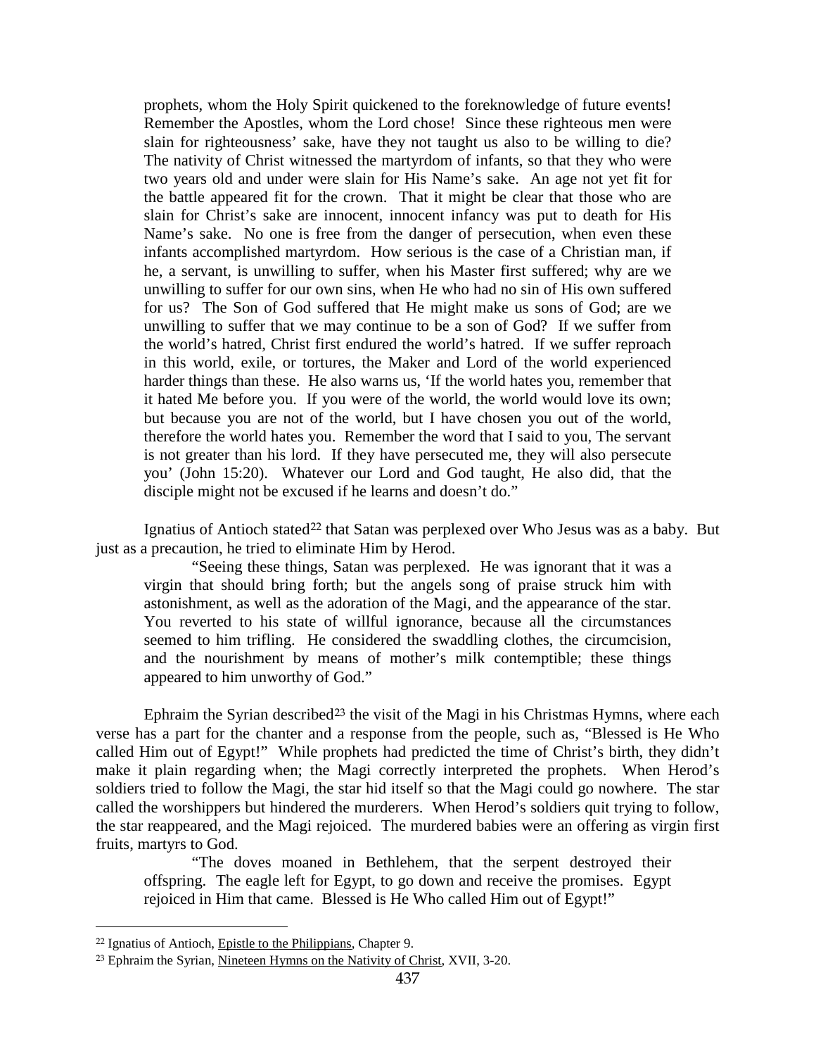> prophets, whom the Holy Spirit quickened to the foreknowledge of future events! Remember the Apostles, whom the Lord chose! Since these righteous men were slain for righteousness' sake, have they not taught us also to be willing to die? The nativity of Christ witnessed the martyrdom of infants, so that they who were two years old and under were slain for His Name's sake. An age not yet fit for the battle appeared fit for the crown. That it might be clear that those who are slain for Christ's sake are innocent, innocent infancy was put to death for His Name's sake. No one is free from the danger of persecution, when even these infants accomplished martyrdom. How serious is the case of a Christian man, if he, a servant, is unwilling to suffer, when his Master first suffered; why are we unwilling to suffer for our own sins, when He who had no sin of His own suffered for us? The Son of God suffered that He might make us sons of God; are we unwilling to suffer that we may continue to be a son of God? If we suffer from the world's hatred, Christ first endured the world's hatred. If we suffer reproach in this world, exile, or tortures, the Maker and Lord of the world experienced harder things than these. He also warns us, 'If the world hates you, remember that it hated Me before you. If you were of the world, the world would love its own; but because you are not of the world, but I have chosen you out of the world, therefore the world hates you. Remember the word that I said to you, The servant is not greater than his lord. If they have persecuted me, they will also persecute you' (John 15:20). Whatever our Lord and God taught, He also did, that the disciple might not be excused if he learns and doesn't do."

Ignatius of Antioch stated[22] that Satan was perplexed over Who Jesus was as a baby. But just as a precaution, he tried to eliminate Him by Herod.

> "Seeing these things, Satan was perplexed. He was ignorant that it was a virgin that should bring forth; but the angels song of praise struck him with astonishment, as well as the adoration of the Magi, and the appearance of the star. You reverted to his state of willful ignorance, because all the circumstances seemed to him trifling. He considered the swaddling clothes, the circumcision, and the nourishment by means of mother's milk contemptible; these things appeared to him unworthy of God."

Ephraim the Syrian described[23] the visit of the Magi in his Christmas Hymns, where each verse has a part for the chanter and a response from the people, such as, "Blessed is He Who called Him out of Egypt!" While prophets had predicted the time of Christ's birth, they didn't make it plain regarding when; the Magi correctly interpreted the prophets. When Herod's soldiers tried to follow the Magi, the star hid itself so that the Magi could go nowhere. The star called the worshippers but hindered the murderers. When Herod's soldiers quit trying to follow, the star reappeared, and the Magi rejoiced. The murdered babies were an offering as virgin first fruits, martyrs to God.

> "The doves moaned in Bethlehem, that the serpent destroyed their offspring. The eagle left for Egypt, to go down and receive the promises. Egypt rejoiced in Him that came. Blessed is He Who called Him out of Egypt!"

---

[22] Ignatius of Antioch, Epistle to the Philippians, Chapter 9.

[23] Ephraim the Syrian, Nineteen Hymns on the Nativity of Christ, XVII, 3-20.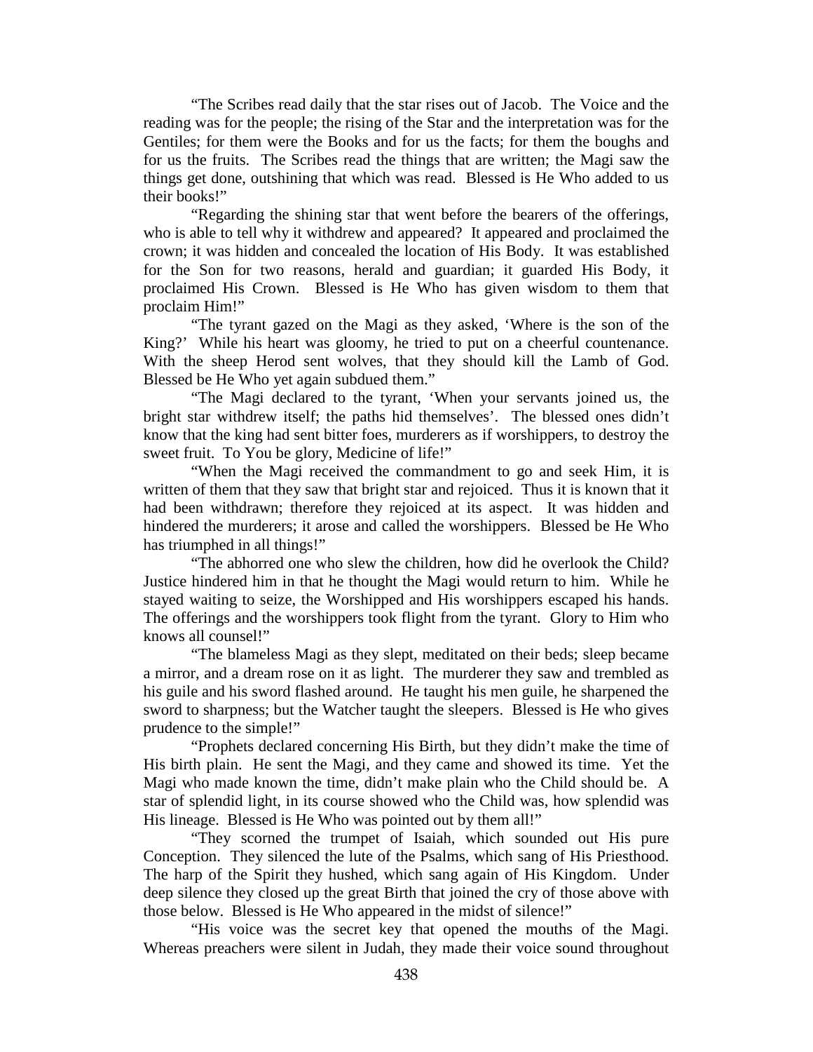"The Scribes read daily that the star rises out of Jacob. The Voice and the reading was for the people; the rising of the Star and the interpretation was for the Gentiles; for them were the Books and for us the facts; for them the boughs and for us the fruits. The Scribes read the things that are written; the Magi saw the things get done, outshining that which was read. Blessed is He Who added to us their books!"

"Regarding the shining star that went before the bearers of the offerings, who is able to tell why it withdrew and appeared? It appeared and proclaimed the crown; it was hidden and concealed the location of His Body. It was established for the Son for two reasons, herald and guardian; it guarded His Body, it proclaimed His Crown. Blessed is He Who has given wisdom to them that proclaim Him!"

"The tyrant gazed on the Magi as they asked, 'Where is the son of the King?' While his heart was gloomy, he tried to put on a cheerful countenance. With the sheep Herod sent wolves, that they should kill the Lamb of God. Blessed be He Who yet again subdued them."

"The Magi declared to the tyrant, 'When your servants joined us, the bright star withdrew itself; the paths hid themselves'. The blessed ones didn't know that the king had sent bitter foes, murderers as if worshippers, to destroy the sweet fruit. To You be glory, Medicine of life!"

"When the Magi received the commandment to go and seek Him, it is written of them that they saw that bright star and rejoiced. Thus it is known that it had been withdrawn; therefore they rejoiced at its aspect. It was hidden and hindered the murderers; it arose and called the worshippers. Blessed be He Who has triumphed in all things!"

"The abhorred one who slew the children, how did he overlook the Child? Justice hindered him in that he thought the Magi would return to him. While he stayed waiting to seize, the Worshipped and His worshippers escaped his hands. The offerings and the worshippers took flight from the tyrant. Glory to Him who knows all counsel!"

"The blameless Magi as they slept, meditated on their beds; sleep became a mirror, and a dream rose on it as light. The murderer they saw and trembled as his guile and his sword flashed around. He taught his men guile, he sharpened the sword to sharpness; but the Watcher taught the sleepers. Blessed is He who gives prudence to the simple!"

"Prophets declared concerning His Birth, but they didn't make the time of His birth plain. He sent the Magi, and they came and showed its time. Yet the Magi who made known the time, didn't make plain who the Child should be. A star of splendid light, in its course showed who the Child was, how splendid was His lineage. Blessed is He Who was pointed out by them all!"

"They scorned the trumpet of Isaiah, which sounded out His pure Conception. They silenced the lute of the Psalms, which sang of His Priesthood. The harp of the Spirit they hushed, which sang again of His Kingdom. Under deep silence they closed up the great Birth that joined the cry of those above with those below. Blessed is He Who appeared in the midst of silence!"

"His voice was the secret key that opened the mouths of the Magi. Whereas preachers were silent in Judah, they made their voice sound throughout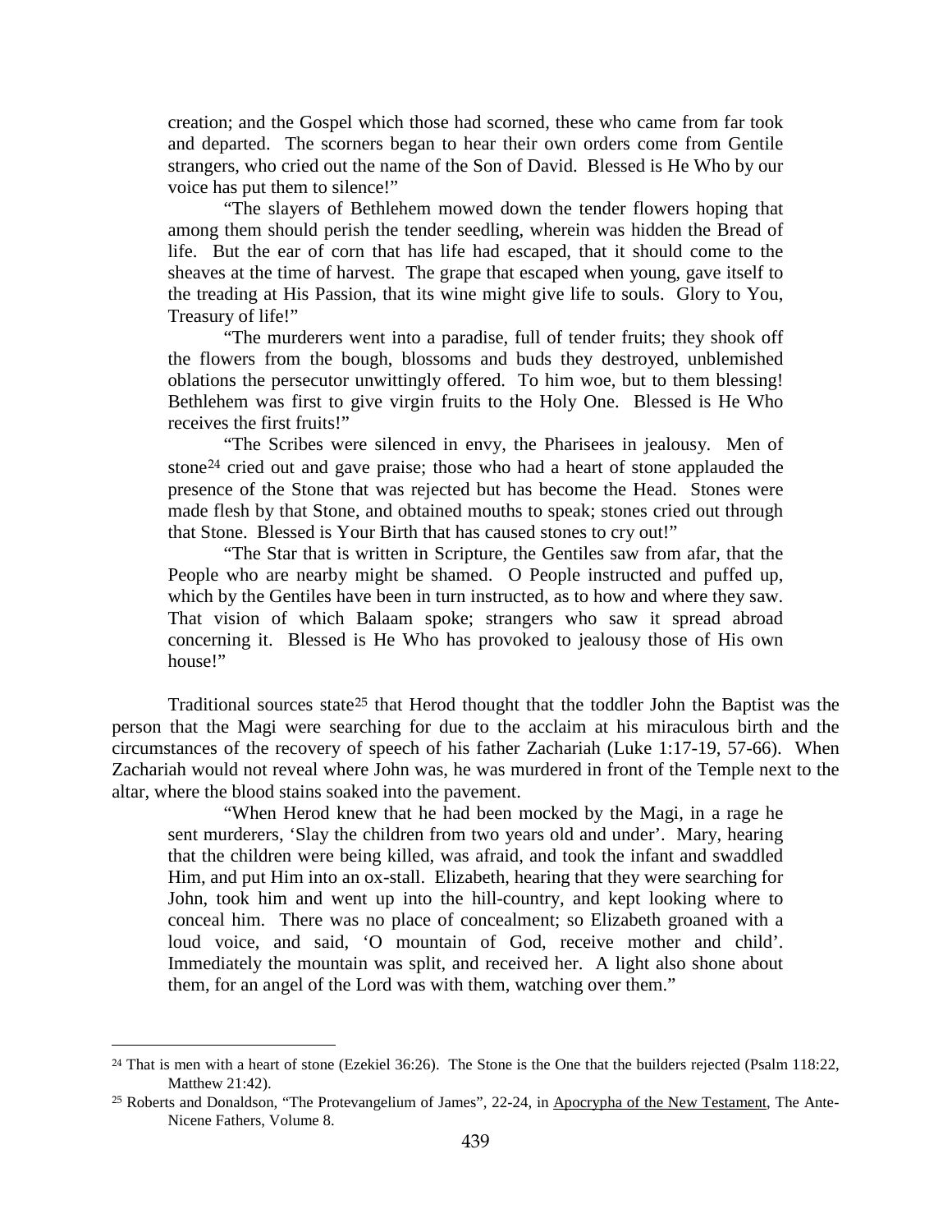creation; and the Gospel which those had scorned, these who came from far took and departed. The scorners began to hear their own orders come from Gentile strangers, who cried out the name of the Son of David. Blessed is He Who by our voice has put them to silence!"

"The slayers of Bethlehem mowed down the tender flowers hoping that among them should perish the tender seedling, wherein was hidden the Bread of life. But the ear of corn that has life had escaped, that it should come to the sheaves at the time of harvest. The grape that escaped when young, gave itself to the treading at His Passion, that its wine might give life to souls. Glory to You, Treasury of life!"

"The murderers went into a paradise, full of tender fruits; they shook off the flowers from the bough, blossoms and buds they destroyed, unblemished oblations the persecutor unwittingly offered. To him woe, but to them blessing! Bethlehem was first to give virgin fruits to the Holy One. Blessed is He Who receives the first fruits!"

"The Scribes were silenced in envy, the Pharisees in jealousy. Men of stone[24] cried out and gave praise; those who had a heart of stone applauded the presence of the Stone that was rejected but has become the Head. Stones were made flesh by that Stone, and obtained mouths to speak; stones cried out through that Stone. Blessed is Your Birth that has caused stones to cry out!"

"The Star that is written in Scripture, the Gentiles saw from afar, that the People who are nearby might be shamed. O People instructed and puffed up, which by the Gentiles have been in turn instructed, as to how and where they saw. That vision of which Balaam spoke; strangers who saw it spread abroad concerning it. Blessed is He Who has provoked to jealousy those of His own house!"

Traditional sources state[25] that Herod thought that the toddler John the Baptist was the person that the Magi were searching for due to the acclaim at his miraculous birth and the circumstances of the recovery of speech of his father Zachariah (Luke 1:17-19, 57-66). When Zachariah would not reveal where John was, he was murdered in front of the Temple next to the altar, where the blood stains soaked into the pavement.

"When Herod knew that he had been mocked by the Magi, in a rage he sent murderers, 'Slay the children from two years old and under'. Mary, hearing that the children were being killed, was afraid, and took the infant and swaddled Him, and put Him into an ox-stall. Elizabeth, hearing that they were searching for John, took him and went up into the hill-country, and kept looking where to conceal him. There was no place of concealment; so Elizabeth groaned with a loud voice, and said, 'O mountain of God, receive mother and child'. Immediately the mountain was split, and received her. A light also shone about them, for an angel of the Lord was with them, watching over them."

---

[24] That is men with a heart of stone (Ezekiel 36:26). The Stone is the One that the builders rejected (Psalm 118:22, Matthew 21:42).

[25] Roberts and Donaldson, "The Protevangelium of James", 22-24, in Apocrypha of the New Testament, The Ante-Nicene Fathers, Volume 8.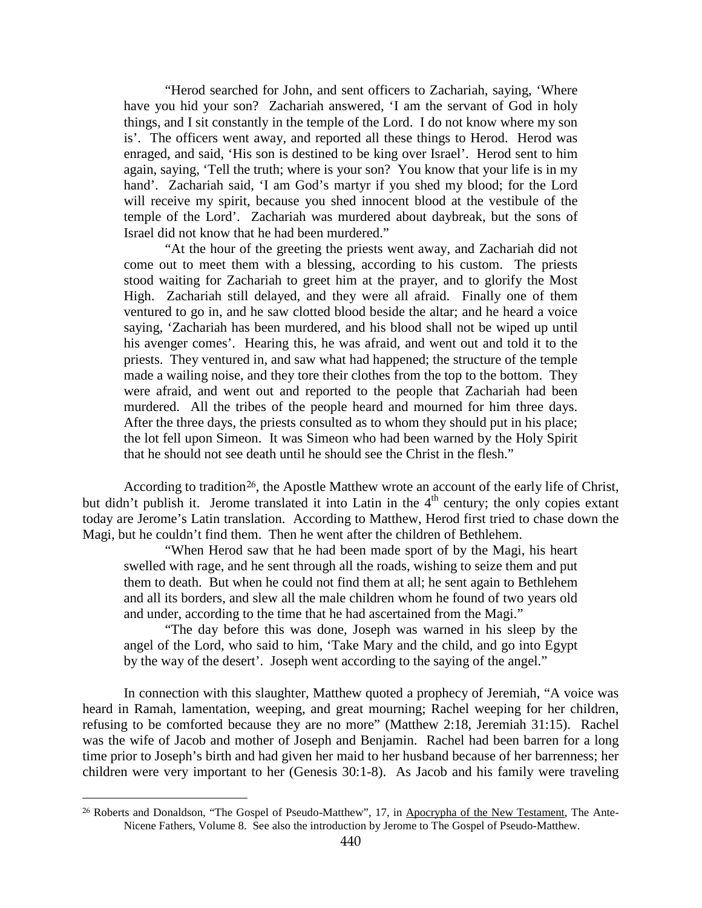> "Herod searched for John, and sent officers to Zachariah, saying, 'Where have you hid your son? Zachariah answered, 'I am the servant of God in holy things, and I sit constantly in the temple of the Lord. I do not know where my son is'. The officers went away, and reported all these things to Herod. Herod was enraged, and said, 'His son is destined to be king over Israel'. Herod sent to him again, saying, 'Tell the truth; where is your son? You know that your life is in my hand'. Zachariah said, 'I am God's martyr if you shed my blood; for the Lord will receive my spirit, because you shed innocent blood at the vestibule of the temple of the Lord'. Zachariah was murdered about daybreak, but the sons of Israel did not know that he had been murdered."
>
> "At the hour of the greeting the priests went away, and Zachariah did not come out to meet them with a blessing, according to his custom. The priests stood waiting for Zachariah to greet him at the prayer, and to glorify the Most High. Zachariah still delayed, and they were all afraid. Finally one of them ventured to go in, and he saw clotted blood beside the altar; and he heard a voice saying, 'Zachariah has been murdered, and his blood shall not be wiped up until his avenger comes'. Hearing this, he was afraid, and went out and told it to the priests. They ventured in, and saw what had happened; the structure of the temple made a wailing noise, and they tore their clothes from the top to the bottom. They were afraid, and went out and reported to the people that Zachariah had been murdered. All the tribes of the people heard and mourned for him three days. After the three days, the priests consulted as to whom they should put in his place; the lot fell upon Simeon. It was Simeon who had been warned by the Holy Spirit that he should not see death until he should see the Christ in the flesh."

According to tradition[26], the Apostle Matthew wrote an account of the early life of Christ, but didn't publish it. Jerome translated it into Latin in the 4th century; the only copies extant today are Jerome's Latin translation. According to Matthew, Herod first tried to chase down the Magi, but he couldn't find them. Then he went after the children of Bethlehem.

> "When Herod saw that he had been made sport of by the Magi, his heart swelled with rage, and he sent through all the roads, wishing to seize them and put them to death. But when he could not find them at all; he sent again to Bethlehem and all its borders, and slew all the male children whom he found of two years old and under, according to the time that he had ascertained from the Magi."
>
> "The day before this was done, Joseph was warned in his sleep by the angel of the Lord, who said to him, 'Take Mary and the child, and go into Egypt by the way of the desert'. Joseph went according to the saying of the angel."

In connection with this slaughter, Matthew quoted a prophecy of Jeremiah, "A voice was heard in Ramah, lamentation, weeping, and great mourning; Rachel weeping for her children, refusing to be comforted because they are no more" (Matthew 2:18, Jeremiah 31:15). Rachel was the wife of Jacob and mother of Joseph and Benjamin. Rachel had been barren for a long time prior to Joseph's birth and had given her maid to her husband because of her barrenness; her children were very important to her (Genesis 30:1-8). As Jacob and his family were traveling

[26] Roberts and Donaldson, "The Gospel of Pseudo-Matthew", 17, in Apocrypha of the New Testament, The Ante-Nicene Fathers, Volume 8. See also the introduction by Jerome to The Gospel of Pseudo-Matthew.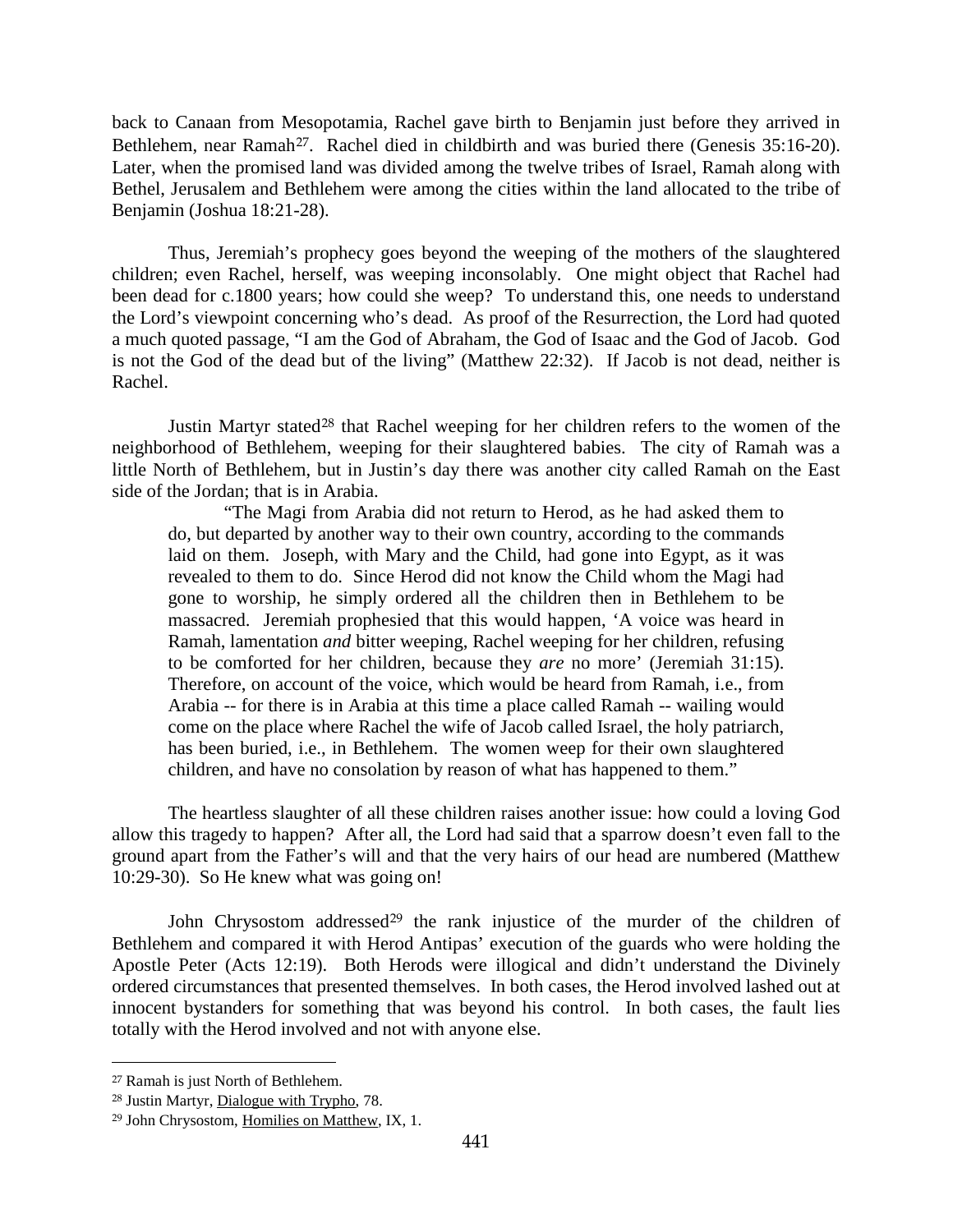back to Canaan from Mesopotamia, Rachel gave birth to Benjamin just before they arrived in Bethlehem, near Ramah[27]. Rachel died in childbirth and was buried there (Genesis 35:16-20). Later, when the promised land was divided among the twelve tribes of Israel, Ramah along with Bethel, Jerusalem and Bethlehem were among the cities within the land allocated to the tribe of Benjamin (Joshua 18:21-28).

Thus, Jeremiah's prophecy goes beyond the weeping of the mothers of the slaughtered children; even Rachel, herself, was weeping inconsolably. One might object that Rachel had been dead for c.1800 years; how could she weep? To understand this, one needs to understand the Lord's viewpoint concerning who's dead. As proof of the Resurrection, the Lord had quoted a much quoted passage, "I am the God of Abraham, the God of Isaac and the God of Jacob. God is not the God of the dead but of the living" (Matthew 22:32). If Jacob is not dead, neither is Rachel.

Justin Martyr stated[28] that Rachel weeping for her children refers to the women of the neighborhood of Bethlehem, weeping for their slaughtered babies. The city of Ramah was a little North of Bethlehem, but in Justin's day there was another city called Ramah on the East side of the Jordan; that is in Arabia.

> "The Magi from Arabia did not return to Herod, as he had asked them to do, but departed by another way to their own country, according to the commands laid on them. Joseph, with Mary and the Child, had gone into Egypt, as it was revealed to them to do. Since Herod did not know the Child whom the Magi had gone to worship, he simply ordered all the children then in Bethlehem to be massacred. Jeremiah prophesied that this would happen, 'A voice was heard in Ramah, lamentation *and* bitter weeping, Rachel weeping for her children, refusing to be comforted for her children, because they *are* no more' (Jeremiah 31:15). Therefore, on account of the voice, which would be heard from Ramah, i.e., from Arabia -- for there is in Arabia at this time a place called Ramah -- wailing would come on the place where Rachel the wife of Jacob called Israel, the holy patriarch, has been buried, i.e., in Bethlehem. The women weep for their own slaughtered children, and have no consolation by reason of what has happened to them."

The heartless slaughter of all these children raises another issue: how could a loving God allow this tragedy to happen? After all, the Lord had said that a sparrow doesn't even fall to the ground apart from the Father's will and that the very hairs of our head are numbered (Matthew 10:29-30). So He knew what was going on!

John Chrysostom addressed[29] the rank injustice of the murder of the children of Bethlehem and compared it with Herod Antipas' execution of the guards who were holding the Apostle Peter (Acts 12:19). Both Herods were illogical and didn't understand the Divinely ordered circumstances that presented themselves. In both cases, the Herod involved lashed out at innocent bystanders for something that was beyond his control. In both cases, the fault lies totally with the Herod involved and not with anyone else.

---

[27] Ramah is just North of Bethlehem.

[28] Justin Martyr, Dialogue with Trypho, 78.

[29] John Chrysostom, Homilies on Matthew, IX, 1.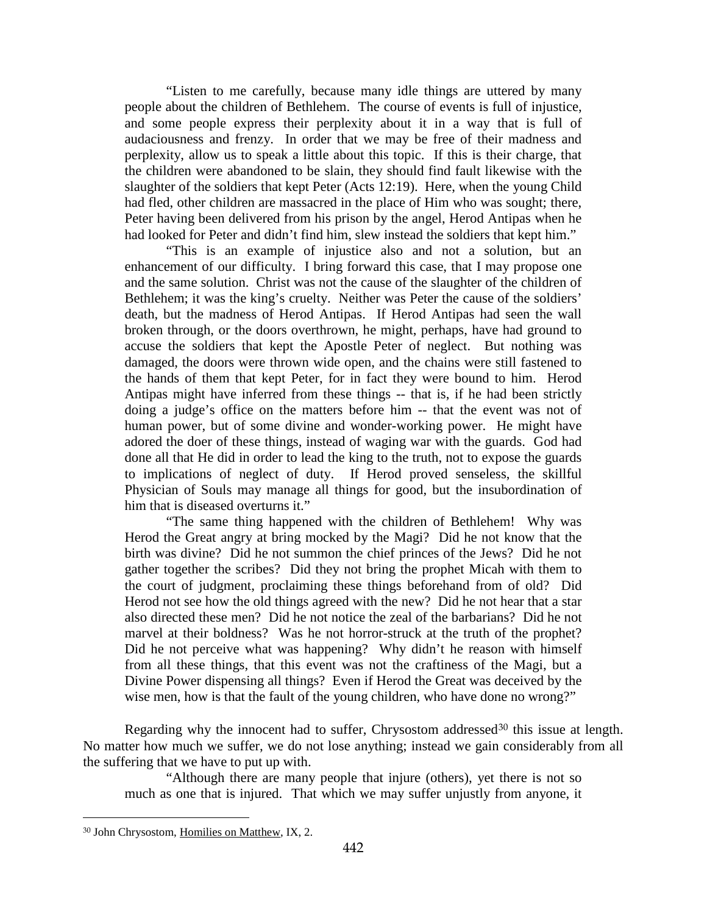"Listen to me carefully, because many idle things are uttered by many people about the children of Bethlehem. The course of events is full of injustice, and some people express their perplexity about it in a way that is full of audaciousness and frenzy. In order that we may be free of their madness and perplexity, allow us to speak a little about this topic. If this is their charge, that the children were abandoned to be slain, they should find fault likewise with the slaughter of the soldiers that kept Peter (Acts 12:19). Here, when the young Child had fled, other children are massacred in the place of Him who was sought; there, Peter having been delivered from his prison by the angel, Herod Antipas when he had looked for Peter and didn't find him, slew instead the soldiers that kept him."

"This is an example of injustice also and not a solution, but an enhancement of our difficulty. I bring forward this case, that I may propose one and the same solution. Christ was not the cause of the slaughter of the children of Bethlehem; it was the king's cruelty. Neither was Peter the cause of the soldiers' death, but the madness of Herod Antipas. If Herod Antipas had seen the wall broken through, or the doors overthrown, he might, perhaps, have had ground to accuse the soldiers that kept the Apostle Peter of neglect. But nothing was damaged, the doors were thrown wide open, and the chains were still fastened to the hands of them that kept Peter, for in fact they were bound to him. Herod Antipas might have inferred from these things -- that is, if he had been strictly doing a judge's office on the matters before him -- that the event was not of human power, but of some divine and wonder-working power. He might have adored the doer of these things, instead of waging war with the guards. God had done all that He did in order to lead the king to the truth, not to expose the guards to implications of neglect of duty. If Herod proved senseless, the skillful Physician of Souls may manage all things for good, but the insubordination of him that is diseased overturns it."

"The same thing happened with the children of Bethlehem! Why was Herod the Great angry at bring mocked by the Magi? Did he not know that the birth was divine? Did he not summon the chief princes of the Jews? Did he not gather together the scribes? Did they not bring the prophet Micah with them to the court of judgment, proclaiming these things beforehand from of old? Did Herod not see how the old things agreed with the new? Did he not hear that a star also directed these men? Did he not notice the zeal of the barbarians? Did he not marvel at their boldness? Was he not horror-struck at the truth of the prophet? Did he not perceive what was happening? Why didn't he reason with himself from all these things, that this event was not the craftiness of the Magi, but a Divine Power dispensing all things? Even if Herod the Great was deceived by the wise men, how is that the fault of the young children, who have done no wrong?"

Regarding why the innocent had to suffer, Chrysostom addressed[30] this issue at length. No matter how much we suffer, we do not lose anything; instead we gain considerably from all the suffering that we have to put up with.

"Although there are many people that injure (others), yet there is not so much as one that is injured. That which we may suffer unjustly from anyone, it

[30] John Chrysostom, Homilies on Matthew, IX, 2.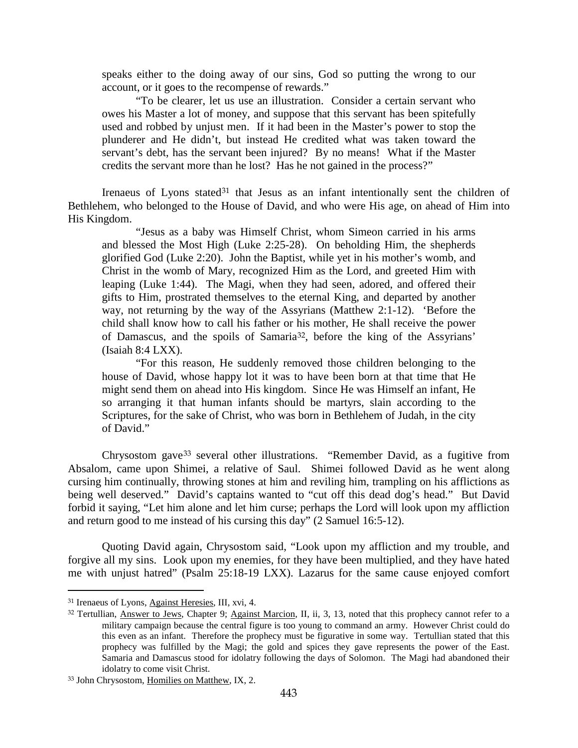speaks either to the doing away of our sins, God so putting the wrong to our account, or it goes to the recompense of rewards."

"To be clearer, let us use an illustration. Consider a certain servant who owes his Master a lot of money, and suppose that this servant has been spitefully used and robbed by unjust men. If it had been in the Master's power to stop the plunderer and He didn't, but instead He credited what was taken toward the servant's debt, has the servant been injured? By no means! What if the Master credits the servant more than he lost? Has he not gained in the process?"

Irenaeus of Lyons stated[31] that Jesus as an infant intentionally sent the children of Bethlehem, who belonged to the House of David, and who were His age, on ahead of Him into His Kingdom.

"Jesus as a baby was Himself Christ, whom Simeon carried in his arms and blessed the Most High (Luke 2:25-28). On beholding Him, the shepherds glorified God (Luke 2:20). John the Baptist, while yet in his mother's womb, and Christ in the womb of Mary, recognized Him as the Lord, and greeted Him with leaping (Luke 1:44). The Magi, when they had seen, adored, and offered their gifts to Him, prostrated themselves to the eternal King, and departed by another way, not returning by the way of the Assyrians (Matthew 2:1-12). 'Before the child shall know how to call his father or his mother, He shall receive the power of Damascus, and the spoils of Samaria[32], before the king of the Assyrians' (Isaiah 8:4 LXX).

"For this reason, He suddenly removed those children belonging to the house of David, whose happy lot it was to have been born at that time that He might send them on ahead into His kingdom. Since He was Himself an infant, He so arranging it that human infants should be martyrs, slain according to the Scriptures, for the sake of Christ, who was born in Bethlehem of Judah, in the city of David."

Chrysostom gave[33] several other illustrations. "Remember David, as a fugitive from Absalom, came upon Shimei, a relative of Saul. Shimei followed David as he went along cursing him continually, throwing stones at him and reviling him, trampling on his afflictions as being well deserved." David's captains wanted to "cut off this dead dog's head." But David forbid it saying, "Let him alone and let him curse; perhaps the Lord will look upon my affliction and return good to me instead of his cursing this day" (2 Samuel 16:5-12).

Quoting David again, Chrysostom said, "Look upon my affliction and my trouble, and forgive all my sins. Look upon my enemies, for they have been multiplied, and they have hated me with unjust hatred" (Psalm 25:18-19 LXX). Lazarus for the same cause enjoyed comfort

---

[31] Irenaeus of Lyons, Against Heresies, III, xvi, 4.

[32] Tertullian, Answer to Jews, Chapter 9; Against Marcion, II, ii, 3, 13, noted that this prophecy cannot refer to a military campaign because the central figure is too young to command an army. However Christ could do this even as an infant. Therefore the prophecy must be figurative in some way. Tertullian stated that this prophecy was fulfilled by the Magi; the gold and spices they gave represents the power of the East. Samaria and Damascus stood for idolatry following the days of Solomon. The Magi had abandoned their idolatry to come visit Christ.

[33] John Chrysostom, Homilies on Matthew, IX, 2.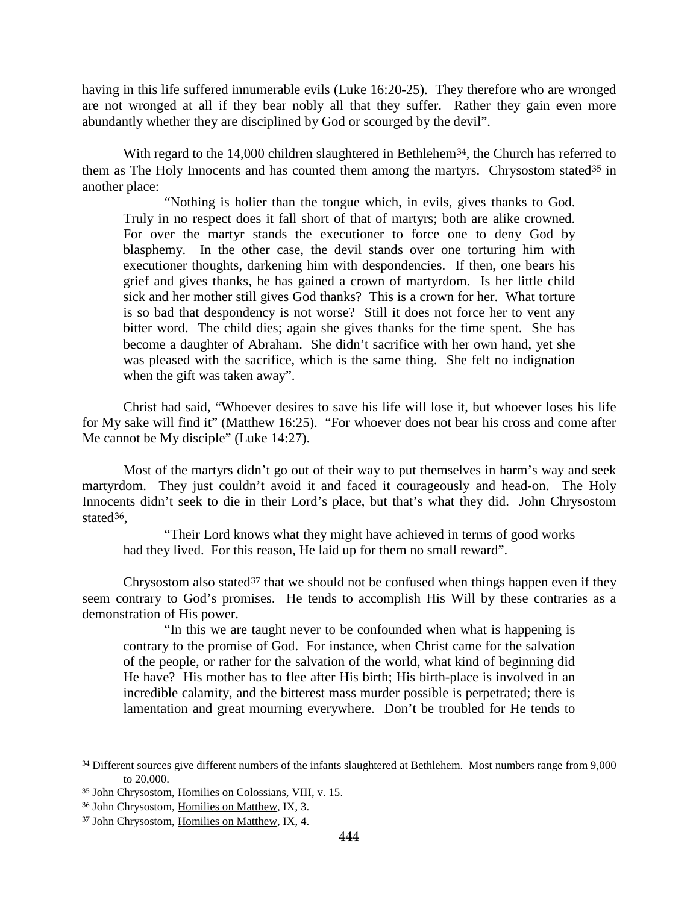having in this life suffered innumerable evils (Luke 16:20-25). They therefore who are wronged are not wronged at all if they bear nobly all that they suffer. Rather they gain even more abundantly whether they are disciplined by God or scourged by the devil".

With regard to the 14,000 children slaughtered in Bethlehem[34], the Church has referred to them as The Holy Innocents and has counted them among the martyrs. Chrysostom stated[35] in another place:

> "Nothing is holier than the tongue which, in evils, gives thanks to God. Truly in no respect does it fall short of that of martyrs; both are alike crowned. For over the martyr stands the executioner to force one to deny God by blasphemy. In the other case, the devil stands over one torturing him with executioner thoughts, darkening him with despondencies. If then, one bears his grief and gives thanks, he has gained a crown of martyrdom. Is her little child sick and her mother still gives God thanks? This is a crown for her. What torture is so bad that despondency is not worse? Still it does not force her to vent any bitter word. The child dies; again she gives thanks for the time spent. She has become a daughter of Abraham. She didn't sacrifice with her own hand, yet she was pleased with the sacrifice, which is the same thing. She felt no indignation when the gift was taken away".

Christ had said, "Whoever desires to save his life will lose it, but whoever loses his life for My sake will find it" (Matthew 16:25). "For whoever does not bear his cross and come after Me cannot be My disciple" (Luke 14:27).

Most of the martyrs didn't go out of their way to put themselves in harm's way and seek martyrdom. They just couldn't avoid it and faced it courageously and head-on. The Holy Innocents didn't seek to die in their Lord's place, but that's what they did. John Chrysostom stated[36],

> "Their Lord knows what they might have achieved in terms of good works had they lived. For this reason, He laid up for them no small reward".

Chrysostom also stated[37] that we should not be confused when things happen even if they seem contrary to God's promises. He tends to accomplish His Will by these contraries as a demonstration of His power.

> "In this we are taught never to be confounded when what is happening is contrary to the promise of God. For instance, when Christ came for the salvation of the people, or rather for the salvation of the world, what kind of beginning did He have? His mother has to flee after His birth; His birth-place is involved in an incredible calamity, and the bitterest mass murder possible is perpetrated; there is lamentation and great mourning everywhere. Don't be troubled for He tends to

---

[34] Different sources give different numbers of the infants slaughtered at Bethlehem. Most numbers range from 9,000 to 20,000.

[35] John Chrysostom, Homilies on Colossians, VIII, v. 15.

[36] John Chrysostom, Homilies on Matthew, IX, 3.

[37] John Chrysostom, Homilies on Matthew, IX, 4.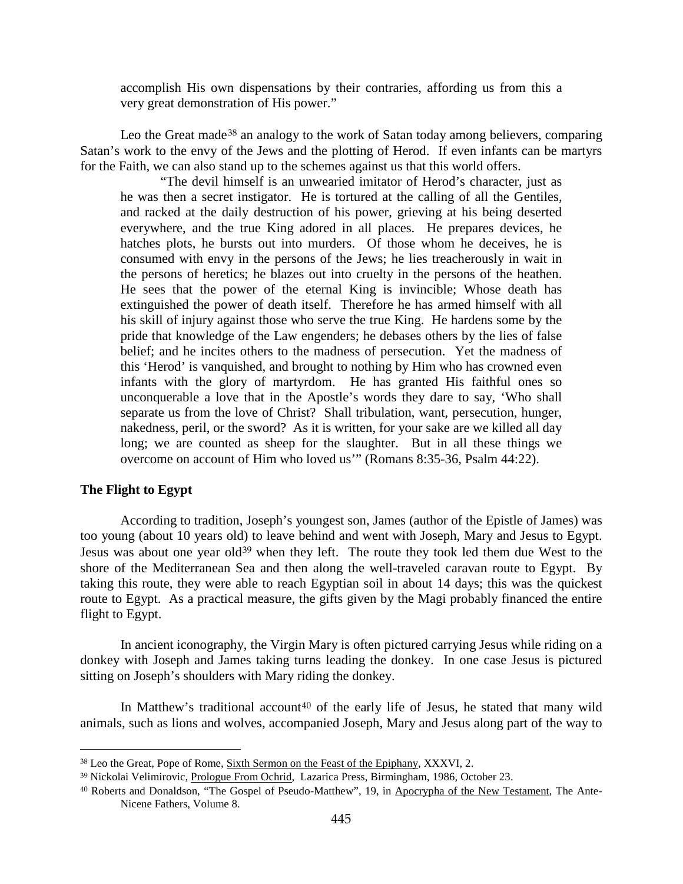accomplish His own dispensations by their contraries, affording us from this a very great demonstration of His power."

Leo the Great made[38] an analogy to the work of Satan today among believers, comparing Satan's work to the envy of the Jews and the plotting of Herod. If even infants can be martyrs for the Faith, we can also stand up to the schemes against us that this world offers.

> "The devil himself is an unwearied imitator of Herod's character, just as he was then a secret instigator. He is tortured at the calling of all the Gentiles, and racked at the daily destruction of his power, grieving at his being deserted everywhere, and the true King adored in all places. He prepares devices, he hatches plots, he bursts out into murders. Of those whom he deceives, he is consumed with envy in the persons of the Jews; he lies treacherously in wait in the persons of heretics; he blazes out into cruelty in the persons of the heathen. He sees that the power of the eternal King is invincible; Whose death has extinguished the power of death itself. Therefore he has armed himself with all his skill of injury against those who serve the true King. He hardens some by the pride that knowledge of the Law engenders; he debases others by the lies of false belief; and he incites others to the madness of persecution. Yet the madness of this 'Herod' is vanquished, and brought to nothing by Him who has crowned even infants with the glory of martyrdom. He has granted His faithful ones so unconquerable a love that in the Apostle's words they dare to say, 'Who shall separate us from the love of Christ? Shall tribulation, want, persecution, hunger, nakedness, peril, or the sword? As it is written, for your sake are we killed all day long; we are counted as sheep for the slaughter. But in all these things we overcome on account of Him who loved us'" (Romans 8:35-36, Psalm 44:22).

**The Flight to Egypt**

According to tradition, Joseph's youngest son, James (author of the Epistle of James) was too young (about 10 years old) to leave behind and went with Joseph, Mary and Jesus to Egypt. Jesus was about one year old[39] when they left. The route they took led them due West to the shore of the Mediterranean Sea and then along the well-traveled caravan route to Egypt. By taking this route, they were able to reach Egyptian soil in about 14 days; this was the quickest route to Egypt. As a practical measure, the gifts given by the Magi probably financed the entire flight to Egypt.

In ancient iconography, the Virgin Mary is often pictured carrying Jesus while riding on a donkey with Joseph and James taking turns leading the donkey. In one case Jesus is pictured sitting on Joseph's shoulders with Mary riding the donkey.

In Matthew's traditional account[40] of the early life of Jesus, he stated that many wild animals, such as lions and wolves, accompanied Joseph, Mary and Jesus along part of the way to

---

[38] Leo the Great, Pope of Rome, Sixth Sermon on the Feast of the Epiphany, XXXVI, 2.

[39] Nickolai Velimirovic, Prologue From Ochrid, Lazarica Press, Birmingham, 1986, October 23.

[40] Roberts and Donaldson, "The Gospel of Pseudo-Matthew", 19, in Apocrypha of the New Testament, The Ante-Nicene Fathers, Volume 8.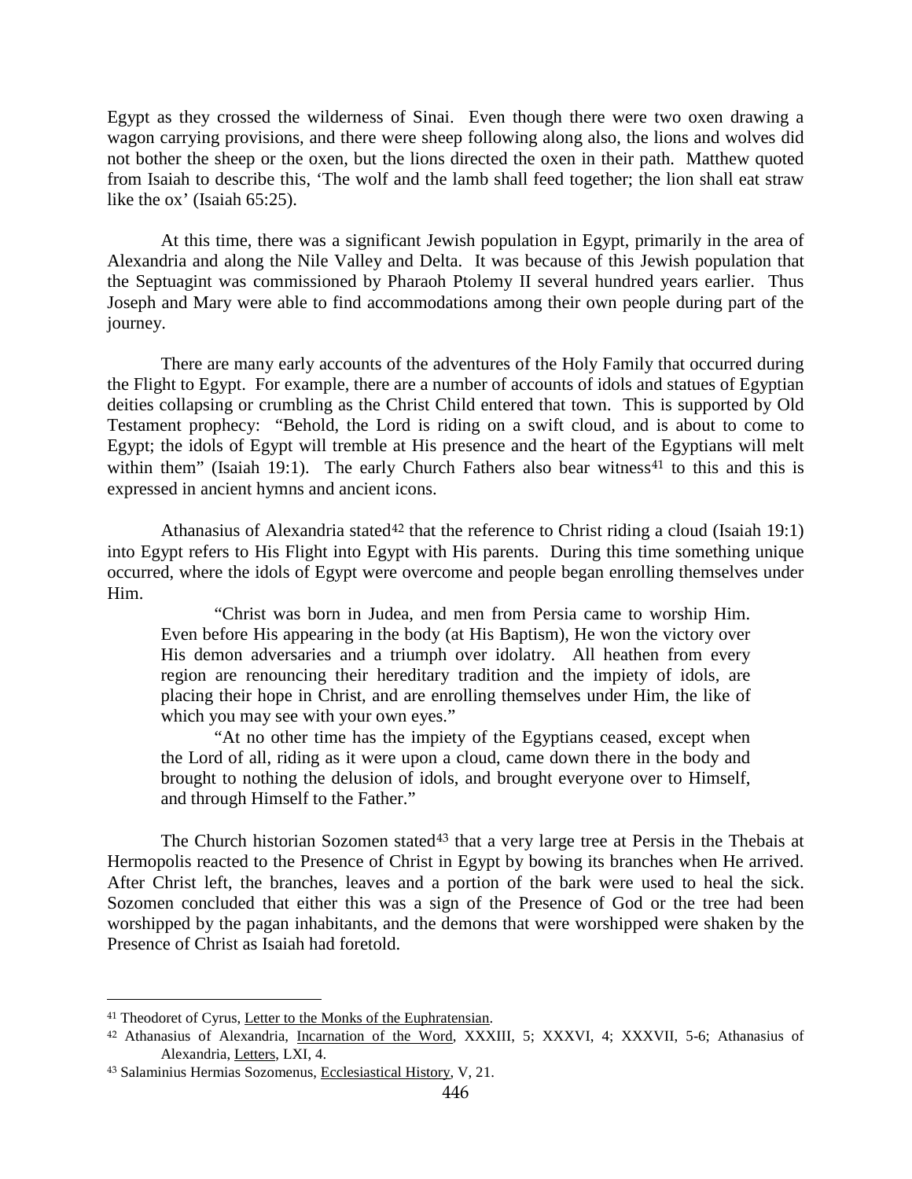Egypt as they crossed the wilderness of Sinai. Even though there were two oxen drawing a wagon carrying provisions, and there were sheep following along also, the lions and wolves did not bother the sheep or the oxen, but the lions directed the oxen in their path. Matthew quoted from Isaiah to describe this, 'The wolf and the lamb shall feed together; the lion shall eat straw like the ox' (Isaiah 65:25).

At this time, there was a significant Jewish population in Egypt, primarily in the area of Alexandria and along the Nile Valley and Delta. It was because of this Jewish population that the Septuagint was commissioned by Pharaoh Ptolemy II several hundred years earlier. Thus Joseph and Mary were able to find accommodations among their own people during part of the journey.

There are many early accounts of the adventures of the Holy Family that occurred during the Flight to Egypt. For example, there are a number of accounts of idols and statues of Egyptian deities collapsing or crumbling as the Christ Child entered that town. This is supported by Old Testament prophecy: "Behold, the Lord is riding on a swift cloud, and is about to come to Egypt; the idols of Egypt will tremble at His presence and the heart of the Egyptians will melt within them" (Isaiah 19:1). The early Church Fathers also bear witness[41] to this and this is expressed in ancient hymns and ancient icons.

Athanasius of Alexandria stated[42] that the reference to Christ riding a cloud (Isaiah 19:1) into Egypt refers to His Flight into Egypt with His parents. During this time something unique occurred, where the idols of Egypt were overcome and people began enrolling themselves under Him.

> "Christ was born in Judea, and men from Persia came to worship Him. Even before His appearing in the body (at His Baptism), He won the victory over His demon adversaries and a triumph over idolatry. All heathen from every region are renouncing their hereditary tradition and the impiety of idols, are placing their hope in Christ, and are enrolling themselves under Him, the like of which you may see with your own eyes."
>
> "At no other time has the impiety of the Egyptians ceased, except when the Lord of all, riding as it were upon a cloud, came down there in the body and brought to nothing the delusion of idols, and brought everyone over to Himself, and through Himself to the Father."

The Church historian Sozomen stated[43] that a very large tree at Persis in the Thebais at Hermopolis reacted to the Presence of Christ in Egypt by bowing its branches when He arrived. After Christ left, the branches, leaves and a portion of the bark were used to heal the sick. Sozomen concluded that either this was a sign of the Presence of God or the tree had been worshipped by the pagan inhabitants, and the demons that were worshipped were shaken by the Presence of Christ as Isaiah had foretold.

---

[41] Theodoret of Cyrus, Letter to the Monks of the Euphratensian.

[42] Athanasius of Alexandria, Incarnation of the Word, XXXIII, 5; XXXVI, 4; XXXVII, 5-6; Athanasius of Alexandria, Letters, LXI, 4.

[43] Salaminius Hermias Sozomenus, Ecclesiastical History, V, 21.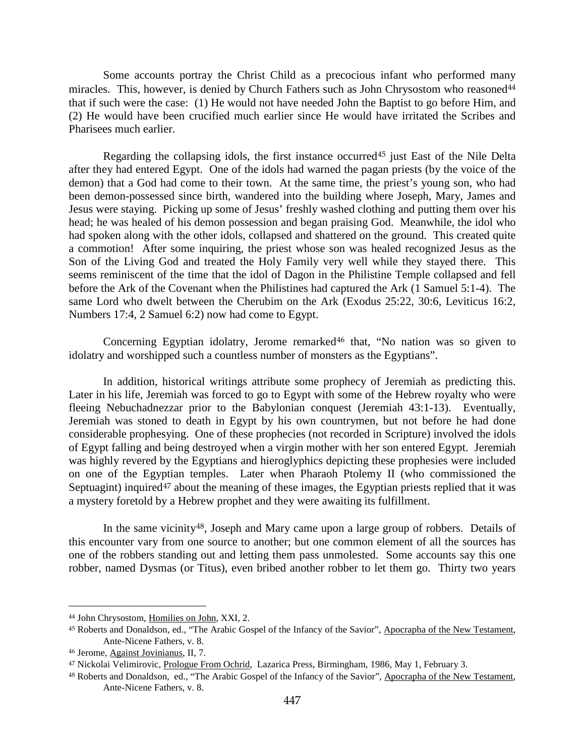Some accounts portray the Christ Child as a precocious infant who performed many miracles. This, however, is denied by Church Fathers such as John Chrysostom who reasoned[44] that if such were the case: (1) He would not have needed John the Baptist to go before Him, and (2) He would have been crucified much earlier since He would have irritated the Scribes and Pharisees much earlier.

Regarding the collapsing idols, the first instance occurred[45] just East of the Nile Delta after they had entered Egypt. One of the idols had warned the pagan priests (by the voice of the demon) that a God had come to their town. At the same time, the priest's young son, who had been demon-possessed since birth, wandered into the building where Joseph, Mary, James and Jesus were staying. Picking up some of Jesus' freshly washed clothing and putting them over his head; he was healed of his demon possession and began praising God. Meanwhile, the idol who had spoken along with the other idols, collapsed and shattered on the ground. This created quite a commotion! After some inquiring, the priest whose son was healed recognized Jesus as the Son of the Living God and treated the Holy Family very well while they stayed there. This seems reminiscent of the time that the idol of Dagon in the Philistine Temple collapsed and fell before the Ark of the Covenant when the Philistines had captured the Ark (1 Samuel 5:1-4). The same Lord who dwelt between the Cherubim on the Ark (Exodus 25:22, 30:6, Leviticus 16:2, Numbers 17:4, 2 Samuel 6:2) now had come to Egypt.

Concerning Egyptian idolatry, Jerome remarked[46] that, "No nation was so given to idolatry and worshipped such a countless number of monsters as the Egyptians".

In addition, historical writings attribute some prophecy of Jeremiah as predicting this. Later in his life, Jeremiah was forced to go to Egypt with some of the Hebrew royalty who were fleeing Nebuchadnezzar prior to the Babylonian conquest (Jeremiah 43:1-13). Eventually, Jeremiah was stoned to death in Egypt by his own countrymen, but not before he had done considerable prophesying. One of these prophecies (not recorded in Scripture) involved the idols of Egypt falling and being destroyed when a virgin mother with her son entered Egypt. Jeremiah was highly revered by the Egyptians and hieroglyphics depicting these prophesies were included on one of the Egyptian temples. Later when Pharaoh Ptolemy II (who commissioned the Septuagint) inquired[47] about the meaning of these images, the Egyptian priests replied that it was a mystery foretold by a Hebrew prophet and they were awaiting its fulfillment.

In the same vicinity[48], Joseph and Mary came upon a large group of robbers. Details of this encounter vary from one source to another; but one common element of all the sources has one of the robbers standing out and letting them pass unmolested. Some accounts say this one robber, named Dysmas (or Titus), even bribed another robber to let them go. Thirty two years

---

[44] John Chrysostom, Homilies on John, XXI, 2.

[45] Roberts and Donaldson, ed., "The Arabic Gospel of the Infancy of the Savior", Apocrapha of the New Testament, Ante-Nicene Fathers, v. 8.

[46] Jerome, Against Jovinianus, II, 7.

[47] Nickolai Velimirovic, Prologue From Ochrid, Lazarica Press, Birmingham, 1986, May 1, February 3.

[48] Roberts and Donaldson, ed., "The Arabic Gospel of the Infancy of the Savior", Apocrapha of the New Testament, Ante-Nicene Fathers, v. 8.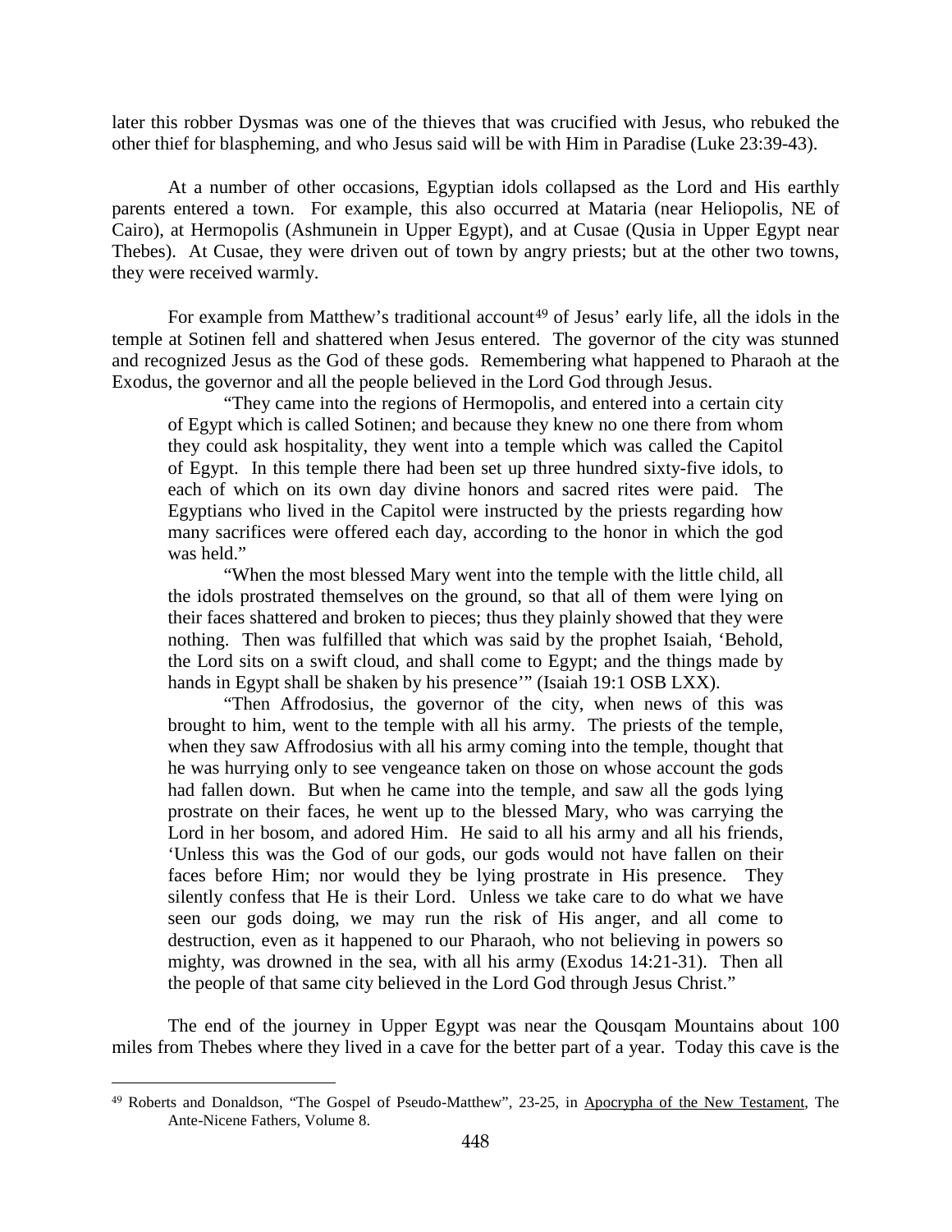later this robber Dysmas was one of the thieves that was crucified with Jesus, who rebuked the other thief for blaspheming, and who Jesus said will be with Him in Paradise (Luke 23:39-43).

At a number of other occasions, Egyptian idols collapsed as the Lord and His earthly parents entered a town. For example, this also occurred at Mataria (near Heliopolis, NE of Cairo), at Hermopolis (Ashmunein in Upper Egypt), and at Cusae (Qusia in Upper Egypt near Thebes). At Cusae, they were driven out of town by angry priests; but at the other two towns, they were received warmly.

For example from Matthew's traditional account[49] of Jesus' early life, all the idols in the temple at Sotinen fell and shattered when Jesus entered. The governor of the city was stunned and recognized Jesus as the God of these gods. Remembering what happened to Pharaoh at the Exodus, the governor and all the people believed in the Lord God through Jesus.

> "They came into the regions of Hermopolis, and entered into a certain city of Egypt which is called Sotinen; and because they knew no one there from whom they could ask hospitality, they went into a temple which was called the Capitol of Egypt. In this temple there had been set up three hundred sixty-five idols, to each of which on its own day divine honors and sacred rites were paid. The Egyptians who lived in the Capitol were instructed by the priests regarding how many sacrifices were offered each day, according to the honor in which the god was held."
>
> "When the most blessed Mary went into the temple with the little child, all the idols prostrated themselves on the ground, so that all of them were lying on their faces shattered and broken to pieces; thus they plainly showed that they were nothing. Then was fulfilled that which was said by the prophet Isaiah, 'Behold, the Lord sits on a swift cloud, and shall come to Egypt; and the things made by hands in Egypt shall be shaken by his presence'" (Isaiah 19:1 OSB LXX).
>
> "Then Affrodosius, the governor of the city, when news of this was brought to him, went to the temple with all his army. The priests of the temple, when they saw Affrodosius with all his army coming into the temple, thought that he was hurrying only to see vengeance taken on those on whose account the gods had fallen down. But when he came into the temple, and saw all the gods lying prostrate on their faces, he went up to the blessed Mary, who was carrying the Lord in her bosom, and adored Him. He said to all his army and all his friends, 'Unless this was the God of our gods, our gods would not have fallen on their faces before Him; nor would they be lying prostrate in His presence. They silently confess that He is their Lord. Unless we take care to do what we have seen our gods doing, we may run the risk of His anger, and all come to destruction, even as it happened to our Pharaoh, who not believing in powers so mighty, was drowned in the sea, with all his army (Exodus 14:21-31). Then all the people of that same city believed in the Lord God through Jesus Christ."

The end of the journey in Upper Egypt was near the Qousqam Mountains about 100 miles from Thebes where they lived in a cave for the better part of a year. Today this cave is the

---

[49] Roberts and Donaldson, "The Gospel of Pseudo-Matthew", 23-25, in Apocrypha of the New Testament, The Ante-Nicene Fathers, Volume 8.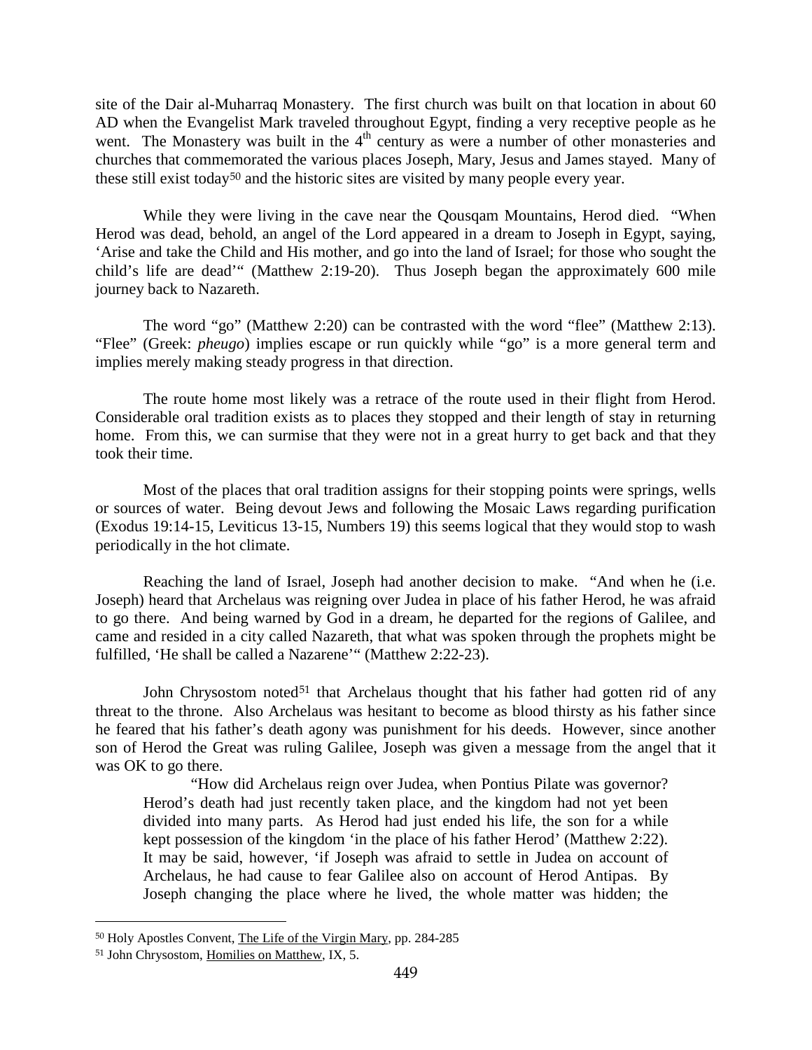site of the Dair al-Muharraq Monastery. The first church was built on that location in about 60 AD when the Evangelist Mark traveled throughout Egypt, finding a very receptive people as he went. The Monastery was built in the 4th century as were a number of other monasteries and churches that commemorated the various places Joseph, Mary, Jesus and James stayed. Many of these still exist today[50] and the historic sites are visited by many people every year.

While they were living in the cave near the Qousqam Mountains, Herod died. "When Herod was dead, behold, an angel of the Lord appeared in a dream to Joseph in Egypt, saying, 'Arise and take the Child and His mother, and go into the land of Israel; for those who sought the child's life are dead'" (Matthew 2:19-20). Thus Joseph began the approximately 600 mile journey back to Nazareth.

The word "go" (Matthew 2:20) can be contrasted with the word "flee" (Matthew 2:13). "Flee" (Greek: *pheugo*) implies escape or run quickly while "go" is a more general term and implies merely making steady progress in that direction.

The route home most likely was a retrace of the route used in their flight from Herod. Considerable oral tradition exists as to places they stopped and their length of stay in returning home. From this, we can surmise that they were not in a great hurry to get back and that they took their time.

Most of the places that oral tradition assigns for their stopping points were springs, wells or sources of water. Being devout Jews and following the Mosaic Laws regarding purification (Exodus 19:14-15, Leviticus 13-15, Numbers 19) this seems logical that they would stop to wash periodically in the hot climate.

Reaching the land of Israel, Joseph had another decision to make. "And when he (i.e. Joseph) heard that Archelaus was reigning over Judea in place of his father Herod, he was afraid to go there. And being warned by God in a dream, he departed for the regions of Galilee, and came and resided in a city called Nazareth, that what was spoken through the prophets might be fulfilled, 'He shall be called a Nazarene'" (Matthew 2:22-23).

John Chrysostom noted[51] that Archelaus thought that his father had gotten rid of any threat to the throne. Also Archelaus was hesitant to become as blood thirsty as his father since he feared that his father's death agony was punishment for his deeds. However, since another son of Herod the Great was ruling Galilee, Joseph was given a message from the angel that it was OK to go there.

> "How did Archelaus reign over Judea, when Pontius Pilate was governor? Herod's death had just recently taken place, and the kingdom had not yet been divided into many parts. As Herod had just ended his life, the son for a while kept possession of the kingdom 'in the place of his father Herod' (Matthew 2:22). It may be said, however, 'if Joseph was afraid to settle in Judea on account of Archelaus, he had cause to fear Galilee also on account of Herod Antipas. By Joseph changing the place where he lived, the whole matter was hidden; the

---

[50] Holy Apostles Convent, The Life of the Virgin Mary, pp. 284-285

[51] John Chrysostom, Homilies on Matthew, IX, 5.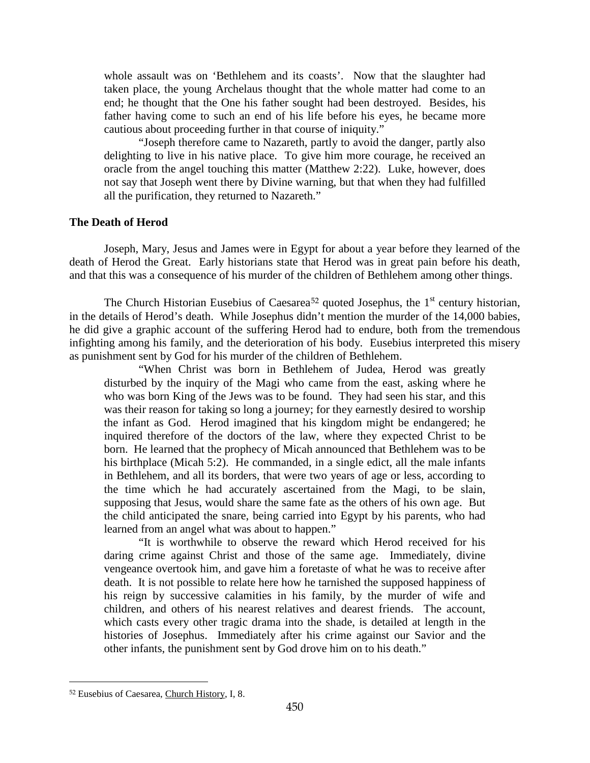whole assault was on 'Bethlehem and its coasts'. Now that the slaughter had taken place, the young Archelaus thought that the whole matter had come to an end; he thought that the One his father sought had been destroyed. Besides, his father having come to such an end of his life before his eyes, he became more cautious about proceeding further in that course of iniquity."

"Joseph therefore came to Nazareth, partly to avoid the danger, partly also delighting to live in his native place. To give him more courage, he received an oracle from the angel touching this matter (Matthew 2:22). Luke, however, does not say that Joseph went there by Divine warning, but that when they had fulfilled all the purification, they returned to Nazareth."

**The Death of Herod**

Joseph, Mary, Jesus and James were in Egypt for about a year before they learned of the death of Herod the Great. Early historians state that Herod was in great pain before his death, and that this was a consequence of his murder of the children of Bethlehem among other things.

The Church Historian Eusebius of Caesarea[52] quoted Josephus, the 1st century historian, in the details of Herod's death. While Josephus didn't mention the murder of the 14,000 babies, he did give a graphic account of the suffering Herod had to endure, both from the tremendous infighting among his family, and the deterioration of his body. Eusebius interpreted this misery as punishment sent by God for his murder of the children of Bethlehem.

"When Christ was born in Bethlehem of Judea, Herod was greatly disturbed by the inquiry of the Magi who came from the east, asking where he who was born King of the Jews was to be found. They had seen his star, and this was their reason for taking so long a journey; for they earnestly desired to worship the infant as God. Herod imagined that his kingdom might be endangered; he inquired therefore of the doctors of the law, where they expected Christ to be born. He learned that the prophecy of Micah announced that Bethlehem was to be his birthplace (Micah 5:2). He commanded, in a single edict, all the male infants in Bethlehem, and all its borders, that were two years of age or less, according to the time which he had accurately ascertained from the Magi, to be slain, supposing that Jesus, would share the same fate as the others of his own age. But the child anticipated the snare, being carried into Egypt by his parents, who had learned from an angel what was about to happen."

"It is worthwhile to observe the reward which Herod received for his daring crime against Christ and those of the same age. Immediately, divine vengeance overtook him, and gave him a foretaste of what he was to receive after death. It is not possible to relate here how he tarnished the supposed happiness of his reign by successive calamities in his family, by the murder of wife and children, and others of his nearest relatives and dearest friends. The account, which casts every other tragic drama into the shade, is detailed at length in the histories of Josephus. Immediately after his crime against our Savior and the other infants, the punishment sent by God drove him on to his death."

---

[52] Eusebius of Caesarea, Church History, I, 8.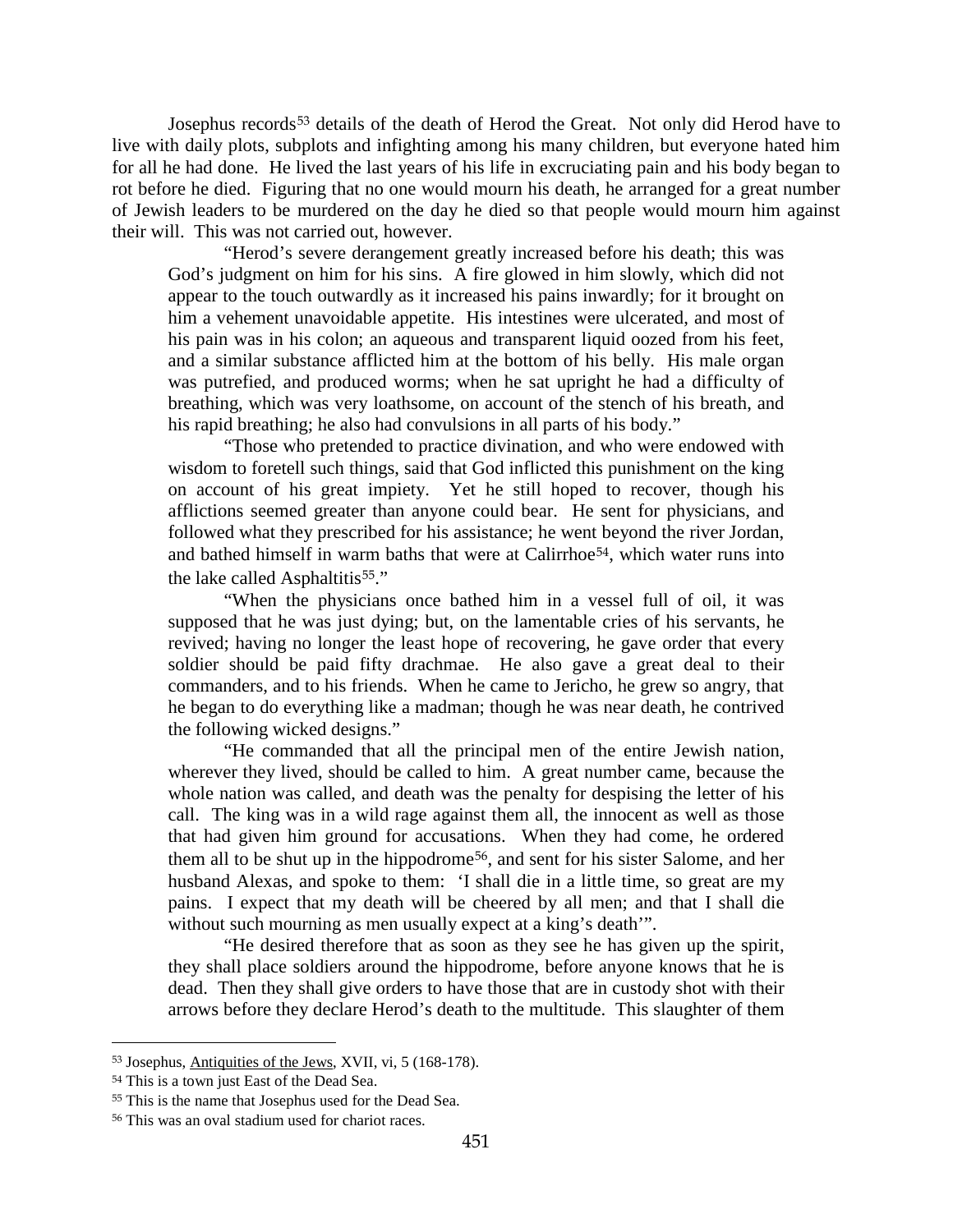Josephus records[53] details of the death of Herod the Great. Not only did Herod have to live with daily plots, subplots and infighting among his many children, but everyone hated him for all he had done. He lived the last years of his life in excruciating pain and his body began to rot before he died. Figuring that no one would mourn his death, he arranged for a great number of Jewish leaders to be murdered on the day he died so that people would mourn him against their will. This was not carried out, however.

> "Herod's severe derangement greatly increased before his death; this was God's judgment on him for his sins. A fire glowed in him slowly, which did not appear to the touch outwardly as it increased his pains inwardly; for it brought on him a vehement unavoidable appetite. His intestines were ulcerated, and most of his pain was in his colon; an aqueous and transparent liquid oozed from his feet, and a similar substance afflicted him at the bottom of his belly. His male organ was putrefied, and produced worms; when he sat upright he had a difficulty of breathing, which was very loathsome, on account of the stench of his breath, and his rapid breathing; he also had convulsions in all parts of his body."
>
> "Those who pretended to practice divination, and who were endowed with wisdom to foretell such things, said that God inflicted this punishment on the king on account of his great impiety. Yet he still hoped to recover, though his afflictions seemed greater than anyone could bear. He sent for physicians, and followed what they prescribed for his assistance; he went beyond the river Jordan, and bathed himself in warm baths that were at Calirrhoe[54], which water runs into the lake called Asphaltitis[55]."
>
> "When the physicians once bathed him in a vessel full of oil, it was supposed that he was just dying; but, on the lamentable cries of his servants, he revived; having no longer the least hope of recovering, he gave order that every soldier should be paid fifty drachmae. He also gave a great deal to their commanders, and to his friends. When he came to Jericho, he grew so angry, that he began to do everything like a madman; though he was near death, he contrived the following wicked designs."
>
> "He commanded that all the principal men of the entire Jewish nation, wherever they lived, should be called to him. A great number came, because the whole nation was called, and death was the penalty for despising the letter of his call. The king was in a wild rage against them all, the innocent as well as those that had given him ground for accusations. When they had come, he ordered them all to be shut up in the hippodrome[56], and sent for his sister Salome, and her husband Alexas, and spoke to them: 'I shall die in a little time, so great are my pains. I expect that my death will be cheered by all men; and that I shall die without such mourning as men usually expect at a king's death'".
>
> "He desired therefore that as soon as they see he has given up the spirit, they shall place soldiers around the hippodrome, before anyone knows that he is dead. Then they shall give orders to have those that are in custody shot with their arrows before they declare Herod's death to the multitude. This slaughter of them

---

[53] Josephus, Antiquities of the Jews, XVII, vi, 5 (168-178).

[54] This is a town just East of the Dead Sea.

[55] This is the name that Josephus used for the Dead Sea.

[56] This was an oval stadium used for chariot races.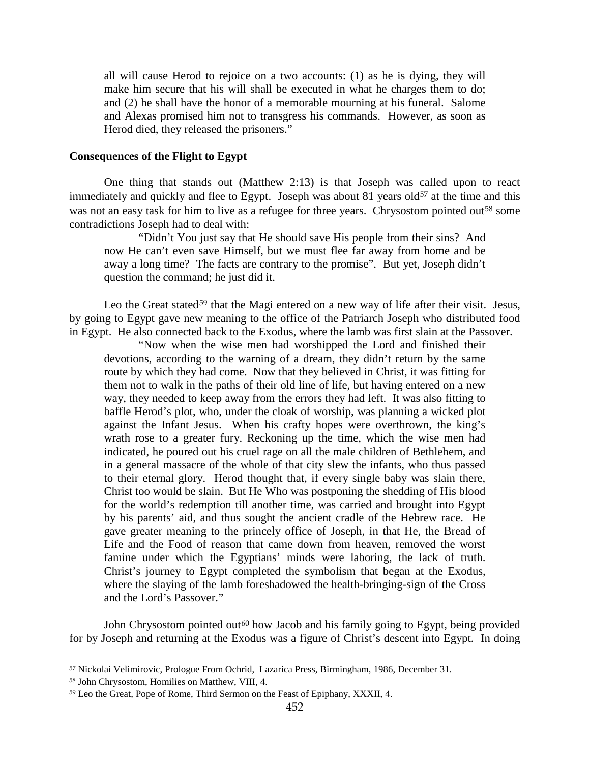all will cause Herod to rejoice on a two accounts: (1) as he is dying, they will make him secure that his will shall be executed in what he charges them to do; and (2) he shall have the honor of a memorable mourning at his funeral. Salome and Alexas promised him not to transgress his commands. However, as soon as Herod died, they released the prisoners."

**Consequences of the Flight to Egypt**

One thing that stands out (Matthew 2:13) is that Joseph was called upon to react immediately and quickly and flee to Egypt. Joseph was about 81 years old[57] at the time and this was not an easy task for him to live as a refugee for three years. Chrysostom pointed out[58] some contradictions Joseph had to deal with:

> "Didn't You just say that He should save His people from their sins? And now He can't even save Himself, but we must flee far away from home and be away a long time? The facts are contrary to the promise". But yet, Joseph didn't question the command; he just did it.

Leo the Great stated[59] that the Magi entered on a new way of life after their visit. Jesus, by going to Egypt gave new meaning to the office of the Patriarch Joseph who distributed food in Egypt. He also connected back to the Exodus, where the lamb was first slain at the Passover.

> "Now when the wise men had worshipped the Lord and finished their devotions, according to the warning of a dream, they didn't return by the same route by which they had come. Now that they believed in Christ, it was fitting for them not to walk in the paths of their old line of life, but having entered on a new way, they needed to keep away from the errors they had left. It was also fitting to baffle Herod's plot, who, under the cloak of worship, was planning a wicked plot against the Infant Jesus. When his crafty hopes were overthrown, the king's wrath rose to a greater fury. Reckoning up the time, which the wise men had indicated, he poured out his cruel rage on all the male children of Bethlehem, and in a general massacre of the whole of that city slew the infants, who thus passed to their eternal glory. Herod thought that, if every single baby was slain there, Christ too would be slain. But He Who was postponing the shedding of His blood for the world's redemption till another time, was carried and brought into Egypt by his parents' aid, and thus sought the ancient cradle of the Hebrew race. He gave greater meaning to the princely office of Joseph, in that He, the Bread of Life and the Food of reason that came down from heaven, removed the worst famine under which the Egyptians' minds were laboring, the lack of truth. Christ's journey to Egypt completed the symbolism that began at the Exodus, where the slaying of the lamb foreshadowed the health-bringing-sign of the Cross and the Lord's Passover."

John Chrysostom pointed out[60] how Jacob and his family going to Egypt, being provided for by Joseph and returning at the Exodus was a figure of Christ's descent into Egypt. In doing

---

[57] Nickolai Velimirovic, Prologue From Ochrid, Lazarica Press, Birmingham, 1986, December 31.

[58] John Chrysostom, Homilies on Matthew, VIII, 4.

[59] Leo the Great, Pope of Rome, Third Sermon on the Feast of Epiphany, XXXII, 4.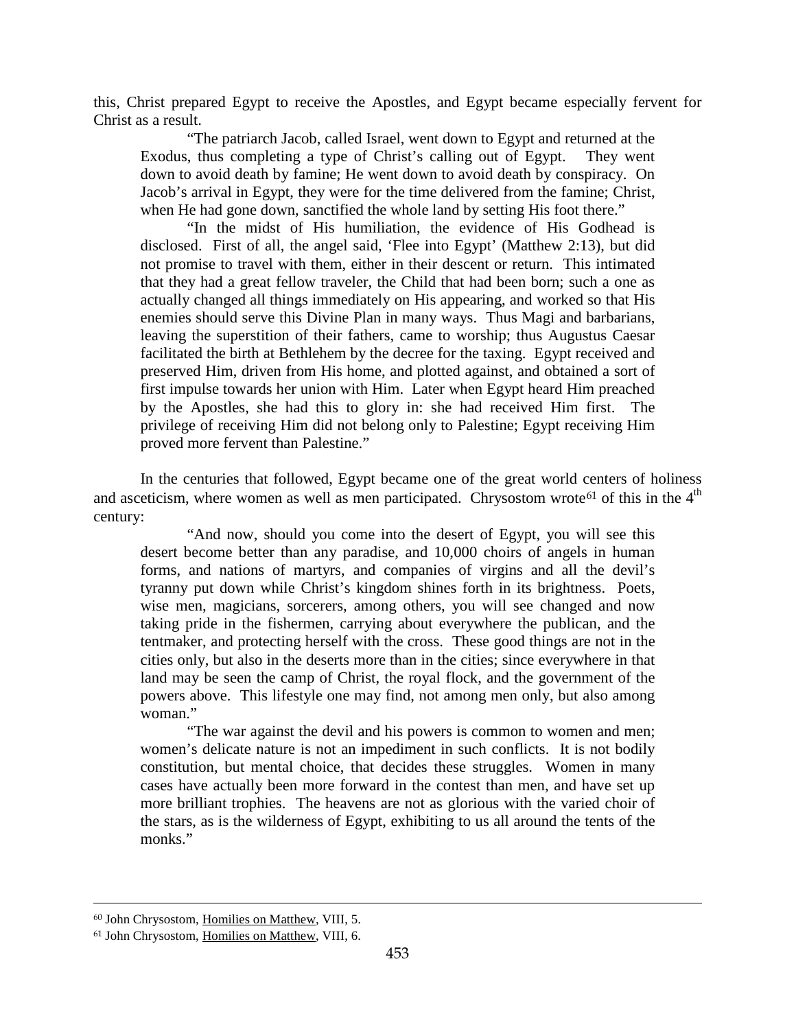this, Christ prepared Egypt to receive the Apostles, and Egypt became especially fervent for Christ as a result.

> "The patriarch Jacob, called Israel, went down to Egypt and returned at the Exodus, thus completing a type of Christ's calling out of Egypt. They went down to avoid death by famine; He went down to avoid death by conspiracy. On Jacob's arrival in Egypt, they were for the time delivered from the famine; Christ, when He had gone down, sanctified the whole land by setting His foot there."
>
> "In the midst of His humiliation, the evidence of His Godhead is disclosed. First of all, the angel said, 'Flee into Egypt' (Matthew 2:13), but did not promise to travel with them, either in their descent or return. This intimated that they had a great fellow traveler, the Child that had been born; such a one as actually changed all things immediately on His appearing, and worked so that His enemies should serve this Divine Plan in many ways. Thus Magi and barbarians, leaving the superstition of their fathers, came to worship; thus Augustus Caesar facilitated the birth at Bethlehem by the decree for the taxing. Egypt received and preserved Him, driven from His home, and plotted against, and obtained a sort of first impulse towards her union with Him. Later when Egypt heard Him preached by the Apostles, she had this to glory in: she had received Him first. The privilege of receiving Him did not belong only to Palestine; Egypt receiving Him proved more fervent than Palestine."

In the centuries that followed, Egypt became one of the great world centers of holiness and asceticism, where women as well as men participated. Chrysostom wrote[61] of this in the 4th century:

> "And now, should you come into the desert of Egypt, you will see this desert become better than any paradise, and 10,000 choirs of angels in human forms, and nations of martyrs, and companies of virgins and all the devil's tyranny put down while Christ's kingdom shines forth in its brightness. Poets, wise men, magicians, sorcerers, among others, you will see changed and now taking pride in the fishermen, carrying about everywhere the publican, and the tentmaker, and protecting herself with the cross. These good things are not in the cities only, but also in the deserts more than in the cities; since everywhere in that land may be seen the camp of Christ, the royal flock, and the government of the powers above. This lifestyle one may find, not among men only, but also among woman."
>
> "The war against the devil and his powers is common to women and men; women's delicate nature is not an impediment in such conflicts. It is not bodily constitution, but mental choice, that decides these struggles. Women in many cases have actually been more forward in the contest than men, and have set up more brilliant trophies. The heavens are not as glorious with the varied choir of the stars, as is the wilderness of Egypt, exhibiting to us all around the tents of the monks."

---

[60] John Chrysostom, Homilies on Matthew, VIII, 5.

[61] John Chrysostom, Homilies on Matthew, VIII, 6.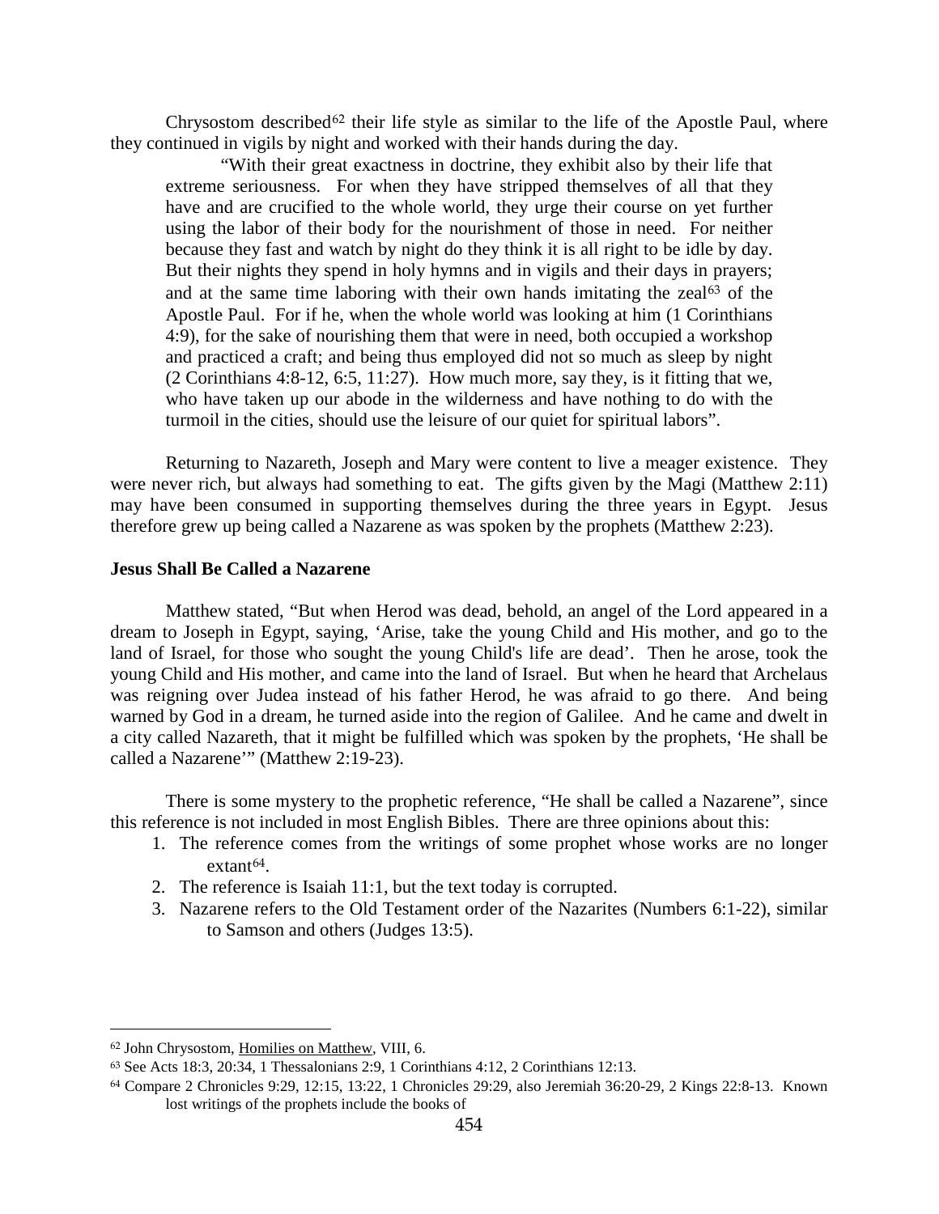Chrysostom described[62] their life style as similar to the life of the Apostle Paul, where they continued in vigils by night and worked with their hands during the day.

> "With their great exactness in doctrine, they exhibit also by their life that extreme seriousness. For when they have stripped themselves of all that they have and are crucified to the whole world, they urge their course on yet further using the labor of their body for the nourishment of those in need. For neither because they fast and watch by night do they think it is all right to be idle by day. But their nights they spend in holy hymns and in vigils and their days in prayers; and at the same time laboring with their own hands imitating the zeal[63] of the Apostle Paul. For if he, when the whole world was looking at him (1 Corinthians 4:9), for the sake of nourishing them that were in need, both occupied a workshop and practiced a craft; and being thus employed did not so much as sleep by night (2 Corinthians 4:8-12, 6:5, 11:27). How much more, say they, is it fitting that we, who have taken up our abode in the wilderness and have nothing to do with the turmoil in the cities, should use the leisure of our quiet for spiritual labors".

Returning to Nazareth, Joseph and Mary were content to live a meager existence. They were never rich, but always had something to eat. The gifts given by the Magi (Matthew 2:11) may have been consumed in supporting themselves during the three years in Egypt. Jesus therefore grew up being called a Nazarene as was spoken by the prophets (Matthew 2:23).

**Jesus Shall Be Called a Nazarene**

Matthew stated, "But when Herod was dead, behold, an angel of the Lord appeared in a dream to Joseph in Egypt, saying, 'Arise, take the young Child and His mother, and go to the land of Israel, for those who sought the young Child's life are dead'. Then he arose, took the young Child and His mother, and came into the land of Israel. But when he heard that Archelaus was reigning over Judea instead of his father Herod, he was afraid to go there. And being warned by God in a dream, he turned aside into the region of Galilee. And he came and dwelt in a city called Nazareth, that it might be fulfilled which was spoken by the prophets, 'He shall be called a Nazarene'" (Matthew 2:19-23).

There is some mystery to the prophetic reference, "He shall be called a Nazarene", since this reference is not included in most English Bibles. There are three opinions about this:

1. The reference comes from the writings of some prophet whose works are no longer extant[64].
2. The reference is Isaiah 11:1, but the text today is corrupted.
3. Nazarene refers to the Old Testament order of the Nazarites (Numbers 6:1-22), similar to Samson and others (Judges 13:5).

---

[62] John Chrysostom, Homilies on Matthew, VIII, 6.

[63] See Acts 18:3, 20:34, 1 Thessalonians 2:9, 1 Corinthians 4:12, 2 Corinthians 12:13.

[64] Compare 2 Chronicles 9:29, 12:15, 13:22, 1 Chronicles 29:29, also Jeremiah 36:20-29, 2 Kings 22:8-13. Known lost writings of the prophets include the books of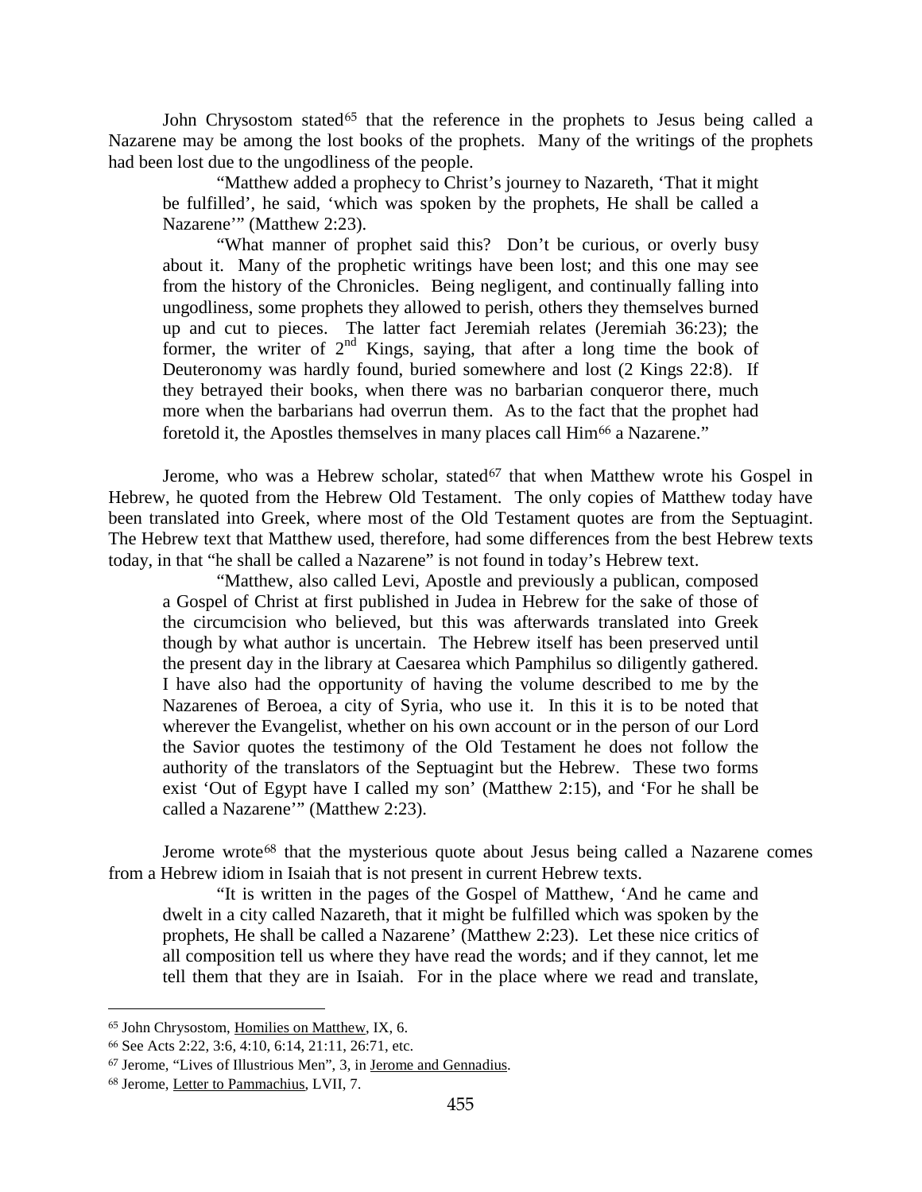John Chrysostom stated[65] that the reference in the prophets to Jesus being called a Nazarene may be among the lost books of the prophets. Many of the writings of the prophets had been lost due to the ungodliness of the people.

> "Matthew added a prophecy to Christ's journey to Nazareth, 'That it might be fulfilled', he said, 'which was spoken by the prophets, He shall be called a Nazarene'" (Matthew 2:23).
>
> "What manner of prophet said this? Don't be curious, or overly busy about it. Many of the prophetic writings have been lost; and this one may see from the history of the Chronicles. Being negligent, and continually falling into ungodliness, some prophets they allowed to perish, others they themselves burned up and cut to pieces. The latter fact Jeremiah relates (Jeremiah 36:23); the former, the writer of 2nd Kings, saying, that after a long time the book of Deuteronomy was hardly found, buried somewhere and lost (2 Kings 22:8). If they betrayed their books, when there was no barbarian conqueror there, much more when the barbarians had overrun them. As to the fact that the prophet had foretold it, the Apostles themselves in many places call Him[66] a Nazarene."

Jerome, who was a Hebrew scholar, stated[67] that when Matthew wrote his Gospel in Hebrew, he quoted from the Hebrew Old Testament. The only copies of Matthew today have been translated into Greek, where most of the Old Testament quotes are from the Septuagint. The Hebrew text that Matthew used, therefore, had some differences from the best Hebrew texts today, in that "he shall be called a Nazarene" is not found in today's Hebrew text.

> "Matthew, also called Levi, Apostle and previously a publican, composed a Gospel of Christ at first published in Judea in Hebrew for the sake of those of the circumcision who believed, but this was afterwards translated into Greek though by what author is uncertain. The Hebrew itself has been preserved until the present day in the library at Caesarea which Pamphilus so diligently gathered. I have also had the opportunity of having the volume described to me by the Nazarenes of Beroea, a city of Syria, who use it. In this it is to be noted that wherever the Evangelist, whether on his own account or in the person of our Lord the Savior quotes the testimony of the Old Testament he does not follow the authority of the translators of the Septuagint but the Hebrew. These two forms exist 'Out of Egypt have I called my son' (Matthew 2:15), and 'For he shall be called a Nazarene'" (Matthew 2:23).

Jerome wrote[68] that the mysterious quote about Jesus being called a Nazarene comes from a Hebrew idiom in Isaiah that is not present in current Hebrew texts.

> "It is written in the pages of the Gospel of Matthew, 'And he came and dwelt in a city called Nazareth, that it might be fulfilled which was spoken by the prophets, He shall be called a Nazarene' (Matthew 2:23). Let these nice critics of all composition tell us where they have read the words; and if they cannot, let me tell them that they are in Isaiah. For in the place where we read and translate,

---

[65] John Chrysostom, Homilies on Matthew, IX, 6.

[66] See Acts 2:22, 3:6, 4:10, 6:14, 21:11, 26:71, etc.

[67] Jerome, "Lives of Illustrious Men", 3, in Jerome and Gennadius.

[68] Jerome, Letter to Pammachius, LVII, 7.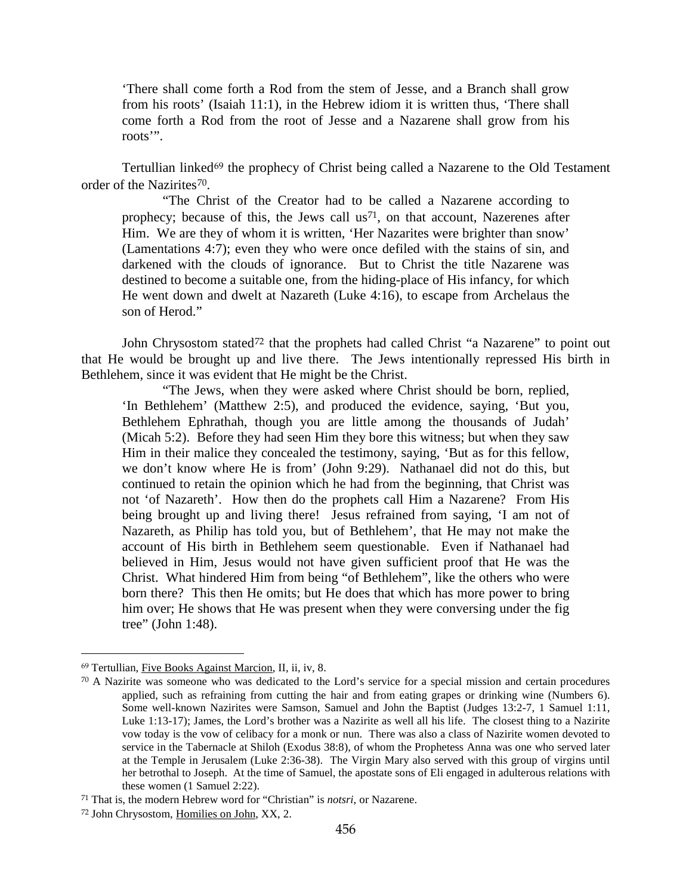'There shall come forth a Rod from the stem of Jesse, and a Branch shall grow from his roots' (Isaiah 11:1), in the Hebrew idiom it is written thus, 'There shall come forth a Rod from the root of Jesse and a Nazarene shall grow from his roots'".

Tertullian linked[69] the prophecy of Christ being called a Nazarene to the Old Testament order of the Nazirites[70].

> "The Christ of the Creator had to be called a Nazarene according to prophecy; because of this, the Jews call us[71], on that account, Nazerenes after Him. We are they of whom it is written, 'Her Nazarites were brighter than snow' (Lamentations 4:7); even they who were once defiled with the stains of sin, and darkened with the clouds of ignorance. But to Christ the title Nazarene was destined to become a suitable one, from the hiding-place of His infancy, for which He went down and dwelt at Nazareth (Luke 4:16), to escape from Archelaus the son of Herod."

John Chrysostom stated[72] that the prophets had called Christ "a Nazarene" to point out that He would be brought up and live there. The Jews intentionally repressed His birth in Bethlehem, since it was evident that He might be the Christ.

> "The Jews, when they were asked where Christ should be born, replied, 'In Bethlehem' (Matthew 2:5), and produced the evidence, saying, 'But you, Bethlehem Ephrathah, though you are little among the thousands of Judah' (Micah 5:2). Before they had seen Him they bore this witness; but when they saw Him in their malice they concealed the testimony, saying, 'But as for this fellow, we don't know where He is from' (John 9:29). Nathanael did not do this, but continued to retain the opinion which he had from the beginning, that Christ was not 'of Nazareth'. How then do the prophets call Him a Nazarene? From His being brought up and living there! Jesus refrained from saying, 'I am not of Nazareth, as Philip has told you, but of Bethlehem', that He may not make the account of His birth in Bethlehem seem questionable. Even if Nathanael had believed in Him, Jesus would not have given sufficient proof that He was the Christ. What hindered Him from being "of Bethlehem", like the others who were born there? This then He omits; but He does that which has more power to bring him over; He shows that He was present when they were conversing under the fig tree" (John 1:48).

---

[69] Tertullian, Five Books Against Marcion, II, ii, iv, 8.

[70] A Nazirite was someone who was dedicated to the Lord's service for a special mission and certain procedures applied, such as refraining from cutting the hair and from eating grapes or drinking wine (Numbers 6). Some well-known Nazirites were Samson, Samuel and John the Baptist (Judges 13:2-7, 1 Samuel 1:11, Luke 1:13-17); James, the Lord's brother was a Nazirite as well all his life. The closest thing to a Nazirite vow today is the vow of celibacy for a monk or nun. There was also a class of Nazirite women devoted to service in the Tabernacle at Shiloh (Exodus 38:8), of whom the Prophetess Anna was one who served later at the Temple in Jerusalem (Luke 2:36-38). The Virgin Mary also served with this group of virgins until her betrothal to Joseph. At the time of Samuel, the apostate sons of Eli engaged in adulterous relations with these women (1 Samuel 2:22).

[71] That is, the modern Hebrew word for "Christian" is *notsri*, or Nazarene.

[72] John Chrysostom, Homilies on John, XX, 2.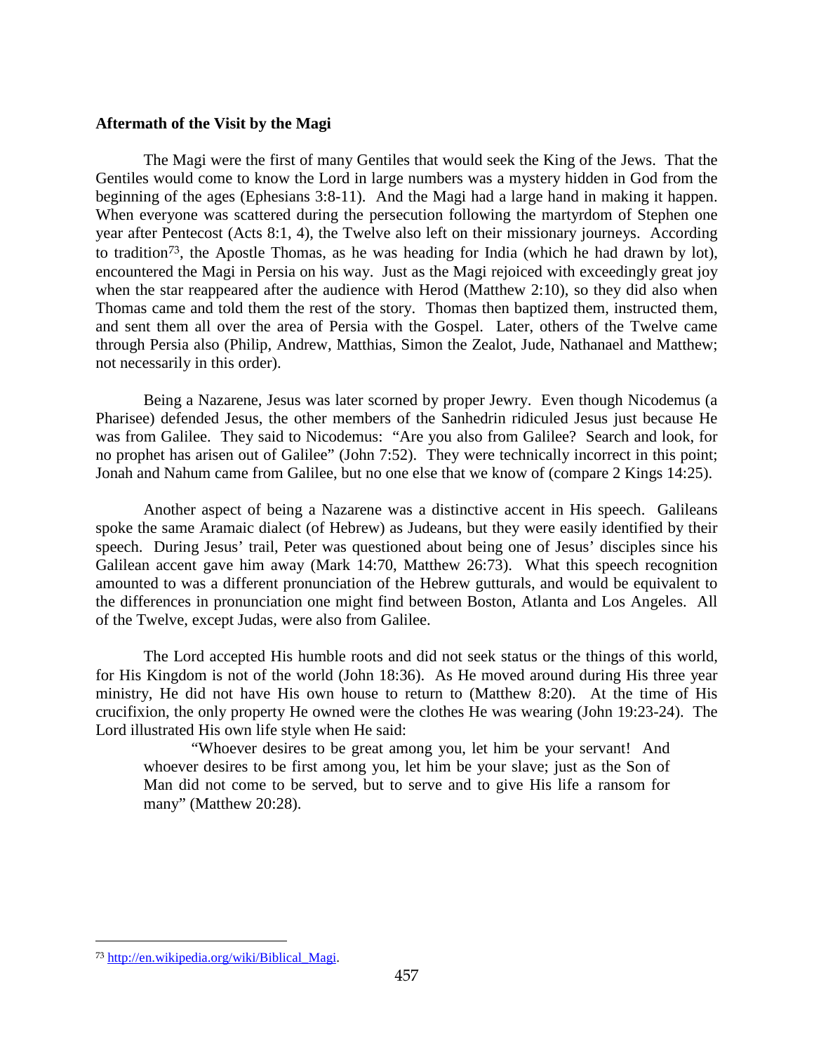**Aftermath of the Visit by the Magi**

The Magi were the first of many Gentiles that would seek the King of the Jews. That the Gentiles would come to know the Lord in large numbers was a mystery hidden in God from the beginning of the ages (Ephesians 3:8-11). And the Magi had a large hand in making it happen. When everyone was scattered during the persecution following the martyrdom of Stephen one year after Pentecost (Acts 8:1, 4), the Twelve also left on their missionary journeys. According to tradition[73], the Apostle Thomas, as he was heading for India (which he had drawn by lot), encountered the Magi in Persia on his way. Just as the Magi rejoiced with exceedingly great joy when the star reappeared after the audience with Herod (Matthew 2:10), so they did also when Thomas came and told them the rest of the story. Thomas then baptized them, instructed them, and sent them all over the area of Persia with the Gospel. Later, others of the Twelve came through Persia also (Philip, Andrew, Matthias, Simon the Zealot, Jude, Nathanael and Matthew; not necessarily in this order).

Being a Nazarene, Jesus was later scorned by proper Jewry. Even though Nicodemus (a Pharisee) defended Jesus, the other members of the Sanhedrin ridiculed Jesus just because He was from Galilee. They said to Nicodemus: "Are you also from Galilee? Search and look, for no prophet has arisen out of Galilee" (John 7:52). They were technically incorrect in this point; Jonah and Nahum came from Galilee, but no one else that we know of (compare 2 Kings 14:25).

Another aspect of being a Nazarene was a distinctive accent in His speech. Galileans spoke the same Aramaic dialect (of Hebrew) as Judeans, but they were easily identified by their speech. During Jesus' trail, Peter was questioned about being one of Jesus' disciples since his Galilean accent gave him away (Mark 14:70, Matthew 26:73). What this speech recognition amounted to was a different pronunciation of the Hebrew gutturals, and would be equivalent to the differences in pronunciation one might find between Boston, Atlanta and Los Angeles. All of the Twelve, except Judas, were also from Galilee.

The Lord accepted His humble roots and did not seek status or the things of this world, for His Kingdom is not of the world (John 18:36). As He moved around during His three year ministry, He did not have His own house to return to (Matthew 8:20). At the time of His crucifixion, the only property He owned were the clothes He was wearing (John 19:23-24). The Lord illustrated His own life style when He said:

> "Whoever desires to be great among you, let him be your servant! And whoever desires to be first among you, let him be your slave; just as the Son of Man did not come to be served, but to serve and to give His life a ransom for many" (Matthew 20:28).

---

[73] http://en.wikipedia.org/wiki/Biblical_Magi.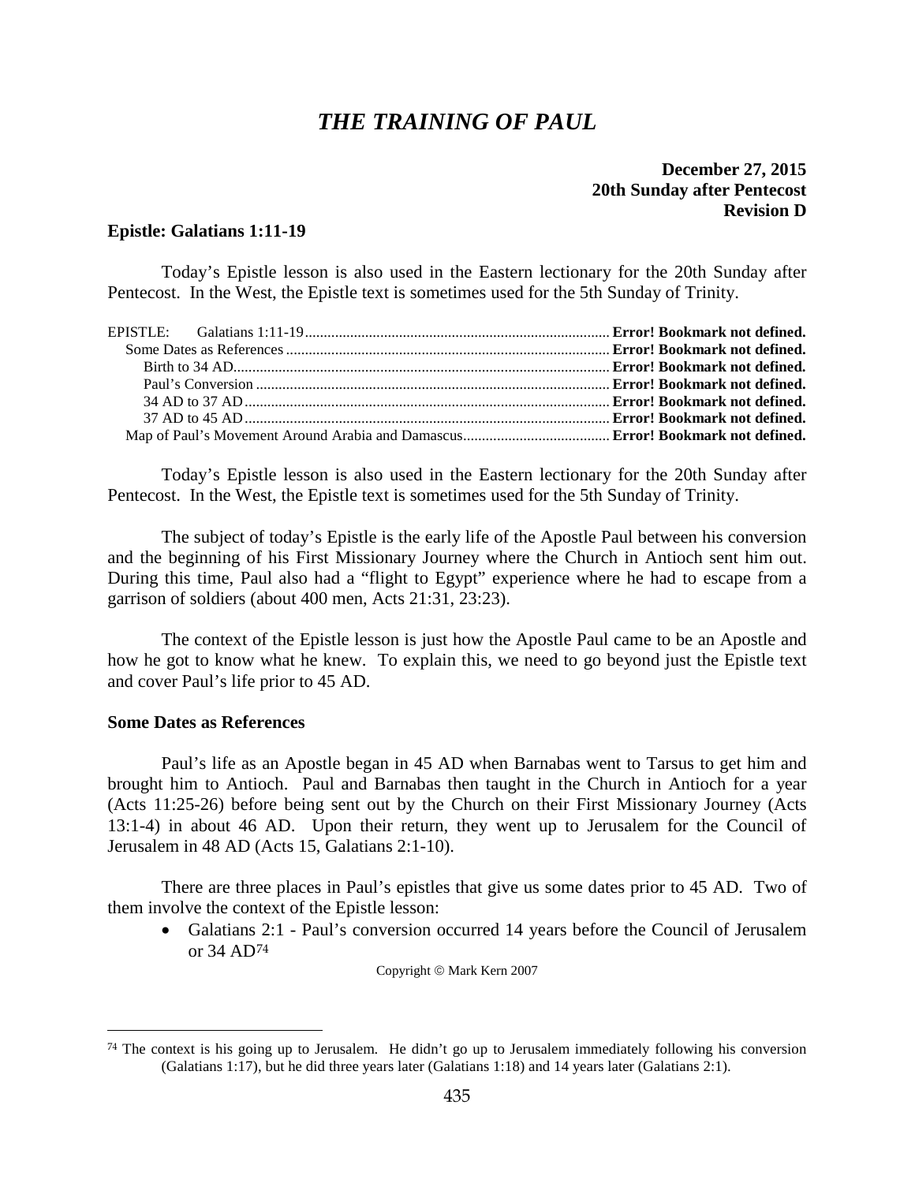# *THE TRAINING OF PAUL*

**December 27, 2015**
**20th Sunday after Pentecost**
**Revision D**

**Epistle: Galatians 1:11-19**

Today's Epistle lesson is also used in the Eastern lectionary for the 20th Sunday after Pentecost. In the West, the Epistle text is sometimes used for the 5th Sunday of Trinity.

EPISTLE: Galatians 1:11-19 ................................................................................ **Error! Bookmark not defined.**
Some Dates as References ..................................................................................... **Error! Bookmark not defined.**
Birth to 34 AD ..................................................................................................... **Error! Bookmark not defined.**
Paul's Conversion ............................................................................................... **Error! Bookmark not defined.**
34 AD to 37 AD ................................................................................................... **Error! Bookmark not defined.**
37 AD to 45 AD ................................................................................................... **Error! Bookmark not defined.**
Map of Paul's Movement Around Arabia and Damascus ....................................... **Error! Bookmark not defined.**

Today's Epistle lesson is also used in the Eastern lectionary for the 20th Sunday after Pentecost. In the West, the Epistle text is sometimes used for the 5th Sunday of Trinity.

The subject of today's Epistle is the early life of the Apostle Paul between his conversion and the beginning of his First Missionary Journey where the Church in Antioch sent him out. During this time, Paul also had a "flight to Egypt" experience where he had to escape from a garrison of soldiers (about 400 men, Acts 21:31, 23:23).

The context of the Epistle lesson is just how the Apostle Paul came to be an Apostle and how he got to know what he knew. To explain this, we need to go beyond just the Epistle text and cover Paul's life prior to 45 AD.

**Some Dates as References**

Paul's life as an Apostle began in 45 AD when Barnabas went to Tarsus to get him and brought him to Antioch. Paul and Barnabas then taught in the Church in Antioch for a year (Acts 11:25-26) before being sent out by the Church on their First Missionary Journey (Acts 13:1-4) in about 46 AD. Upon their return, they went up to Jerusalem for the Council of Jerusalem in 48 AD (Acts 15, Galatians 2:1-10).

There are three places in Paul's epistles that give us some dates prior to 45 AD. Two of them involve the context of the Epistle lesson:

- Galatians 2:1 - Paul's conversion occurred 14 years before the Council of Jerusalem or 34 AD[74]

Copyright © Mark Kern 2007

[74] The context is his going up to Jerusalem. He didn't go up to Jerusalem immediately following his conversion (Galatians 1:17), but he did three years later (Galatians 1:18) and 14 years later (Galatians 2:1).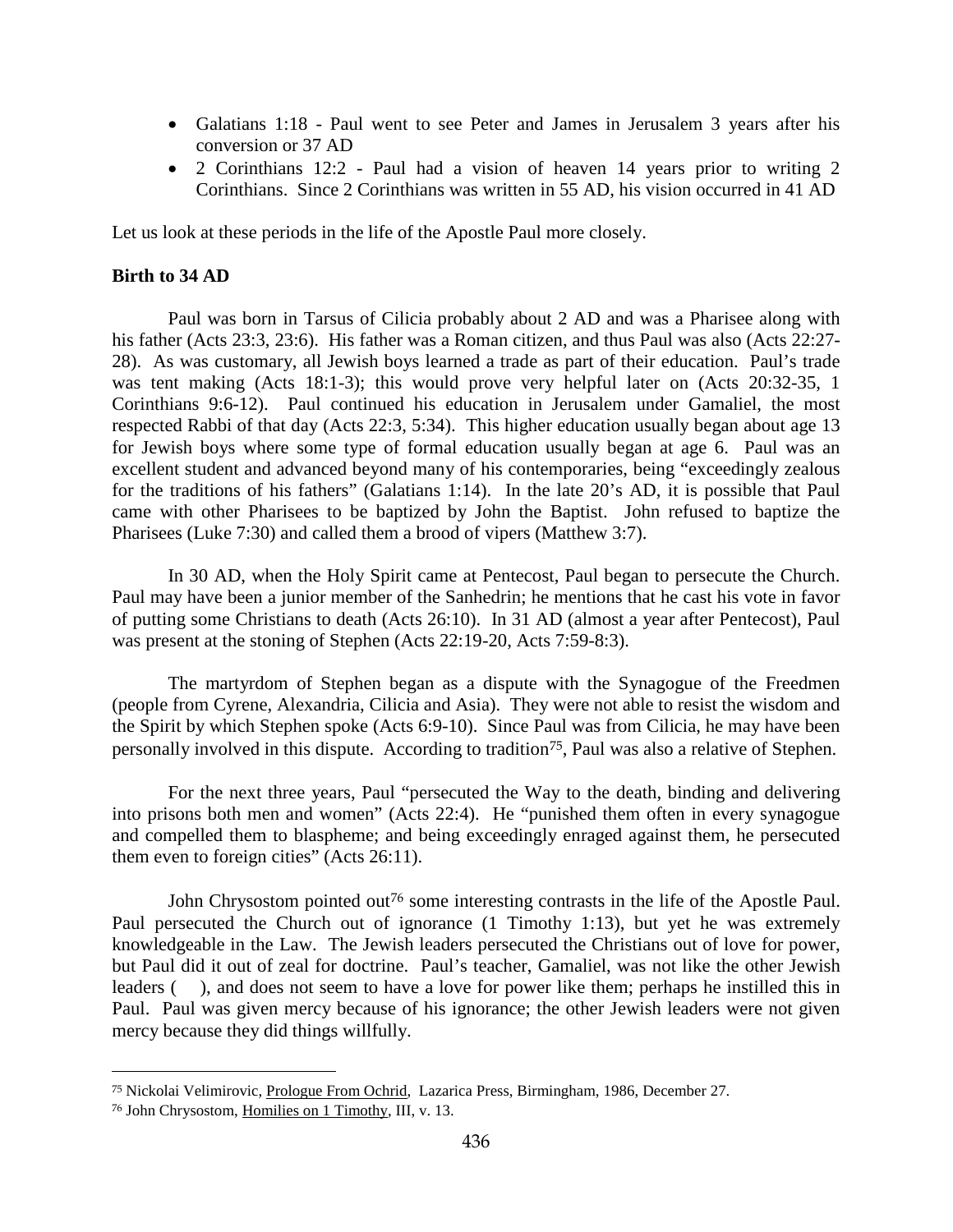- Galatians 1:18 - Paul went to see Peter and James in Jerusalem 3 years after his conversion or 37 AD
- 2 Corinthians 12:2 - Paul had a vision of heaven 14 years prior to writing 2 Corinthians. Since 2 Corinthians was written in 55 AD, his vision occurred in 41 AD

Let us look at these periods in the life of the Apostle Paul more closely.

**Birth to 34 AD**

Paul was born in Tarsus of Cilicia probably about 2 AD and was a Pharisee along with his father (Acts 23:3, 23:6). His father was a Roman citizen, and thus Paul was also (Acts 22:27-28). As was customary, all Jewish boys learned a trade as part of their education. Paul's trade was tent making (Acts 18:1-3); this would prove very helpful later on (Acts 20:32-35, 1 Corinthians 9:6-12). Paul continued his education in Jerusalem under Gamaliel, the most respected Rabbi of that day (Acts 22:3, 5:34). This higher education usually began about age 13 for Jewish boys where some type of formal education usually began at age 6. Paul was an excellent student and advanced beyond many of his contemporaries, being "exceedingly zealous for the traditions of his fathers" (Galatians 1:14). In the late 20's AD, it is possible that Paul came with other Pharisees to be baptized by John the Baptist. John refused to baptize the Pharisees (Luke 7:30) and called them a brood of vipers (Matthew 3:7).

In 30 AD, when the Holy Spirit came at Pentecost, Paul began to persecute the Church. Paul may have been a junior member of the Sanhedrin; he mentions that he cast his vote in favor of putting some Christians to death (Acts 26:10). In 31 AD (almost a year after Pentecost), Paul was present at the stoning of Stephen (Acts 22:19-20, Acts 7:59-8:3).

The martyrdom of Stephen began as a dispute with the Synagogue of the Freedmen (people from Cyrene, Alexandria, Cilicia and Asia). They were not able to resist the wisdom and the Spirit by which Stephen spoke (Acts 6:9-10). Since Paul was from Cilicia, he may have been personally involved in this dispute. According to tradition[75], Paul was also a relative of Stephen.

For the next three years, Paul "persecuted the Way to the death, binding and delivering into prisons both men and women" (Acts 22:4). He "punished them often in every synagogue and compelled them to blaspheme; and being exceedingly enraged against them, he persecuted them even to foreign cities" (Acts 26:11).

John Chrysostom pointed out[76] some interesting contrasts in the life of the Apostle Paul. Paul persecuted the Church out of ignorance (1 Timothy 1:13), but yet he was extremely knowledgeable in the Law. The Jewish leaders persecuted the Christians out of love for power, but Paul did it out of zeal for doctrine. Paul's teacher, Gamaliel, was not like the other Jewish leaders ( ), and does not seem to have a love for power like them; perhaps he instilled this in Paul. Paul was given mercy because of his ignorance; the other Jewish leaders were not given mercy because they did things willfully.

---

[75] Nickolai Velimirovic, Prologue From Ochrid, Lazarica Press, Birmingham, 1986, December 27.

[76] John Chrysostom, Homilies on 1 Timothy, III, v. 13.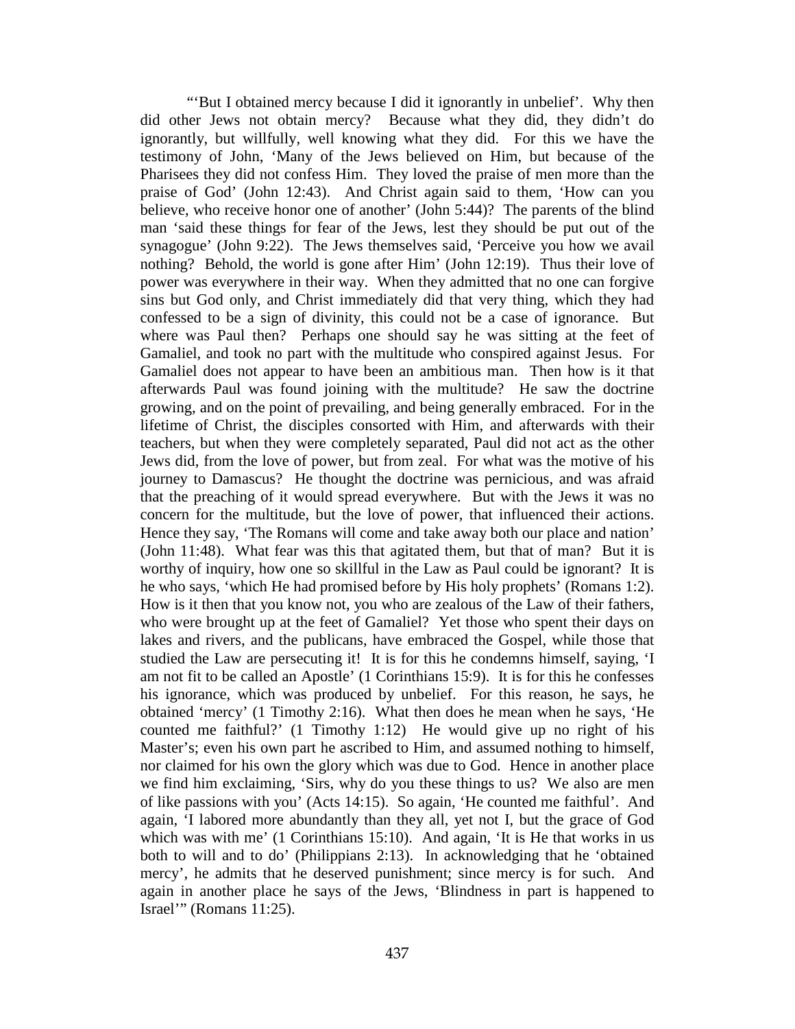"'But I obtained mercy because I did it ignorantly in unbelief'. Why then did other Jews not obtain mercy? Because what they did, they didn't do ignorantly, but willfully, well knowing what they did. For this we have the testimony of John, 'Many of the Jews believed on Him, but because of the Pharisees they did not confess Him. They loved the praise of men more than the praise of God' (John 12:43). And Christ again said to them, 'How can you believe, who receive honor one of another' (John 5:44)? The parents of the blind man 'said these things for fear of the Jews, lest they should be put out of the synagogue' (John 9:22). The Jews themselves said, 'Perceive you how we avail nothing? Behold, the world is gone after Him' (John 12:19). Thus their love of power was everywhere in their way. When they admitted that no one can forgive sins but God only, and Christ immediately did that very thing, which they had confessed to be a sign of divinity, this could not be a case of ignorance. But where was Paul then? Perhaps one should say he was sitting at the feet of Gamaliel, and took no part with the multitude who conspired against Jesus. For Gamaliel does not appear to have been an ambitious man. Then how is it that afterwards Paul was found joining with the multitude? He saw the doctrine growing, and on the point of prevailing, and being generally embraced. For in the lifetime of Christ, the disciples consorted with Him, and afterwards with their teachers, but when they were completely separated, Paul did not act as the other Jews did, from the love of power, but from zeal. For what was the motive of his journey to Damascus? He thought the doctrine was pernicious, and was afraid that the preaching of it would spread everywhere. But with the Jews it was no concern for the multitude, but the love of power, that influenced their actions. Hence they say, 'The Romans will come and take away both our place and nation' (John 11:48). What fear was this that agitated them, but that of man? But it is worthy of inquiry, how one so skillful in the Law as Paul could be ignorant? It is he who says, 'which He had promised before by His holy prophets' (Romans 1:2). How is it then that you know not, you who are zealous of the Law of their fathers, who were brought up at the feet of Gamaliel? Yet those who spent their days on lakes and rivers, and the publicans, have embraced the Gospel, while those that studied the Law are persecuting it! It is for this he condemns himself, saying, 'I am not fit to be called an Apostle' (1 Corinthians 15:9). It is for this he confesses his ignorance, which was produced by unbelief. For this reason, he says, he obtained 'mercy' (1 Timothy 2:16). What then does he mean when he says, 'He counted me faithful?' (1 Timothy 1:12) He would give up no right of his Master's; even his own part he ascribed to Him, and assumed nothing to himself, nor claimed for his own the glory which was due to God. Hence in another place we find him exclaiming, 'Sirs, why do you these things to us? We also are men of like passions with you' (Acts 14:15). So again, 'He counted me faithful'. And again, 'I labored more abundantly than they all, yet not I, but the grace of God which was with me' (1 Corinthians 15:10). And again, 'It is He that works in us both to will and to do' (Philippians 2:13). In acknowledging that he 'obtained mercy', he admits that he deserved punishment; since mercy is for such. And again in another place he says of the Jews, 'Blindness in part is happened to Israel'" (Romans 11:25).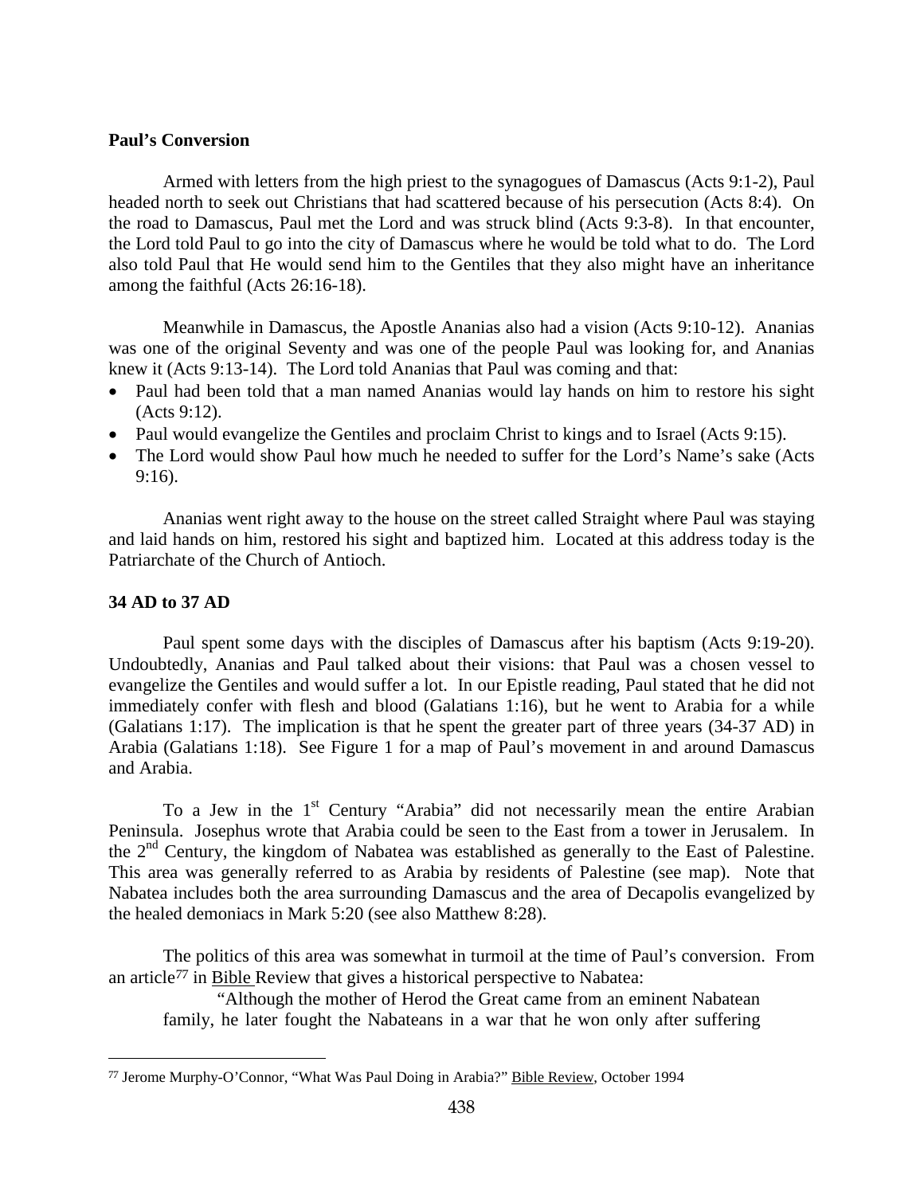**Paul's Conversion**

Armed with letters from the high priest to the synagogues of Damascus (Acts 9:1-2), Paul headed north to seek out Christians that had scattered because of his persecution (Acts 8:4). On the road to Damascus, Paul met the Lord and was struck blind (Acts 9:3-8). In that encounter, the Lord told Paul to go into the city of Damascus where he would be told what to do. The Lord also told Paul that He would send him to the Gentiles that they also might have an inheritance among the faithful (Acts 26:16-18).

Meanwhile in Damascus, the Apostle Ananias also had a vision (Acts 9:10-12). Ananias was one of the original Seventy and was one of the people Paul was looking for, and Ananias knew it (Acts 9:13-14). The Lord told Ananias that Paul was coming and that:

- Paul had been told that a man named Ananias would lay hands on him to restore his sight (Acts 9:12).
- Paul would evangelize the Gentiles and proclaim Christ to kings and to Israel (Acts 9:15).
- The Lord would show Paul how much he needed to suffer for the Lord's Name's sake (Acts 9:16).

Ananias went right away to the house on the street called Straight where Paul was staying and laid hands on him, restored his sight and baptized him. Located at this address today is the Patriarchate of the Church of Antioch.

**34 AD to 37 AD**

Paul spent some days with the disciples of Damascus after his baptism (Acts 9:19-20). Undoubtedly, Ananias and Paul talked about their visions: that Paul was a chosen vessel to evangelize the Gentiles and would suffer a lot. In our Epistle reading, Paul stated that he did not immediately confer with flesh and blood (Galatians 1:16), but he went to Arabia for a while (Galatians 1:17). The implication is that he spent the greater part of three years (34-37 AD) in Arabia (Galatians 1:18). See Figure 1 for a map of Paul's movement in and around Damascus and Arabia.

To a Jew in the 1st Century "Arabia" did not necessarily mean the entire Arabian Peninsula. Josephus wrote that Arabia could be seen to the East from a tower in Jerusalem. In the 2nd Century, the kingdom of Nabatea was established as generally to the East of Palestine. This area was generally referred to as Arabia by residents of Palestine (see map). Note that Nabatea includes both the area surrounding Damascus and the area of Decapolis evangelized by the healed demoniacs in Mark 5:20 (see also Matthew 8:28).

The politics of this area was somewhat in turmoil at the time of Paul's conversion. From an article[77] in Bible Review that gives a historical perspective to Nabatea:

> "Although the mother of Herod the Great came from an eminent Nabatean family, he later fought the Nabateans in a war that he won only after suffering

[77] Jerome Murphy-O'Connor, "What Was Paul Doing in Arabia?" Bible Review, October 1994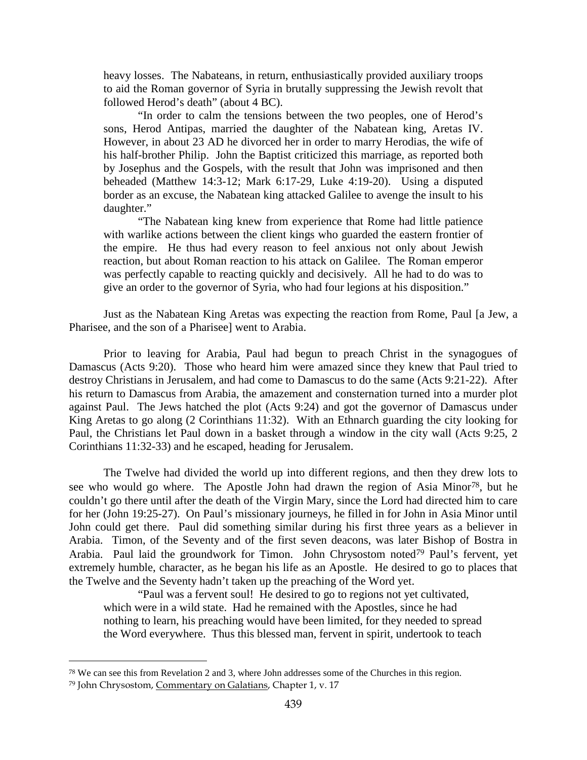heavy losses. The Nabateans, in return, enthusiastically provided auxiliary troops to aid the Roman governor of Syria in brutally suppressing the Jewish revolt that followed Herod's death" (about 4 BC).

"In order to calm the tensions between the two peoples, one of Herod's sons, Herod Antipas, married the daughter of the Nabatean king, Aretas IV. However, in about 23 AD he divorced her in order to marry Herodias, the wife of his half-brother Philip. John the Baptist criticized this marriage, as reported both by Josephus and the Gospels, with the result that John was imprisoned and then beheaded (Matthew 14:3-12; Mark 6:17-29, Luke 4:19-20). Using a disputed border as an excuse, the Nabatean king attacked Galilee to avenge the insult to his daughter."

"The Nabatean king knew from experience that Rome had little patience with warlike actions between the client kings who guarded the eastern frontier of the empire. He thus had every reason to feel anxious not only about Jewish reaction, but about Roman reaction to his attack on Galilee. The Roman emperor was perfectly capable to reacting quickly and decisively. All he had to do was to give an order to the governor of Syria, who had four legions at his disposition."

Just as the Nabatean King Aretas was expecting the reaction from Rome, Paul [a Jew, a Pharisee, and the son of a Pharisee] went to Arabia.

Prior to leaving for Arabia, Paul had begun to preach Christ in the synagogues of Damascus (Acts 9:20). Those who heard him were amazed since they knew that Paul tried to destroy Christians in Jerusalem, and had come to Damascus to do the same (Acts 9:21-22). After his return to Damascus from Arabia, the amazement and consternation turned into a murder plot against Paul. The Jews hatched the plot (Acts 9:24) and got the governor of Damascus under King Aretas to go along (2 Corinthians 11:32). With an Ethnarch guarding the city looking for Paul, the Christians let Paul down in a basket through a window in the city wall (Acts 9:25, 2 Corinthians 11:32-33) and he escaped, heading for Jerusalem.

The Twelve had divided the world up into different regions, and then they drew lots to see who would go where. The Apostle John had drawn the region of Asia Minor[78], but he couldn't go there until after the death of the Virgin Mary, since the Lord had directed him to care for her (John 19:25-27). On Paul's missionary journeys, he filled in for John in Asia Minor until John could get there. Paul did something similar during his first three years as a believer in Arabia. Timon, of the Seventy and of the first seven deacons, was later Bishop of Bostra in Arabia. Paul laid the groundwork for Timon. John Chrysostom noted[79] Paul's fervent, yet extremely humble, character, as he began his life as an Apostle. He desired to go to places that the Twelve and the Seventy hadn't taken up the preaching of the Word yet.

"Paul was a fervent soul! He desired to go to regions not yet cultivated, which were in a wild state. Had he remained with the Apostles, since he had nothing to learn, his preaching would have been limited, for they needed to spread the Word everywhere. Thus this blessed man, fervent in spirit, undertook to teach

---

[78] We can see this from Revelation 2 and 3, where John addresses some of the Churches in this region.

[79] John Chrysostom, Commentary on Galatians, Chapter 1, v. 17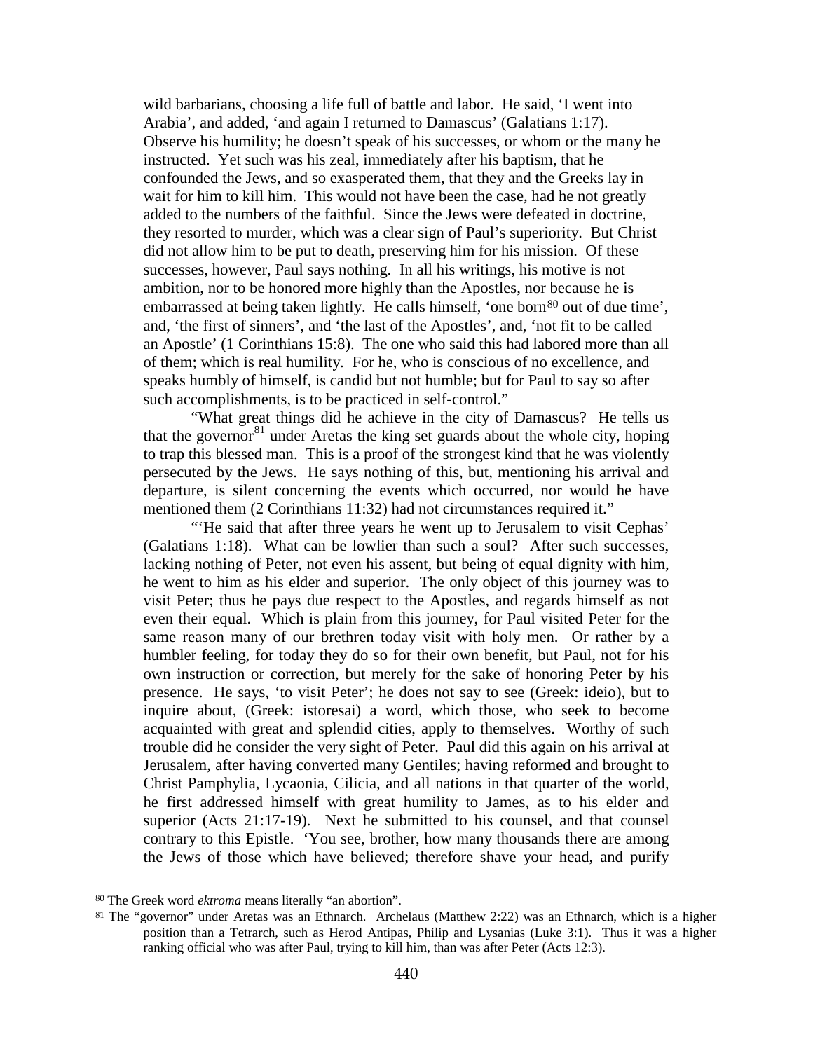wild barbarians, choosing a life full of battle and labor. He said, 'I went into Arabia', and added, 'and again I returned to Damascus' (Galatians 1:17). Observe his humility; he doesn't speak of his successes, or whom or the many he instructed. Yet such was his zeal, immediately after his baptism, that he confounded the Jews, and so exasperated them, that they and the Greeks lay in wait for him to kill him. This would not have been the case, had he not greatly added to the numbers of the faithful. Since the Jews were defeated in doctrine, they resorted to murder, which was a clear sign of Paul's superiority. But Christ did not allow him to be put to death, preserving him for his mission. Of these successes, however, Paul says nothing. In all his writings, his motive is not ambition, nor to be honored more highly than the Apostles, nor because he is embarrassed at being taken lightly. He calls himself, 'one born[80] out of due time', and, 'the first of sinners', and 'the last of the Apostles', and, 'not fit to be called an Apostle' (1 Corinthians 15:8). The one who said this had labored more than all of them; which is real humility. For he, who is conscious of no excellence, and speaks humbly of himself, is candid but not humble; but for Paul to say so after such accomplishments, is to be practiced in self-control."

"What great things did he achieve in the city of Damascus? He tells us that the governor[81] under Aretas the king set guards about the whole city, hoping to trap this blessed man. This is a proof of the strongest kind that he was violently persecuted by the Jews. He says nothing of this, but, mentioning his arrival and departure, is silent concerning the events which occurred, nor would he have mentioned them (2 Corinthians 11:32) had not circumstances required it."

"'He said that after three years he went up to Jerusalem to visit Cephas' (Galatians 1:18). What can be lowlier than such a soul? After such successes, lacking nothing of Peter, not even his assent, but being of equal dignity with him, he went to him as his elder and superior. The only object of this journey was to visit Peter; thus he pays due respect to the Apostles, and regards himself as not even their equal. Which is plain from this journey, for Paul visited Peter for the same reason many of our brethren today visit with holy men. Or rather by a humbler feeling, for today they do so for their own benefit, but Paul, not for his own instruction or correction, but merely for the sake of honoring Peter by his presence. He says, 'to visit Peter'; he does not say to see (Greek: ideio), but to inquire about, (Greek: istoresai) a word, which those, who seek to become acquainted with great and splendid cities, apply to themselves. Worthy of such trouble did he consider the very sight of Peter. Paul did this again on his arrival at Jerusalem, after having converted many Gentiles; having reformed and brought to Christ Pamphylia, Lycaonia, Cilicia, and all nations in that quarter of the world, he first addressed himself with great humility to James, as to his elder and superior (Acts 21:17-19). Next he submitted to his counsel, and that counsel contrary to this Epistle. 'You see, brother, how many thousands there are among the Jews of those which have believed; therefore shave your head, and purify

---

[80] The Greek word *ektroma* means literally "an abortion".

[81] The "governor" under Aretas was an Ethnarch. Archelaus (Matthew 2:22) was an Ethnarch, which is a higher position than a Tetrarch, such as Herod Antipas, Philip and Lysanias (Luke 3:1). Thus it was a higher ranking official who was after Paul, trying to kill him, than was after Peter (Acts 12:3).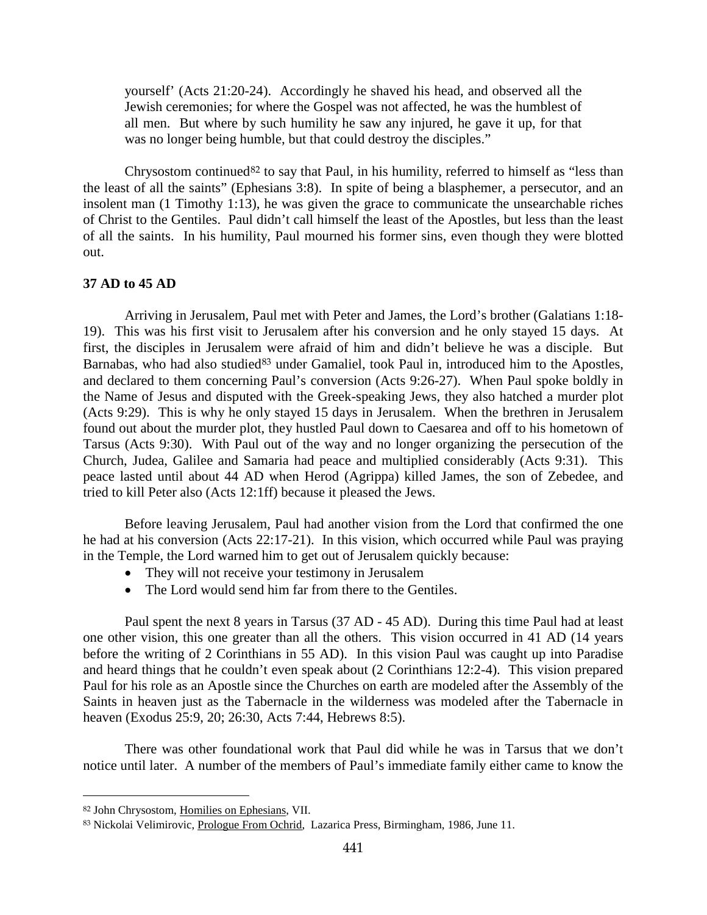yourself' (Acts 21:20-24). Accordingly he shaved his head, and observed all the Jewish ceremonies; for where the Gospel was not affected, he was the humblest of all men. But where by such humility he saw any injured, he gave it up, for that was no longer being humble, but that could destroy the disciples."

Chrysostom continued[82] to say that Paul, in his humility, referred to himself as "less than the least of all the saints" (Ephesians 3:8). In spite of being a blasphemer, a persecutor, and an insolent man (1 Timothy 1:13), he was given the grace to communicate the unsearchable riches of Christ to the Gentiles. Paul didn't call himself the least of the Apostles, but less than the least of all the saints. In his humility, Paul mourned his former sins, even though they were blotted out.

**37 AD to 45 AD**

Arriving in Jerusalem, Paul met with Peter and James, the Lord's brother (Galatians 1:18-19). This was his first visit to Jerusalem after his conversion and he only stayed 15 days. At first, the disciples in Jerusalem were afraid of him and didn't believe he was a disciple. But Barnabas, who had also studied[83] under Gamaliel, took Paul in, introduced him to the Apostles, and declared to them concerning Paul's conversion (Acts 9:26-27). When Paul spoke boldly in the Name of Jesus and disputed with the Greek-speaking Jews, they also hatched a murder plot (Acts 9:29). This is why he only stayed 15 days in Jerusalem. When the brethren in Jerusalem found out about the murder plot, they hustled Paul down to Caesarea and off to his hometown of Tarsus (Acts 9:30). With Paul out of the way and no longer organizing the persecution of the Church, Judea, Galilee and Samaria had peace and multiplied considerably (Acts 9:31). This peace lasted until about 44 AD when Herod (Agrippa) killed James, the son of Zebedee, and tried to kill Peter also (Acts 12:1ff) because it pleased the Jews.

Before leaving Jerusalem, Paul had another vision from the Lord that confirmed the one he had at his conversion (Acts 22:17-21). In this vision, which occurred while Paul was praying in the Temple, the Lord warned him to get out of Jerusalem quickly because:

- They will not receive your testimony in Jerusalem
- The Lord would send him far from there to the Gentiles.

Paul spent the next 8 years in Tarsus (37 AD - 45 AD). During this time Paul had at least one other vision, this one greater than all the others. This vision occurred in 41 AD (14 years before the writing of 2 Corinthians in 55 AD). In this vision Paul was caught up into Paradise and heard things that he couldn't even speak about (2 Corinthians 12:2-4). This vision prepared Paul for his role as an Apostle since the Churches on earth are modeled after the Assembly of the Saints in heaven just as the Tabernacle in the wilderness was modeled after the Tabernacle in heaven (Exodus 25:9, 20; 26:30, Acts 7:44, Hebrews 8:5).

There was other foundational work that Paul did while he was in Tarsus that we don't notice until later. A number of the members of Paul's immediate family either came to know the

[82] John Chrysostom, Homilies on Ephesians, VII.

[83] Nickolai Velimirovic, Prologue From Ochrid, Lazarica Press, Birmingham, 1986, June 11.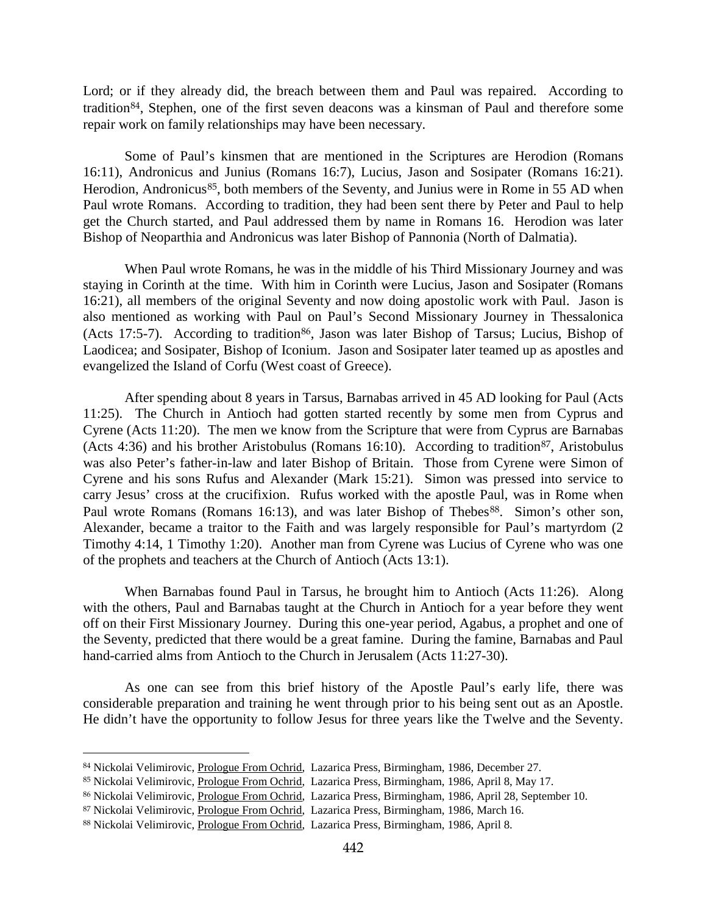Lord; or if they already did, the breach between them and Paul was repaired. According to tradition[84], Stephen, one of the first seven deacons was a kinsman of Paul and therefore some repair work on family relationships may have been necessary.

Some of Paul's kinsmen that are mentioned in the Scriptures are Herodion (Romans 16:11), Andronicus and Junius (Romans 16:7), Lucius, Jason and Sosipater (Romans 16:21). Herodion, Andronicus[85], both members of the Seventy, and Junius were in Rome in 55 AD when Paul wrote Romans. According to tradition, they had been sent there by Peter and Paul to help get the Church started, and Paul addressed them by name in Romans 16. Herodion was later Bishop of Neoparthia and Andronicus was later Bishop of Pannonia (North of Dalmatia).

When Paul wrote Romans, he was in the middle of his Third Missionary Journey and was staying in Corinth at the time. With him in Corinth were Lucius, Jason and Sosipater (Romans 16:21), all members of the original Seventy and now doing apostolic work with Paul. Jason is also mentioned as working with Paul on Paul's Second Missionary Journey in Thessalonica (Acts 17:5-7). According to tradition[86], Jason was later Bishop of Tarsus; Lucius, Bishop of Laodicea; and Sosipater, Bishop of Iconium. Jason and Sosipater later teamed up as apostles and evangelized the Island of Corfu (West coast of Greece).

After spending about 8 years in Tarsus, Barnabas arrived in 45 AD looking for Paul (Acts 11:25). The Church in Antioch had gotten started recently by some men from Cyprus and Cyrene (Acts 11:20). The men we know from the Scripture that were from Cyprus are Barnabas (Acts 4:36) and his brother Aristobulus (Romans 16:10). According to tradition[87], Aristobulus was also Peter's father-in-law and later Bishop of Britain. Those from Cyrene were Simon of Cyrene and his sons Rufus and Alexander (Mark 15:21). Simon was pressed into service to carry Jesus' cross at the crucifixion. Rufus worked with the apostle Paul, was in Rome when Paul wrote Romans (Romans 16:13), and was later Bishop of Thebes[88]. Simon's other son, Alexander, became a traitor to the Faith and was largely responsible for Paul's martyrdom (2 Timothy 4:14, 1 Timothy 1:20). Another man from Cyrene was Lucius of Cyrene who was one of the prophets and teachers at the Church of Antioch (Acts 13:1).

When Barnabas found Paul in Tarsus, he brought him to Antioch (Acts 11:26). Along with the others, Paul and Barnabas taught at the Church in Antioch for a year before they went off on their First Missionary Journey. During this one-year period, Agabus, a prophet and one of the Seventy, predicted that there would be a great famine. During the famine, Barnabas and Paul hand-carried alms from Antioch to the Church in Jerusalem (Acts 11:27-30).

As one can see from this brief history of the Apostle Paul's early life, there was considerable preparation and training he went through prior to his being sent out as an Apostle. He didn't have the opportunity to follow Jesus for three years like the Twelve and the Seventy.

---

[84] Nickolai Velimirovic, Prologue From Ochrid, Lazarica Press, Birmingham, 1986, December 27.

[85] Nickolai Velimirovic, Prologue From Ochrid, Lazarica Press, Birmingham, 1986, April 8, May 17.

[86] Nickolai Velimirovic, Prologue From Ochrid, Lazarica Press, Birmingham, 1986, April 28, September 10.

[87] Nickolai Velimirovic, Prologue From Ochrid, Lazarica Press, Birmingham, 1986, March 16.

[88] Nickolai Velimirovic, Prologue From Ochrid, Lazarica Press, Birmingham, 1986, April 8.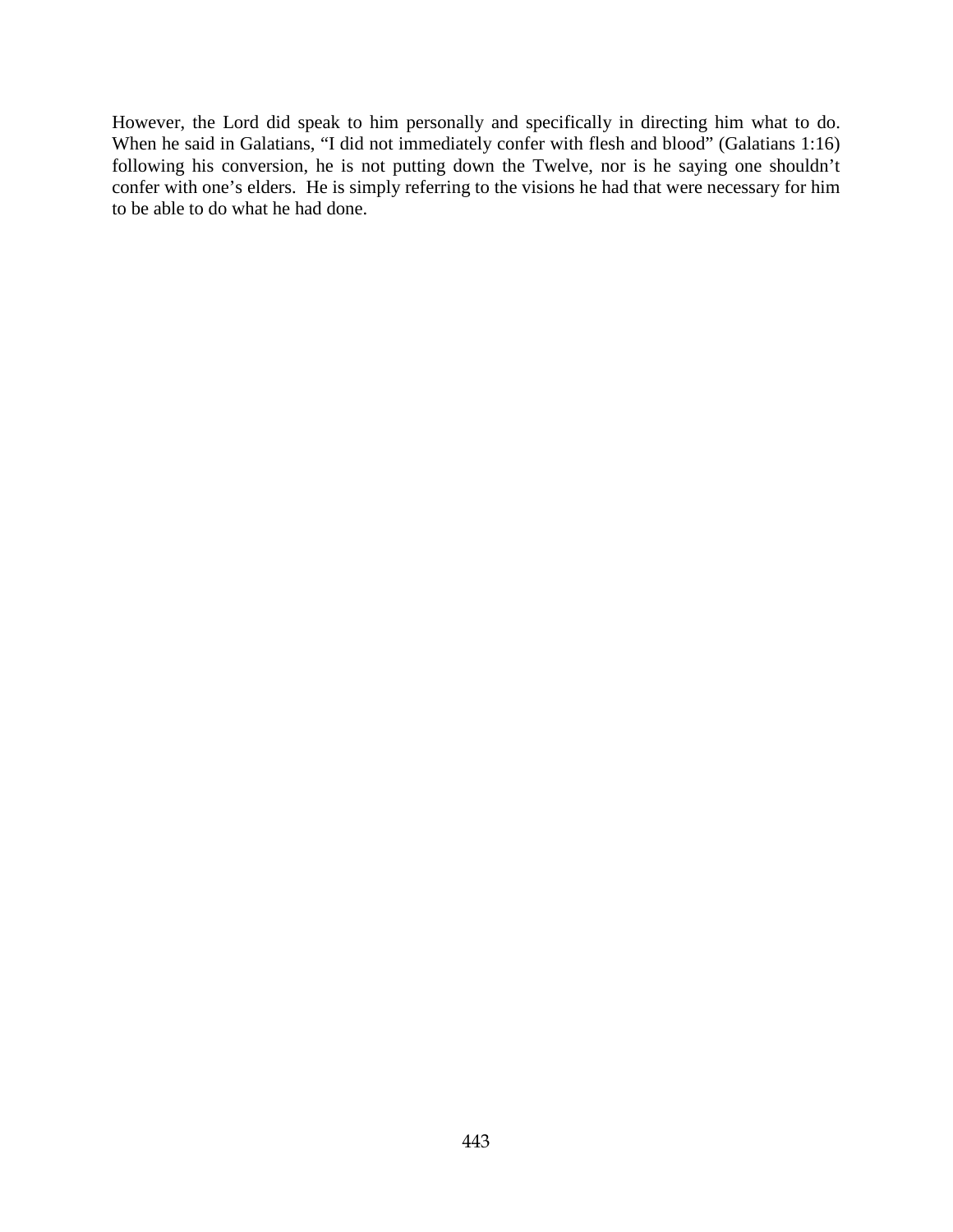However, the Lord did speak to him personally and specifically in directing him what to do. When he said in Galatians, "I did not immediately confer with flesh and blood" (Galatians 1:16) following his conversion, he is not putting down the Twelve, nor is he saying one shouldn't confer with one's elders. He is simply referring to the visions he had that were necessary for him to be able to do what he had done.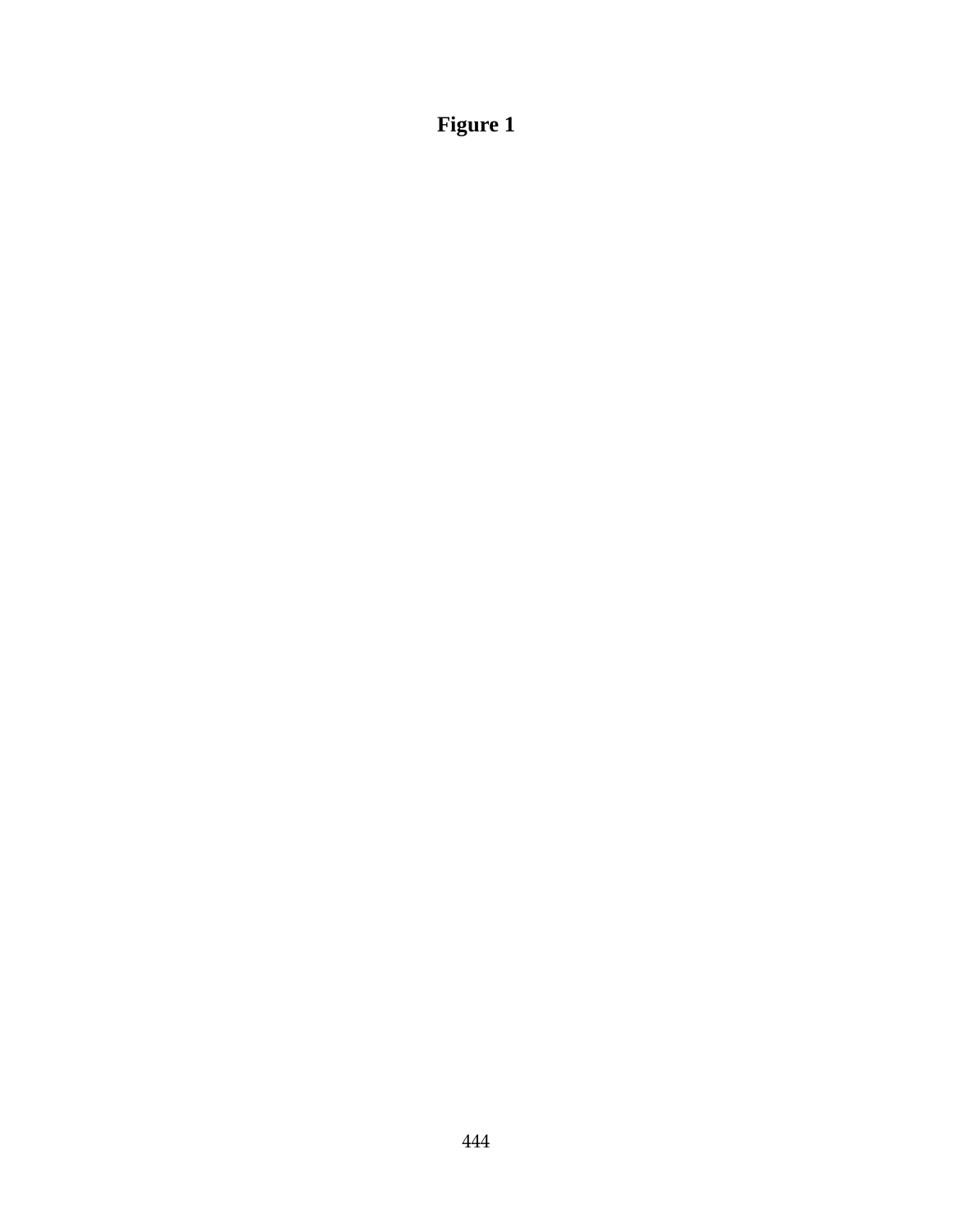**Figure 1**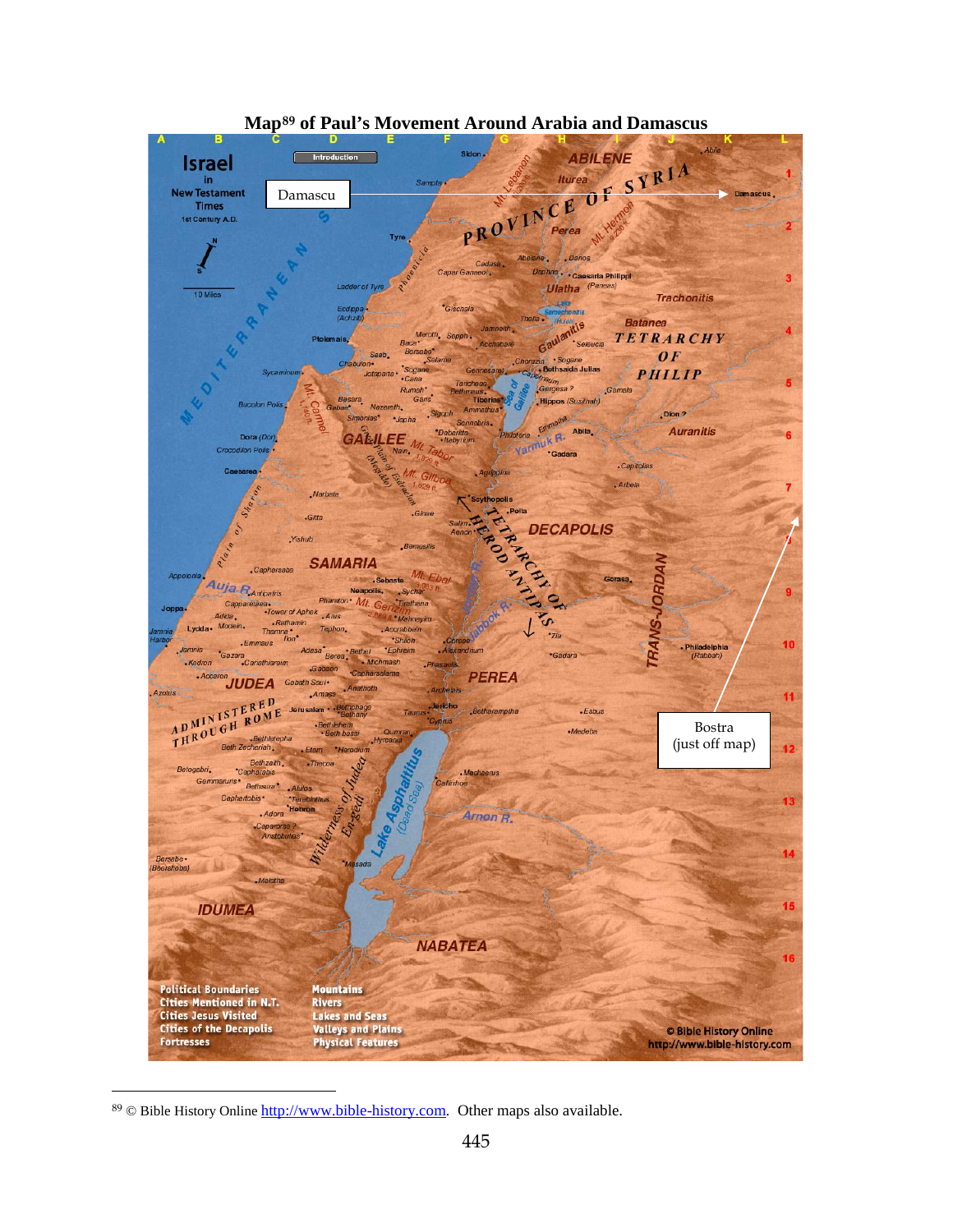# Map[89] of Paul's Movement Around Arabia and Damascus

Israel in New Testament Times 1st Century A.D.

Damascu

Bostra (just off map)

---

[89] © Bible History Online http://www.bible-history.com. Other maps also available.